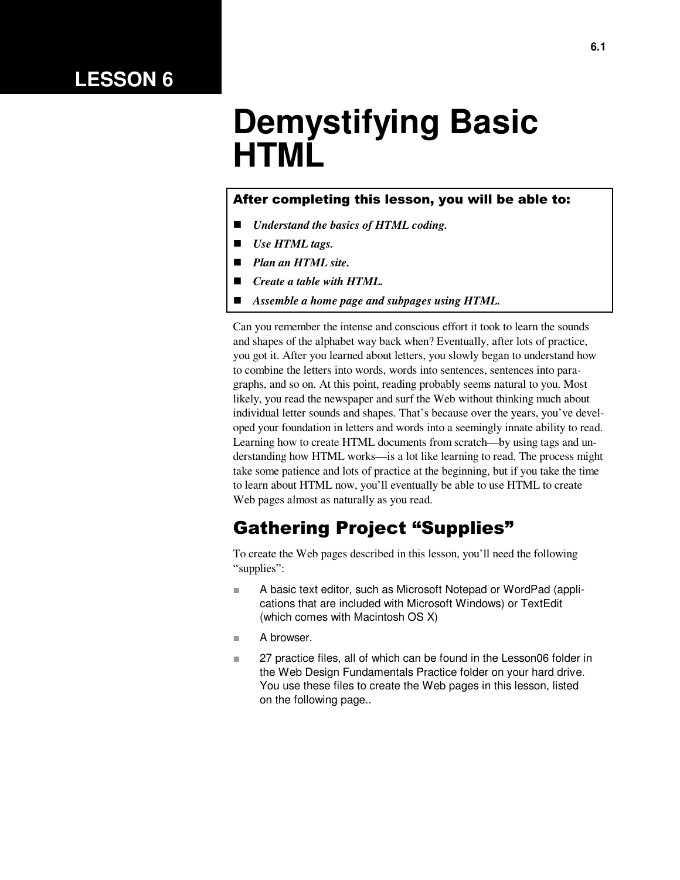LESSON 6

# Demystifying Basic HTML

**After completing this lesson, you will be able to:**

- ***Understand the basics of HTML coding.***
- ***Use HTML tags.***
- ***Plan an HTML site.***
- ***Create a table with HTML.***
- ***Assemble a home page and subpages using HTML.***

Can you remember the intense and conscious effort it took to learn the sounds and shapes of the alphabet way back when? Eventually, after lots of practice, you got it. After you learned about letters, you slowly began to understand how to combine the letters into words, words into sentences, sentences into paragraphs, and so on. At this point, reading probably seems natural to you. Most likely, you read the newspaper and surf the Web without thinking much about individual letter sounds and shapes. That's because over the years, you've developed your foundation in letters and words into a seemingly innate ability to read. Learning how to create HTML documents from scratch—by using tags and understanding how HTML works—is a lot like learning to read. The process might take some patience and lots of practice at the beginning, but if you take the time to learn about HTML now, you'll eventually be able to use HTML to create Web pages almost as naturally as you read.

## Gathering Project "Supplies"

To create the Web pages described in this lesson, you'll need the following "supplies":

- A basic text editor, such as Microsoft Notepad or WordPad (applications that are included with Microsoft Windows) or TextEdit (which comes with Macintosh OS X)
- A browser.
- 27 practice files, all of which can be found in the Lesson06 folder in the Web Design Fundamentals Practice folder on your hard drive. You use these files to create the Web pages in this lesson, listed on the following page..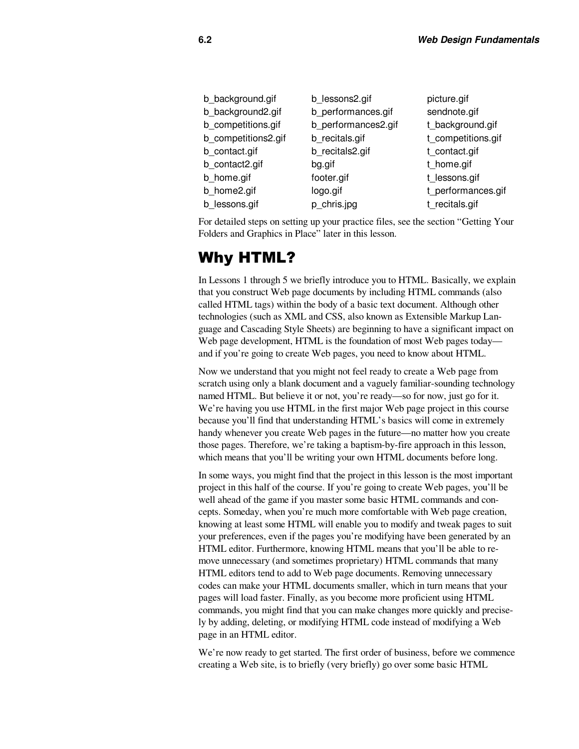| | | |
|---|---|---|
| b_background.gif | b_lessons2.gif | picture.gif |
| b_background2.gif | b_performances.gif | sendnote.gif |
| b_competitions.gif | b_performances2.gif | t_background.gif |
| b_competitions2.gif | b_recitals.gif | t_competitions.gif |
| b_contact.gif | b_recitals2.gif | t_contact.gif |
| b_contact2.gif | bg.gif | t_home.gif |
| b_home.gif | footer.gif | t_lessons.gif |
| b_home2.gif | logo.gif | t_performances.gif |
| b_lessons.gif | p_chris.jpg | t_recitals.gif |

For detailed steps on setting up your practice files, see the section "Getting Your Folders and Graphics in Place" later in this lesson.

## Why HTML?

In Lessons 1 through 5 we briefly introduce you to HTML. Basically, we explain that you construct Web page documents by including HTML commands (also called HTML tags) within the body of a basic text document. Although other technologies (such as XML and CSS, also known as Extensible Markup Language and Cascading Style Sheets) are beginning to have a significant impact on Web page development, HTML is the foundation of most Web pages today—and if you're going to create Web pages, you need to know about HTML.

Now we understand that you might not feel ready to create a Web page from scratch using only a blank document and a vaguely familiar-sounding technology named HTML. But believe it or not, you're ready—so for now, just go for it. We're having you use HTML in the first major Web page project in this course because you'll find that understanding HTML's basics will come in extremely handy whenever you create Web pages in the future—no matter how you create those pages. Therefore, we're taking a baptism-by-fire approach in this lesson, which means that you'll be writing your own HTML documents before long.

In some ways, you might find that the project in this lesson is the most important project in this half of the course. If you're going to create Web pages, you'll be well ahead of the game if you master some basic HTML commands and concepts. Someday, when you're much more comfortable with Web page creation, knowing at least some HTML will enable you to modify and tweak pages to suit your preferences, even if the pages you're modifying have been generated by an HTML editor. Furthermore, knowing HTML means that you'll be able to remove unnecessary (and sometimes proprietary) HTML commands that many HTML editors tend to add to Web page documents. Removing unnecessary codes can make your HTML documents smaller, which in turn means that your pages will load faster. Finally, as you become more proficient using HTML commands, you might find that you can make changes more quickly and precisely by adding, deleting, or modifying HTML code instead of modifying a Web page in an HTML editor.

We're now ready to get started. The first order of business, before we commence creating a Web site, is to briefly (very briefly) go over some basic HTML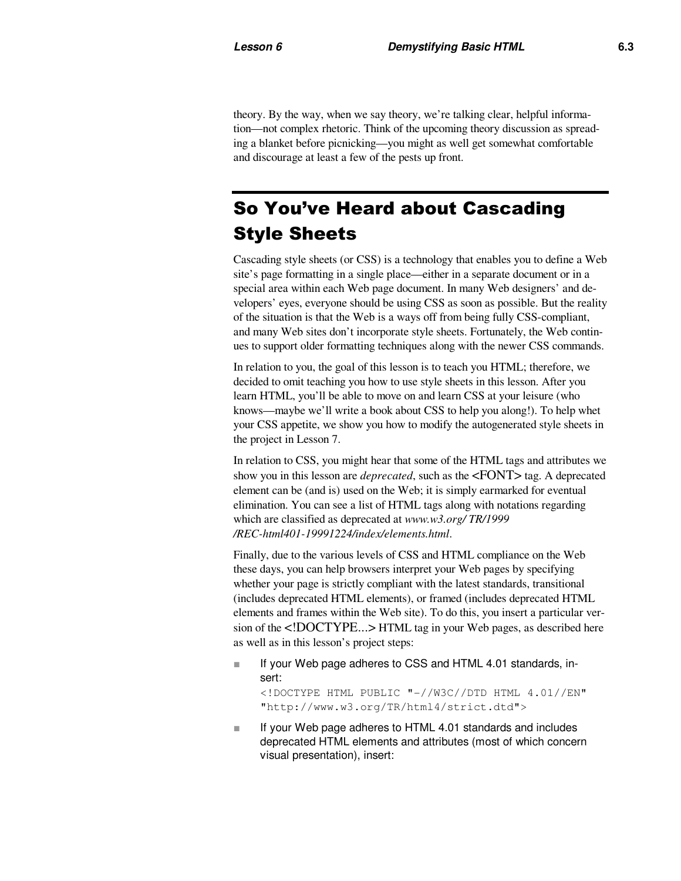theory. By the way, when we say theory, we're talking clear, helpful information—not complex rhetoric. Think of the upcoming theory discussion as spreading a blanket before picnicking—you might as well get somewhat comfortable and discourage at least a few of the pests up front.

## So You've Heard about Cascading Style Sheets

Cascading style sheets (or CSS) is a technology that enables you to define a Web site's page formatting in a single place—either in a separate document or in a special area within each Web page document. In many Web designers' and developers' eyes, everyone should be using CSS as soon as possible. But the reality of the situation is that the Web is a ways off from being fully CSS-compliant, and many Web sites don't incorporate style sheets. Fortunately, the Web continues to support older formatting techniques along with the newer CSS commands.

In relation to you, the goal of this lesson is to teach you HTML; therefore, we decided to omit teaching you how to use style sheets in this lesson. After you learn HTML, you'll be able to move on and learn CSS at your leisure (who knows—maybe we'll write a book about CSS to help you along!). To help whet your CSS appetite, we show you how to modify the autogenerated style sheets in the project in Lesson 7.

In relation to CSS, you might hear that some of the HTML tags and attributes we show you in this lesson are *deprecated*, such as the <FONT> tag. A deprecated element can be (and is) used on the Web; it is simply earmarked for eventual elimination. You can see a list of HTML tags along with notations regarding which are classified as deprecated at *www.w3.org/ TR/1999 /REC-html401-19991224/index/elements.html*.

Finally, due to the various levels of CSS and HTML compliance on the Web these days, you can help browsers interpret your Web pages by specifying whether your page is strictly compliant with the latest standards, transitional (includes deprecated HTML elements), or framed (includes deprecated HTML elements and frames within the Web site). To do this, you insert a particular version of the <!DOCTYPE...> HTML tag in your Web pages, as described here as well as in this lesson's project steps:

- If your Web page adheres to CSS and HTML 4.01 standards, insert:
  ```
  <!DOCTYPE HTML PUBLIC "-//W3C//DTD HTML 4.01//EN"
  "http://www.w3.org/TR/html4/strict.dtd">
  ```
- If your Web page adheres to HTML 4.01 standards and includes deprecated HTML elements and attributes (most of which concern visual presentation), insert: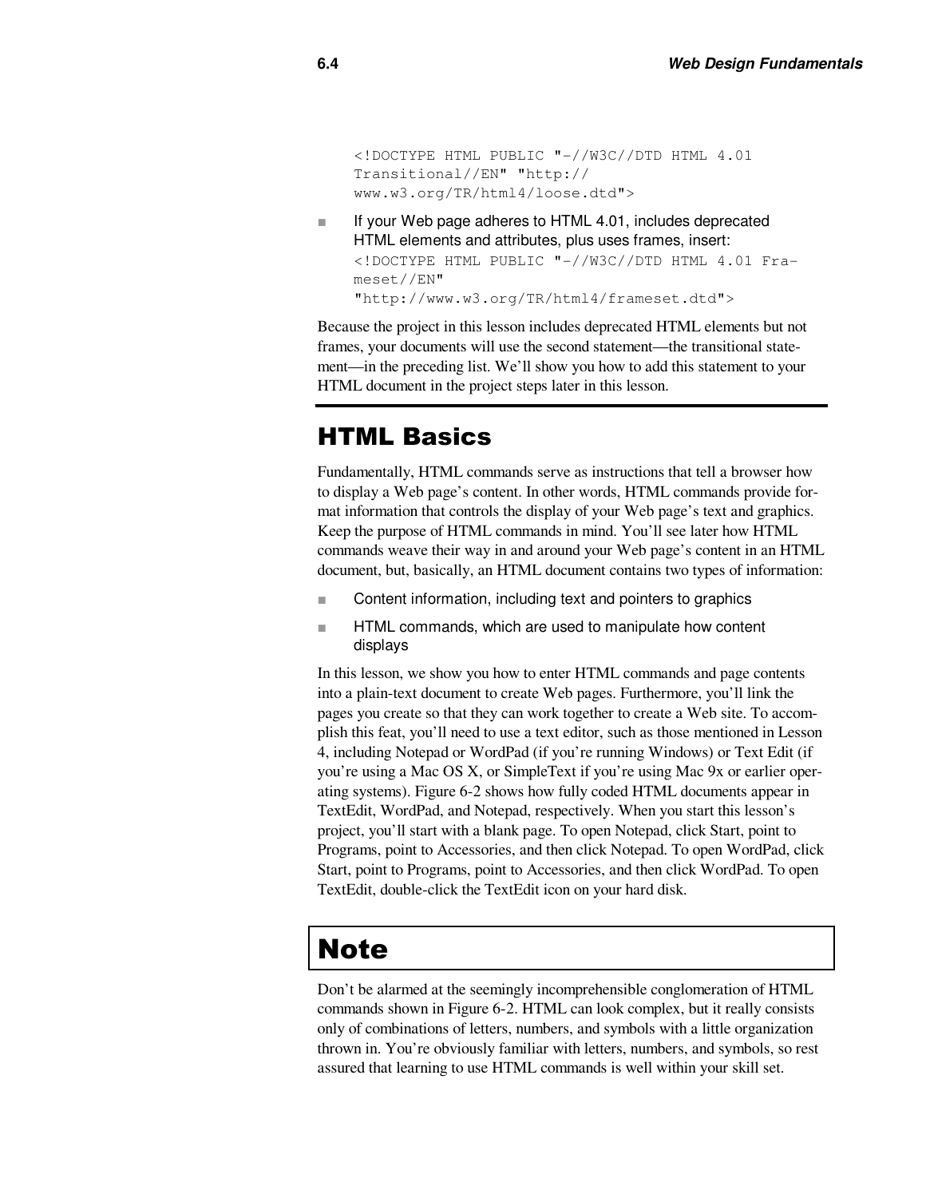```
<!DOCTYPE HTML PUBLIC "-//W3C//DTD HTML 4.01
Transitional//EN" "http://
www.w3.org/TR/html4/loose.dtd">
```

- If your Web page adheres to HTML 4.01, includes deprecated HTML elements and attributes, plus uses frames, insert:

```
<!DOCTYPE HTML PUBLIC "-//W3C//DTD HTML 4.01 Fra-
meset//EN"
"http://www.w3.org/TR/html4/frameset.dtd">
```

Because the project in this lesson includes deprecated HTML elements but not frames, your documents will use the second statement—the transitional statement—in the preceding list. We'll show you how to add this statement to your HTML document in the project steps later in this lesson.

## HTML Basics

Fundamentally, HTML commands serve as instructions that tell a browser how to display a Web page's content. In other words, HTML commands provide format information that controls the display of your Web page's text and graphics. Keep the purpose of HTML commands in mind. You'll see later how HTML commands weave their way in and around your Web page's content in an HTML document, but, basically, an HTML document contains two types of information:

- Content information, including text and pointers to graphics
- HTML commands, which are used to manipulate how content displays

In this lesson, we show you how to enter HTML commands and page contents into a plain-text document to create Web pages. Furthermore, you'll link the pages you create so that they can work together to create a Web site. To accomplish this feat, you'll need to use a text editor, such as those mentioned in Lesson 4, including Notepad or WordPad (if you're running Windows) or Text Edit (if you're using a Mac OS X, or SimpleText if you're using Mac 9x or earlier operating systems). Figure 6-2 shows how fully coded HTML documents appear in TextEdit, WordPad, and Notepad, respectively. When you start this lesson's project, you'll start with a blank page. To open Notepad, click Start, point to Programs, point to Accessories, and then click Notepad. To open WordPad, click Start, point to Programs, point to Accessories, and then click WordPad. To open TextEdit, double-click the TextEdit icon on your hard disk.

### Note

Don't be alarmed at the seemingly incomprehensible conglomeration of HTML commands shown in Figure 6-2. HTML can look complex, but it really consists only of combinations of letters, numbers, and symbols with a little organization thrown in. You're obviously familiar with letters, numbers, and symbols, so rest assured that learning to use HTML commands is well within your skill set.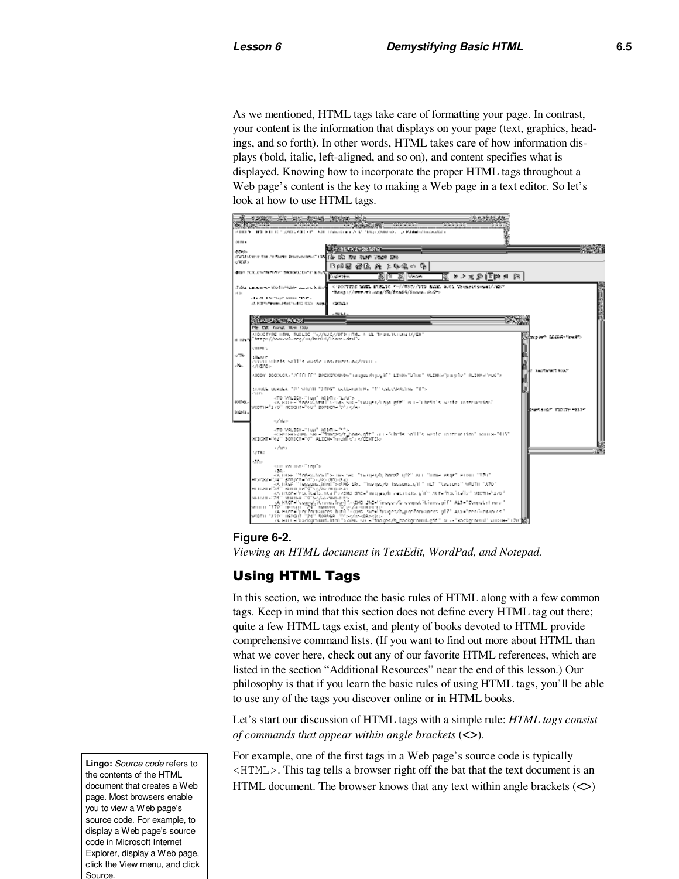As we mentioned, HTML tags take care of formatting your page. In contrast, your content is the information that displays on your page (text, graphics, headings, and so forth). In other words, HTML takes care of how information displays (bold, italic, left-aligned, and so on), and content specifies what is displayed. Knowing how to incorporate the proper HTML tags throughout a Web page's content is the key to making a Web page in a text editor. So let's look at how to use HTML tags.

**Figure 6-2.**
*Viewing an HTML document in TextEdit, WordPad, and Notepad.*

## Using HTML Tags

In this section, we introduce the basic rules of HTML along with a few common tags. Keep in mind that this section does not define every HTML tag out there; quite a few HTML tags exist, and plenty of books devoted to HTML provide comprehensive command lists. (If you want to find out more about HTML than what we cover here, check out any of our favorite HTML references, which are listed in the section "Additional Resources" near the end of this lesson.) Our philosophy is that if you learn the basic rules of using HTML tags, you'll be able to use any of the tags you discover online or in HTML books.

Let's start our discussion of HTML tags with a simple rule: *HTML tags consist of commands that appear within angle brackets* (**<>**).

For example, one of the first tags in a Web page's source code is typically `<HTML>`. This tag tells a browser right off the bat that the text document is an HTML document. The browser knows that any text within angle brackets (**<>**)

**Lingo:** *Source code* refers to the contents of the HTML document that creates a Web page. Most browsers enable you to view a Web page's source code. For example, to display a Web page's source code in Microsoft Internet Explorer, display a Web page, click the View menu, and click Source.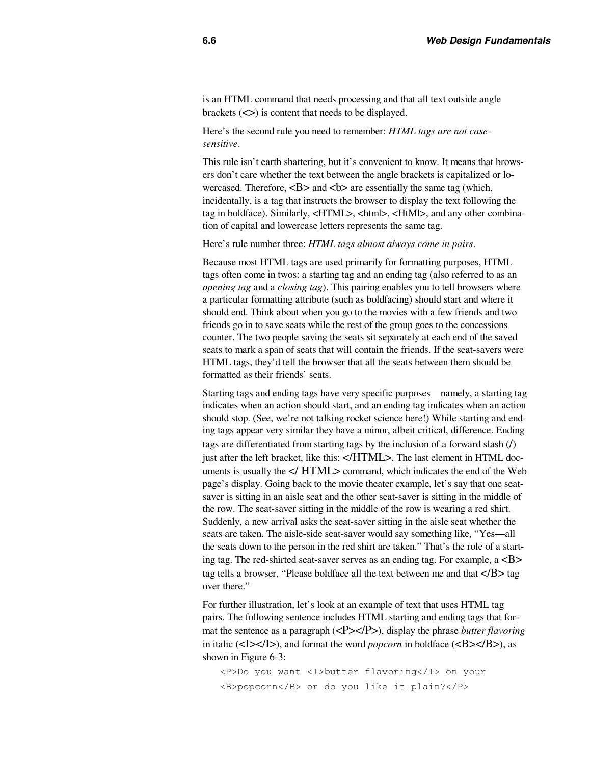is an HTML command that needs processing and that all text outside angle brackets (<>) is content that needs to be displayed.

Here's the second rule you need to remember: *HTML tags are not case-sensitive*.

This rule isn't earth shattering, but it's convenient to know. It means that browsers don't care whether the text between the angle brackets is capitalized or lowercased. Therefore, <B> and <b> are essentially the same tag (which, incidentally, is a tag that instructs the browser to display the text following the tag in boldface). Similarly, <HTML>, <html>, <HtMl>, and any other combination of capital and lowercase letters represents the same tag.

Here's rule number three: *HTML tags almost always come in pairs*.

Because most HTML tags are used primarily for formatting purposes, HTML tags often come in twos: a starting tag and an ending tag (also referred to as an *opening tag* and a *closing tag*). This pairing enables you to tell browsers where a particular formatting attribute (such as boldfacing) should start and where it should end. Think about when you go to the movies with a few friends and two friends go in to save seats while the rest of the group goes to the concessions counter. The two people saving the seats sit separately at each end of the saved seats to mark a span of seats that will contain the friends. If the seat-savers were HTML tags, they'd tell the browser that all the seats between them should be formatted as their friends' seats.

Starting tags and ending tags have very specific purposes—namely, a starting tag indicates when an action should start, and an ending tag indicates when an action should stop. (See, we're not talking rocket science here!) While starting and ending tags appear very similar they have a minor, albeit critical, difference. Ending tags are differentiated from starting tags by the inclusion of a forward slash (/) just after the left bracket, like this: </HTML>. The last element in HTML documents is usually the </ HTML> command, which indicates the end of the Web page's display. Going back to the movie theater example, let's say that one seat-saver is sitting in an aisle seat and the other seat-saver is sitting in the middle of the row. The seat-saver sitting in the middle of the row is wearing a red shirt. Suddenly, a new arrival asks the seat-saver sitting in the aisle seat whether the seats are taken. The aisle-side seat-saver would say something like, "Yes—all the seats down to the person in the red shirt are taken." That's the role of a starting tag. The red-shirted seat-saver serves as an ending tag. For example, a <B> tag tells a browser, "Please boldface all the text between me and that </B> tag over there."

For further illustration, let's look at an example of text that uses HTML tag pairs. The following sentence includes HTML starting and ending tags that format the sentence as a paragraph (<P></P>), display the phrase *butter flavoring* in italic (<I></I>), and format the word *popcorn* in boldface (<B></B>), as shown in Figure 6-3:

```
<P>Do you want <I>butter flavoring</I> on your
<B>popcorn</B> or do you like it plain?</P>
```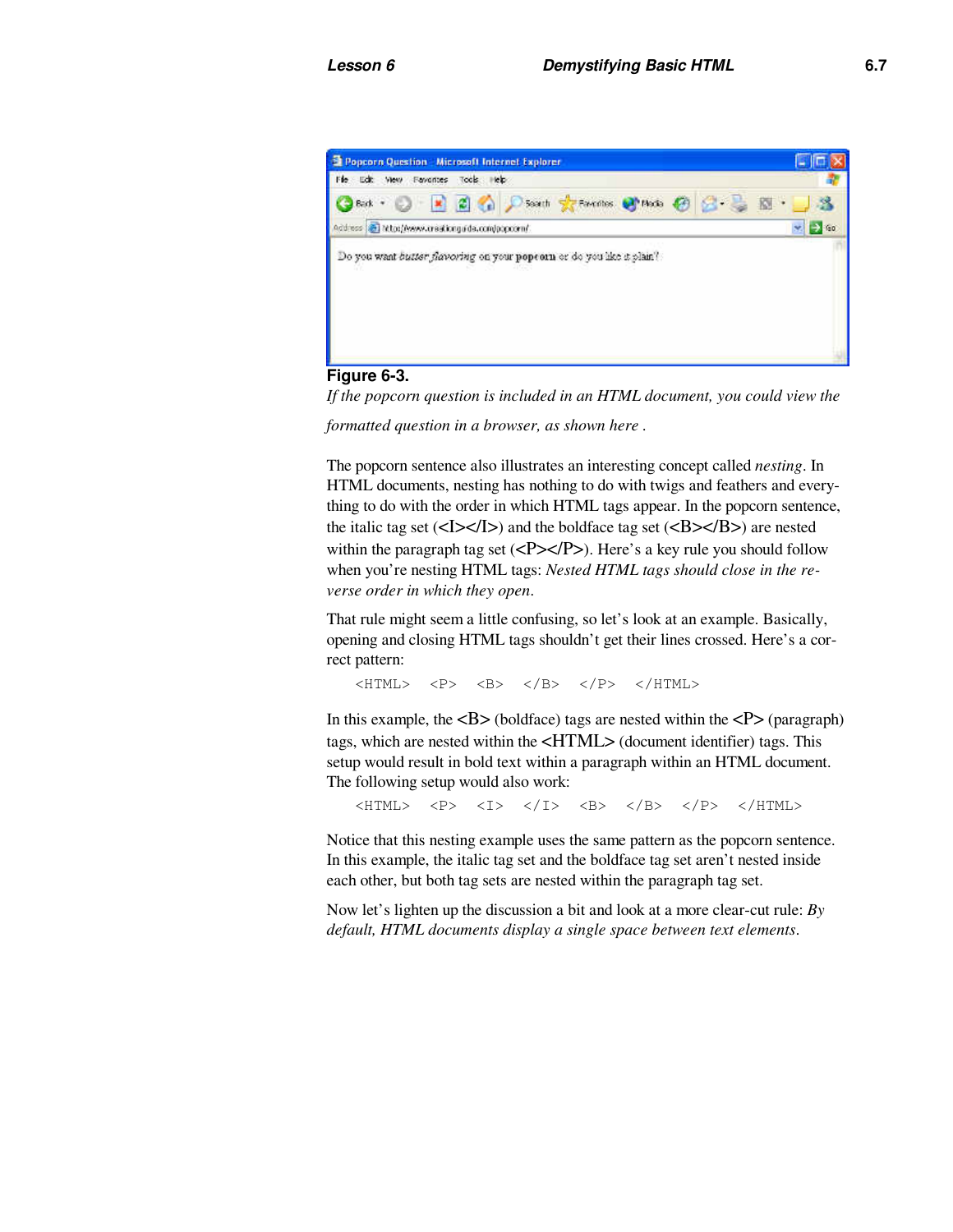**Figure 6-3.**

*If the popcorn question is included in an HTML document, you could view the formatted question in a browser, as shown here .*

The popcorn sentence also illustrates an interesting concept called *nesting*. In HTML documents, nesting has nothing to do with twigs and feathers and everything to do with the order in which HTML tags appear. In the popcorn sentence, the italic tag set (<I></I>) and the boldface tag set (<B></B>) are nested within the paragraph tag set (<P></P>). Here's a key rule you should follow when you're nesting HTML tags: *Nested HTML tags should close in the reverse order in which they open.*

That rule might seem a little confusing, so let's look at an example. Basically, opening and closing HTML tags shouldn't get their lines crossed. Here's a correct pattern:

```
<HTML>  <P>  <B>  </B>  </P>  </HTML>
```

In this example, the <B> (boldface) tags are nested within the <P> (paragraph) tags, which are nested within the <HTML> (document identifier) tags. This setup would result in bold text within a paragraph within an HTML document. The following setup would also work:

```
<HTML>  <P>  <I>  </I>  <B>  </B>  </P>  </HTML>
```

Notice that this nesting example uses the same pattern as the popcorn sentence. In this example, the italic tag set and the boldface tag set aren't nested inside each other, but both tag sets are nested within the paragraph tag set.

Now let's lighten up the discussion a bit and look at a more clear-cut rule: *By default, HTML documents display a single space between text elements.*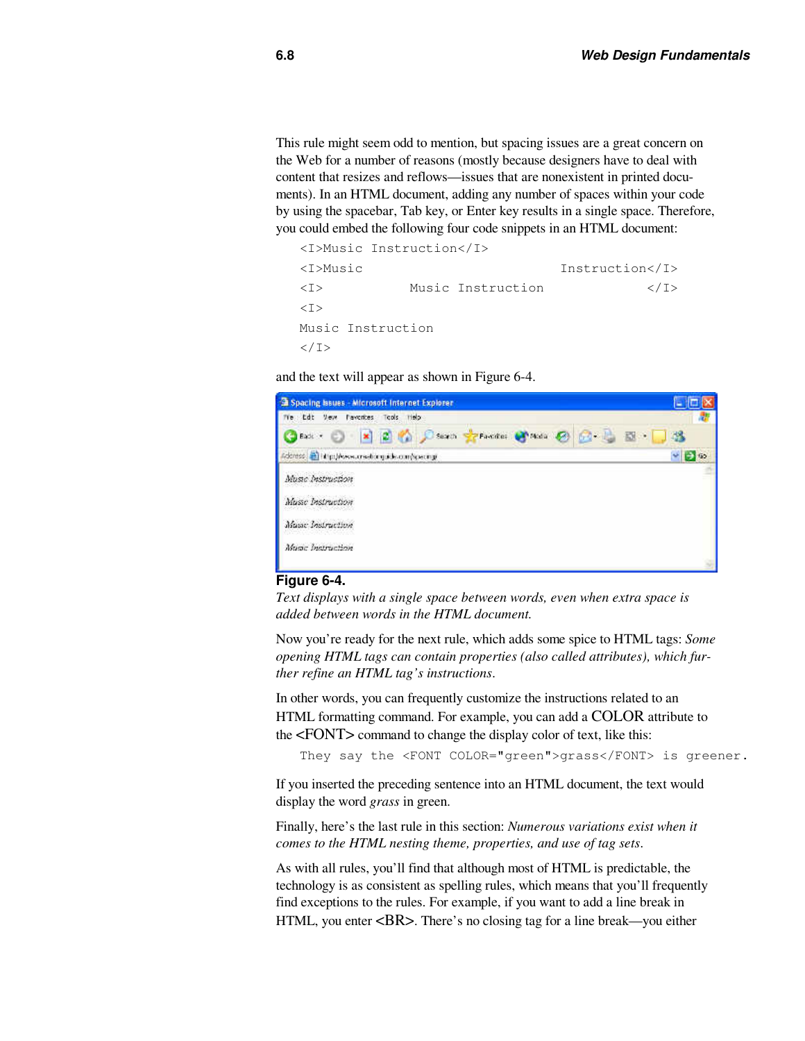This rule might seem odd to mention, but spacing issues are a great concern on the Web for a number of reasons (mostly because designers have to deal with content that resizes and reflows—issues that are nonexistent in printed documents). In an HTML document, adding any number of spaces within your code by using the spacebar, Tab key, or Enter key results in a single space. Therefore, you could embed the following four code snippets in an HTML document:

```
<I>Music Instruction</I>
<I>Music                        Instruction</I>
<I>         Music Instruction          </I>
<I>
Music Instruction
</I>
```

and the text will appear as shown in Figure 6-4.

**Figure 6-4.**

*Text displays with a single space between words, even when extra space is added between words in the HTML document.*

Now you're ready for the next rule, which adds some spice to HTML tags: *Some opening HTML tags can contain properties (also called attributes), which further refine an HTML tag's instructions.*

In other words, you can frequently customize the instructions related to an HTML formatting command. For example, you can add a COLOR attribute to the <FONT> command to change the display color of text, like this:

```
They say the <FONT COLOR="green">grass</FONT> is greener.
```

If you inserted the preceding sentence into an HTML document, the text would display the word *grass* in green.

Finally, here's the last rule in this section: *Numerous variations exist when it comes to the HTML nesting theme, properties, and use of tag sets.*

As with all rules, you'll find that although most of HTML is predictable, the technology is as consistent as spelling rules, which means that you'll frequently find exceptions to the rules. For example, if you want to add a line break in HTML, you enter <BR>. There's no closing tag for a line break—you either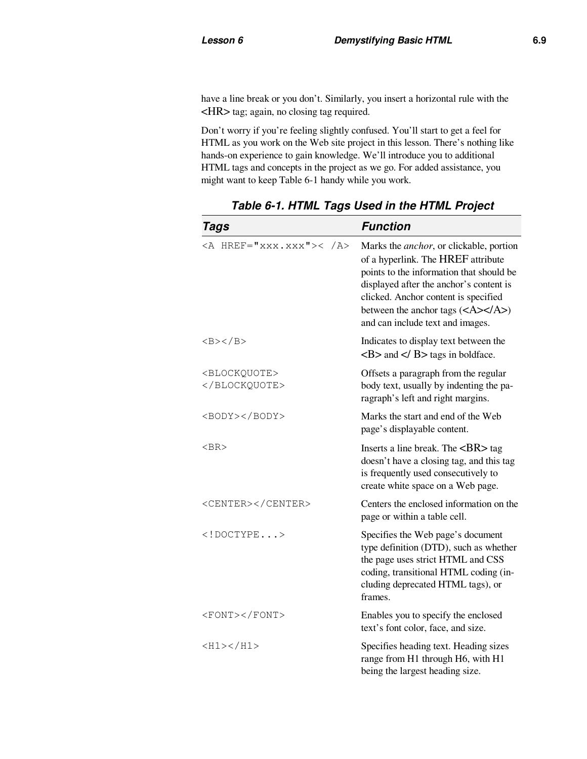have a line break or you don't. Similarly, you insert a horizontal rule with the <HR> tag; again, no closing tag required.

Don't worry if you're feeling slightly confused. You'll start to get a feel for HTML as you work on the Web site project in this lesson. There's nothing like hands-on experience to gain knowledge. We'll introduce you to additional HTML tags and concepts in the project as we go. For added assistance, you might want to keep Table 6-1 handy while you work.

### Table 6-1. HTML Tags Used in the HTML Project

| Tags | Function |
|---|---|
| `<A HREF="xxx.xxx">< /A>` | Marks the *anchor*, or clickable, portion of a hyperlink. The HREF attribute points to the information that should be displayed after the anchor's content is clicked. Anchor content is specified between the anchor tags (<A></A>) and can include text and images. |
| `<B></B>` | Indicates to display text between the <B> and </ B> tags in boldface. |
| `<BLOCKQUOTE> </BLOCKQUOTE>` | Offsets a paragraph from the regular body text, usually by indenting the paragraph's left and right margins. |
| `<BODY></BODY>` | Marks the start and end of the Web page's displayable content. |
| `<BR>` | Inserts a line break. The <BR> tag doesn't have a closing tag, and this tag is frequently used consecutively to create white space on a Web page. |
| `<CENTER></CENTER>` | Centers the enclosed information on the page or within a table cell. |
| `<!DOCTYPE...>` | Specifies the Web page's document type definition (DTD), such as whether the page uses strict HTML and CSS coding, transitional HTML coding (including deprecated HTML tags), or frames. |
| `<FONT></FONT>` | Enables you to specify the enclosed text's font color, face, and size. |
| `<H1></H1>` | Specifies heading text. Heading sizes range from H1 through H6, with H1 being the largest heading size. |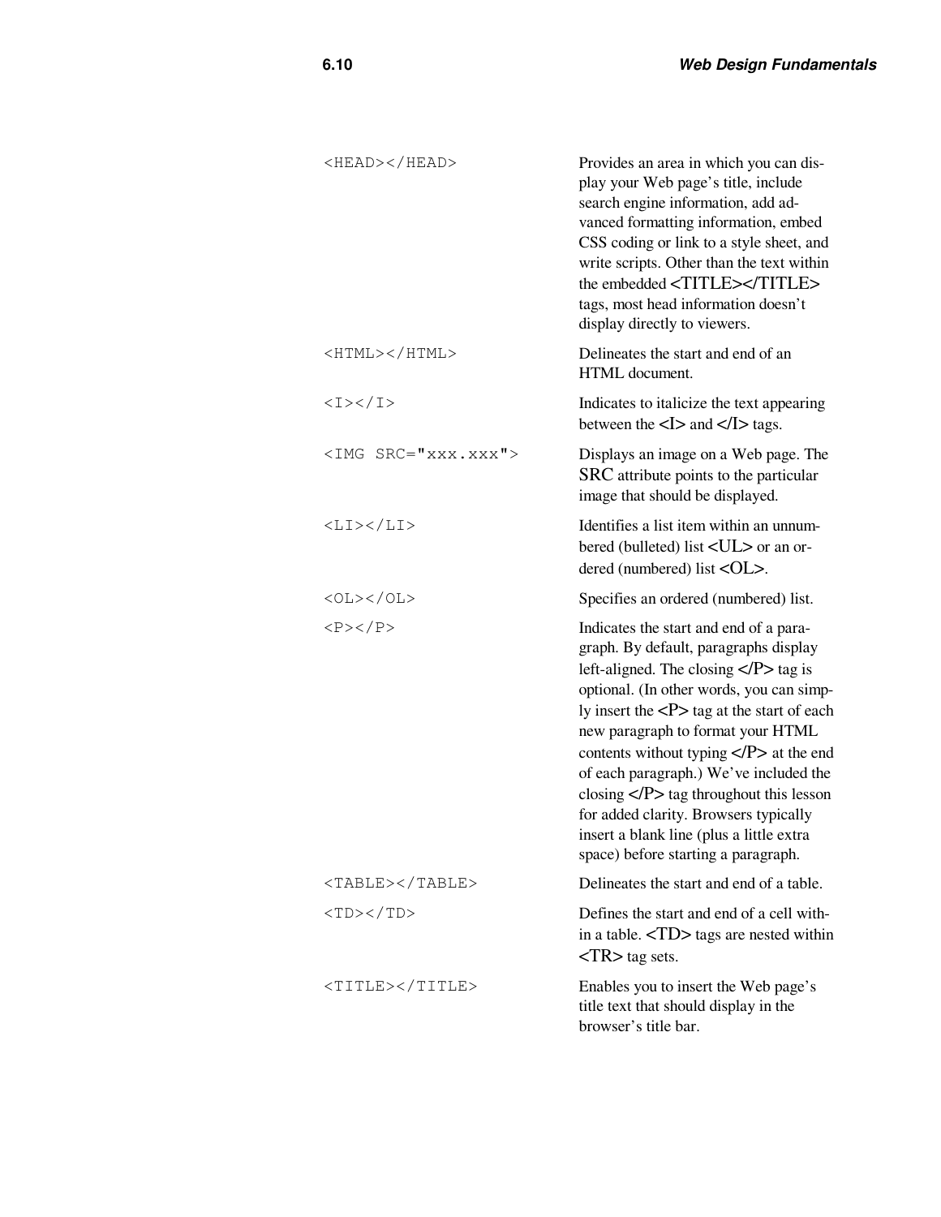| | |
|---|---|
| `<HEAD></HEAD>` | Provides an area in which you can display your Web page's title, include search engine information, add advanced formatting information, embed CSS coding or link to a style sheet, and write scripts. Other than the text within the embedded <TITLE></TITLE> tags, most head information doesn't display directly to viewers. |
| `<HTML></HTML>` | Delineates the start and end of an HTML document. |
| `<I></I>` | Indicates to italicize the text appearing between the <I> and </I> tags. |
| `<IMG SRC="xxx.xxx">` | Displays an image on a Web page. The SRC attribute points to the particular image that should be displayed. |
| `<LI></LI>` | Identifies a list item within an unnumbered (bulleted) list <UL> or an ordered (numbered) list <OL>. |
| `<OL></OL>` | Specifies an ordered (numbered) list. |
| `<P></P>` | Indicates the start and end of a paragraph. By default, paragraphs display left-aligned. The closing </P> tag is optional. (In other words, you can simply insert the <P> tag at the start of each new paragraph to format your HTML contents without typing </P> at the end of each paragraph.) We've included the closing </P> tag throughout this lesson for added clarity. Browsers typically insert a blank line (plus a little extra space) before starting a paragraph. |
| `<TABLE></TABLE>` | Delineates the start and end of a table. |
| `<TD></TD>` | Defines the start and end of a cell within a table. <TD> tags are nested within <TR> tag sets. |
| `<TITLE></TITLE>` | Enables you to insert the Web page's title text that should display in the browser's title bar. |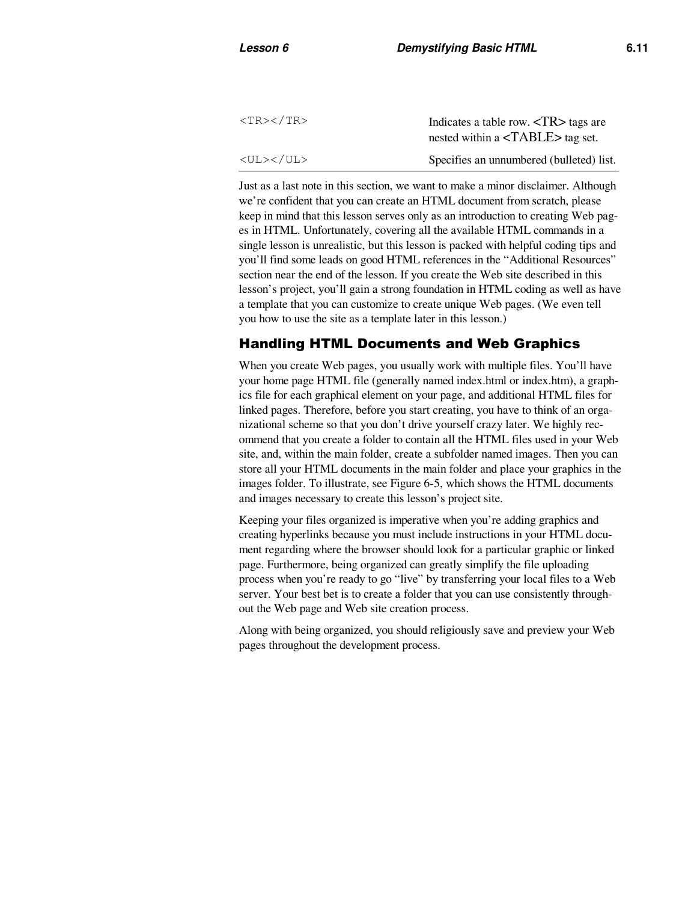| | |
|---|---|
| `<TR></TR>` | Indicates a table row. <TR> tags are nested within a <TABLE> tag set. |
| `<UL></UL>` | Specifies an unnumbered (bulleted) list. |

Just as a last note in this section, we want to make a minor disclaimer. Although we're confident that you can create an HTML document from scratch, please keep in mind that this lesson serves only as an introduction to creating Web pages in HTML. Unfortunately, covering all the available HTML commands in a single lesson is unrealistic, but this lesson is packed with helpful coding tips and you'll find some leads on good HTML references in the "Additional Resources" section near the end of the lesson. If you create the Web site described in this lesson's project, you'll gain a strong foundation in HTML coding as well as have a template that you can customize to create unique Web pages. (We even tell you how to use the site as a template later in this lesson.)

## Handling HTML Documents and Web Graphics

When you create Web pages, you usually work with multiple files. You'll have your home page HTML file (generally named index.html or index.htm), a graphics file for each graphical element on your page, and additional HTML files for linked pages. Therefore, before you start creating, you have to think of an organizational scheme so that you don't drive yourself crazy later. We highly recommend that you create a folder to contain all the HTML files used in your Web site, and, within the main folder, create a subfolder named images. Then you can store all your HTML documents in the main folder and place your graphics in the images folder. To illustrate, see Figure 6-5, which shows the HTML documents and images necessary to create this lesson's project site.

Keeping your files organized is imperative when you're adding graphics and creating hyperlinks because you must include instructions in your HTML document regarding where the browser should look for a particular graphic or linked page. Furthermore, being organized can greatly simplify the file uploading process when you're ready to go "live" by transferring your local files to a Web server. Your best bet is to create a folder that you can use consistently throughout the Web page and Web site creation process.

Along with being organized, you should religiously save and preview your Web pages throughout the development process.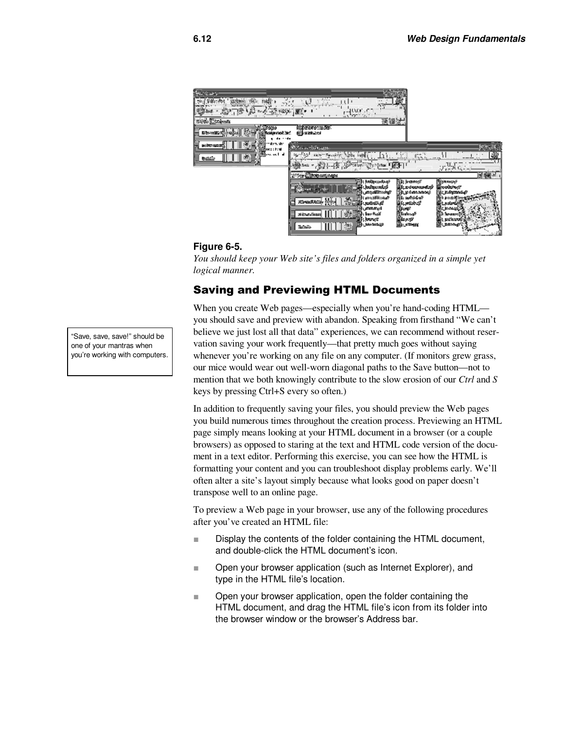**Figure 6-5.**
*You should keep your Web site's files and folders organized in a simple yet logical manner.*

## Saving and Previewing HTML Documents

When you create Web pages—especially when you're hand-coding HTML—you should save and preview with abandon. Speaking from firsthand "We can't believe we just lost all that data" experiences, we can recommend without reservation saving your work frequently—that pretty much goes without saying whenever you're working on any file on any computer. (If monitors grew grass, our mice would wear out well-worn diagonal paths to the Save button—not to mention that we both knowingly contribute to the slow erosion of our *Ctrl* and *S* keys by pressing Ctrl+S every so often.)

"Save, save, save!" should be one of your mantras when you're working with computers.

In addition to frequently saving your files, you should preview the Web pages you build numerous times throughout the creation process. Previewing an HTML page simply means looking at your HTML document in a browser (or a couple browsers) as opposed to staring at the text and HTML code version of the document in a text editor. Performing this exercise, you can see how the HTML is formatting your content and you can troubleshoot display problems early. We'll often alter a site's layout simply because what looks good on paper doesn't transpose well to an online page.

To preview a Web page in your browser, use any of the following procedures after you've created an HTML file:

- Display the contents of the folder containing the HTML document, and double-click the HTML document's icon.
- Open your browser application (such as Internet Explorer), and type in the HTML file's location.
- Open your browser application, open the folder containing the HTML document, and drag the HTML file's icon from its folder into the browser window or the browser's Address bar.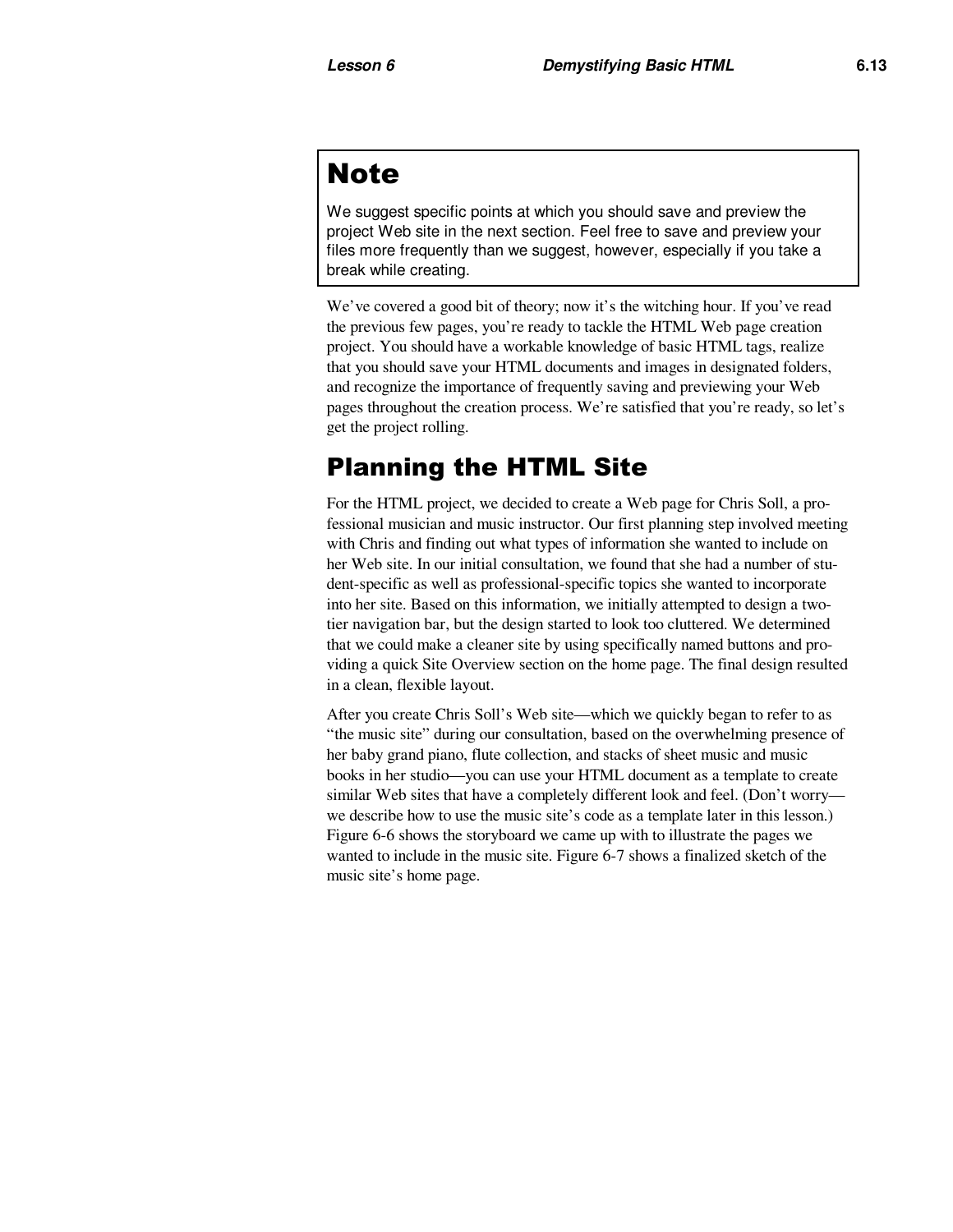## Note

We suggest specific points at which you should save and preview the project Web site in the next section. Feel free to save and preview your files more frequently than we suggest, however, especially if you take a break while creating.

We've covered a good bit of theory; now it's the witching hour. If you've read the previous few pages, you're ready to tackle the HTML Web page creation project. You should have a workable knowledge of basic HTML tags, realize that you should save your HTML documents and images in designated folders, and recognize the importance of frequently saving and previewing your Web pages throughout the creation process. We're satisfied that you're ready, so let's get the project rolling.

# Planning the HTML Site

For the HTML project, we decided to create a Web page for Chris Soll, a professional musician and music instructor. Our first planning step involved meeting with Chris and finding out what types of information she wanted to include on her Web site. In our initial consultation, we found that she had a number of student-specific as well as professional-specific topics she wanted to incorporate into her site. Based on this information, we initially attempted to design a two-tier navigation bar, but the design started to look too cluttered. We determined that we could make a cleaner site by using specifically named buttons and providing a quick Site Overview section on the home page. The final design resulted in a clean, flexible layout.

After you create Chris Soll's Web site—which we quickly began to refer to as "the music site" during our consultation, based on the overwhelming presence of her baby grand piano, flute collection, and stacks of sheet music and music books in her studio—you can use your HTML document as a template to create similar Web sites that have a completely different look and feel. (Don't worry—we describe how to use the music site's code as a template later in this lesson.) Figure 6-6 shows the storyboard we came up with to illustrate the pages we wanted to include in the music site. Figure 6-7 shows a finalized sketch of the music site's home page.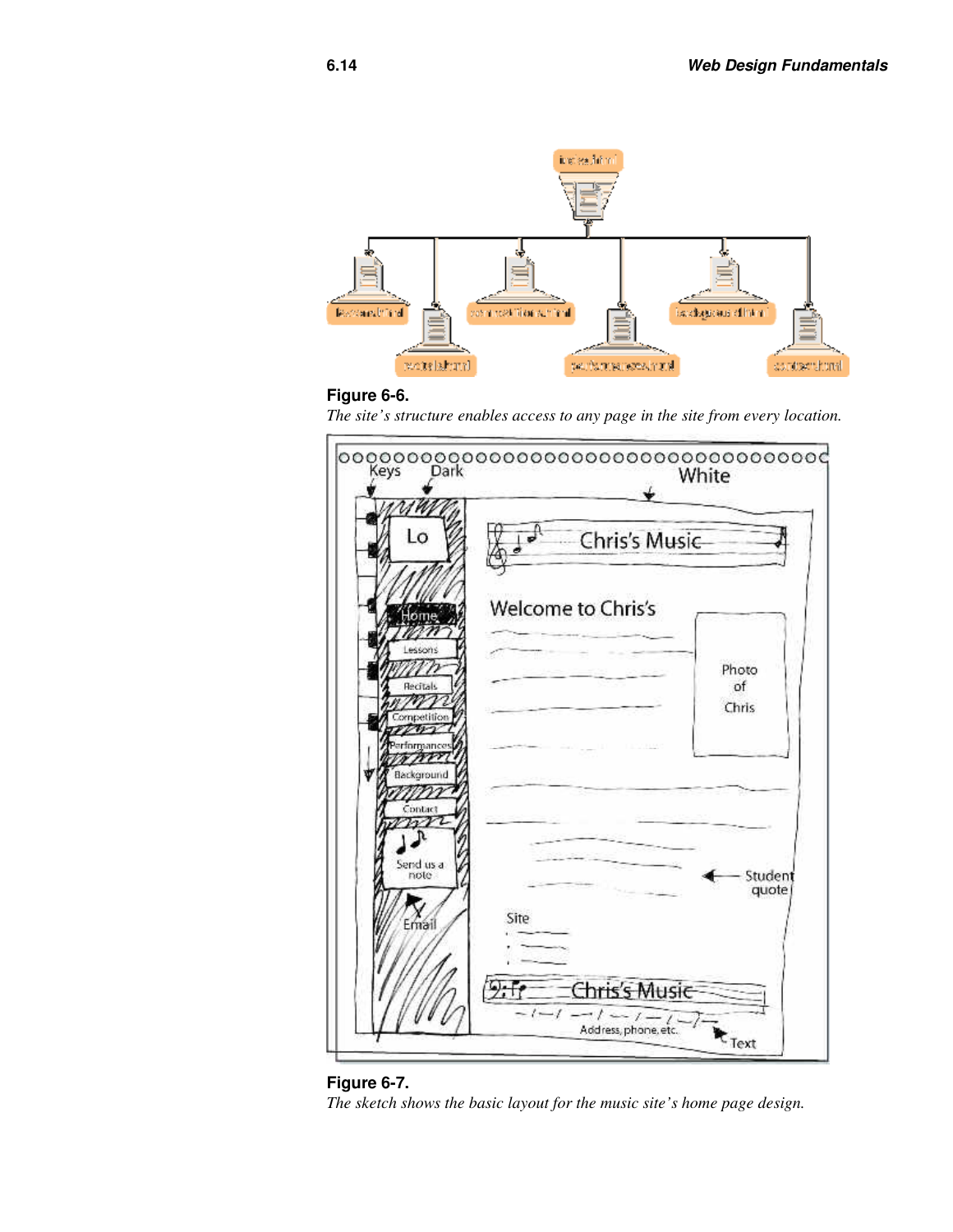**Figure 6-6.**
*The site's structure enables access to any page in the site from every location.*

**Figure 6-7.**
*The sketch shows the basic layout for the music site's home page design.*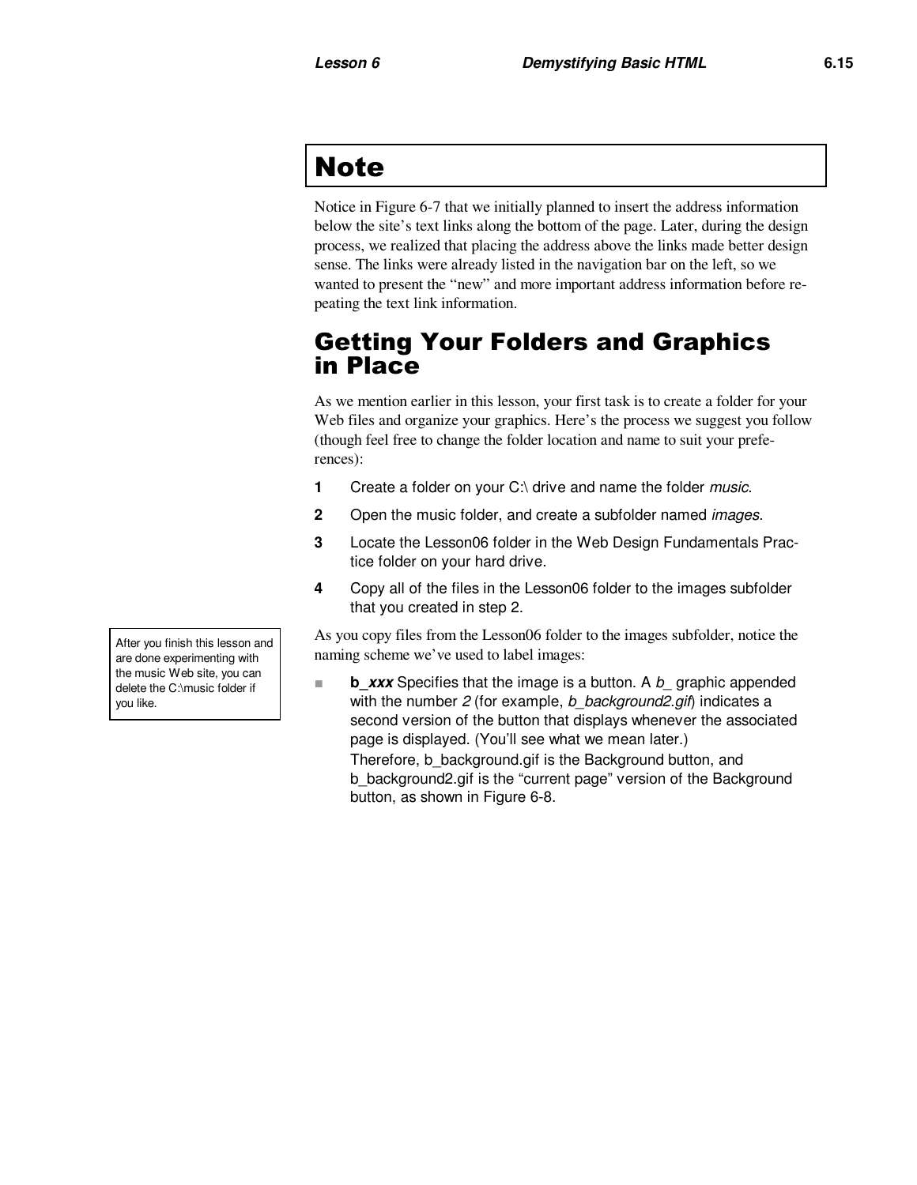## Note

Notice in Figure 6-7 that we initially planned to insert the address information below the site's text links along the bottom of the page. Later, during the design process, we realized that placing the address above the links made better design sense. The links were already listed in the navigation bar on the left, so we wanted to present the "new" and more important address information before repeating the text link information.

## Getting Your Folders and Graphics in Place

As we mention earlier in this lesson, your first task is to create a folder for your Web files and organize your graphics. Here's the process we suggest you follow (though feel free to change the folder location and name to suit your preferences):

1. Create a folder on your C:\ drive and name the folder *music*.
2. Open the music folder, and create a subfolder named *images*.
3. Locate the Lesson06 folder in the Web Design Fundamentals Practice folder on your hard drive.
4. Copy all of the files in the Lesson06 folder to the images subfolder that you created in step 2.

> After you finish this lesson and are done experimenting with the music Web site, you can delete the C:\music folder if you like.

As you copy files from the Lesson06 folder to the images subfolder, notice the naming scheme we've used to label images:

- ***b_xxx*** Specifies that the image is a button. A *b_* graphic appended with the number *2* (for example, *b_background2.gif*) indicates a second version of the button that displays whenever the associated page is displayed. (You'll see what we mean later.)
  Therefore, b_background.gif is the Background button, and b_background2.gif is the "current page" version of the Background button, as shown in Figure 6-8.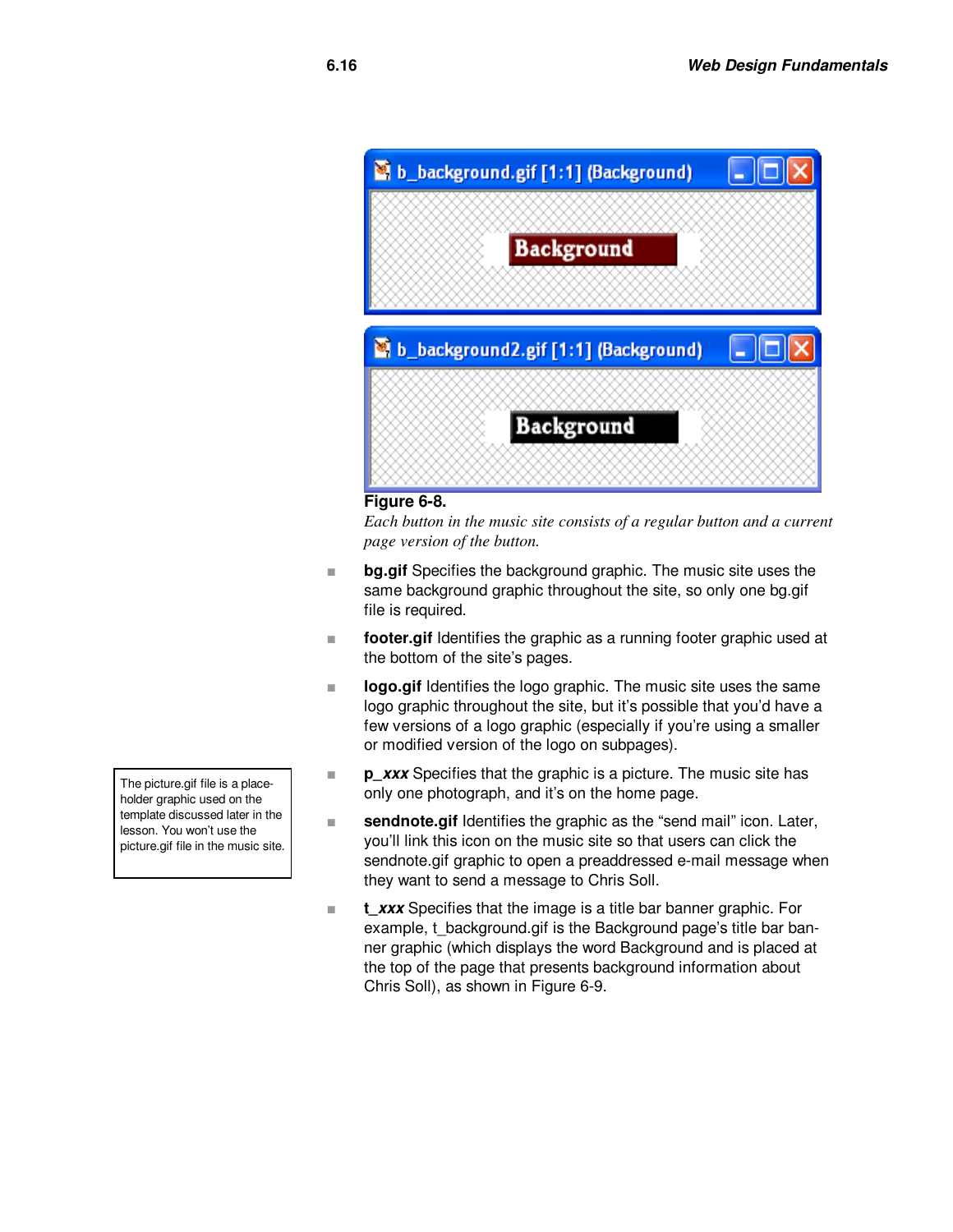**Figure 6-8.**

*Each button in the music site consists of a regular button and a current page version of the button.*

- **bg.gif** Specifies the background graphic. The music site uses the same background graphic throughout the site, so only one bg.gif file is required.
- **footer.gif** Identifies the graphic as a running footer graphic used at the bottom of the site's pages.
- **logo.gif** Identifies the logo graphic. The music site uses the same logo graphic throughout the site, but it's possible that you'd have a few versions of a logo graphic (especially if you're using a smaller or modified version of the logo on subpages).
- **p_*xxx*** Specifies that the graphic is a picture. The music site has only one photograph, and it's on the home page.
- **sendnote.gif** Identifies the graphic as the "send mail" icon. Later, you'll link this icon on the music site so that users can click the sendnote.gif graphic to open a preaddressed e-mail message when they want to send a message to Chris Soll.
- **t_*xxx*** Specifies that the image is a title bar banner graphic. For example, t_background.gif is the Background page's title bar banner graphic (which displays the word Background and is placed at the top of the page that presents background information about Chris Soll), as shown in Figure 6-9.

> The picture.gif file is a placeholder graphic used on the template discussed later in the lesson. You won't use the picture.gif file in the music site.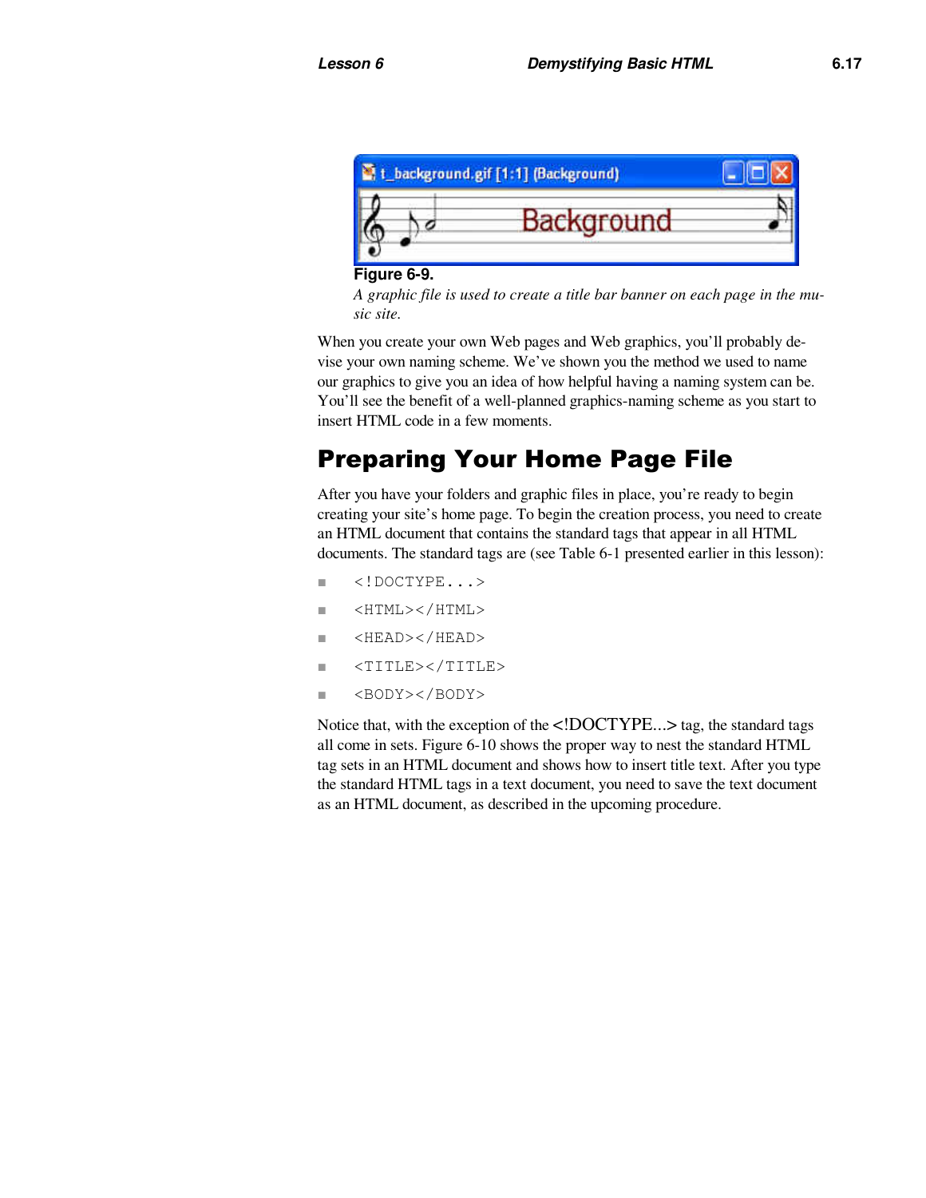**Figure 6-9.**

*A graphic file is used to create a title bar banner on each page in the music site.*

When you create your own Web pages and Web graphics, you'll probably devise your own naming scheme. We've shown you the method we used to name our graphics to give you an idea of how helpful having a naming system can be. You'll see the benefit of a well-planned graphics-naming scheme as you start to insert HTML code in a few moments.

## Preparing Your Home Page File

After you have your folders and graphic files in place, you're ready to begin creating your site's home page. To begin the creation process, you need to create an HTML document that contains the standard tags that appear in all HTML documents. The standard tags are (see Table 6-1 presented earlier in this lesson):

- `<!DOCTYPE...>`
- `<HTML></HTML>`
- `<HEAD></HEAD>`
- `<TITLE></TITLE>`
- `<BODY></BODY>`

Notice that, with the exception of the <!DOCTYPE...> tag, the standard tags all come in sets. Figure 6-10 shows the proper way to nest the standard HTML tag sets in an HTML document and shows how to insert title text. After you type the standard HTML tags in a text document, you need to save the text document as an HTML document, as described in the upcoming procedure.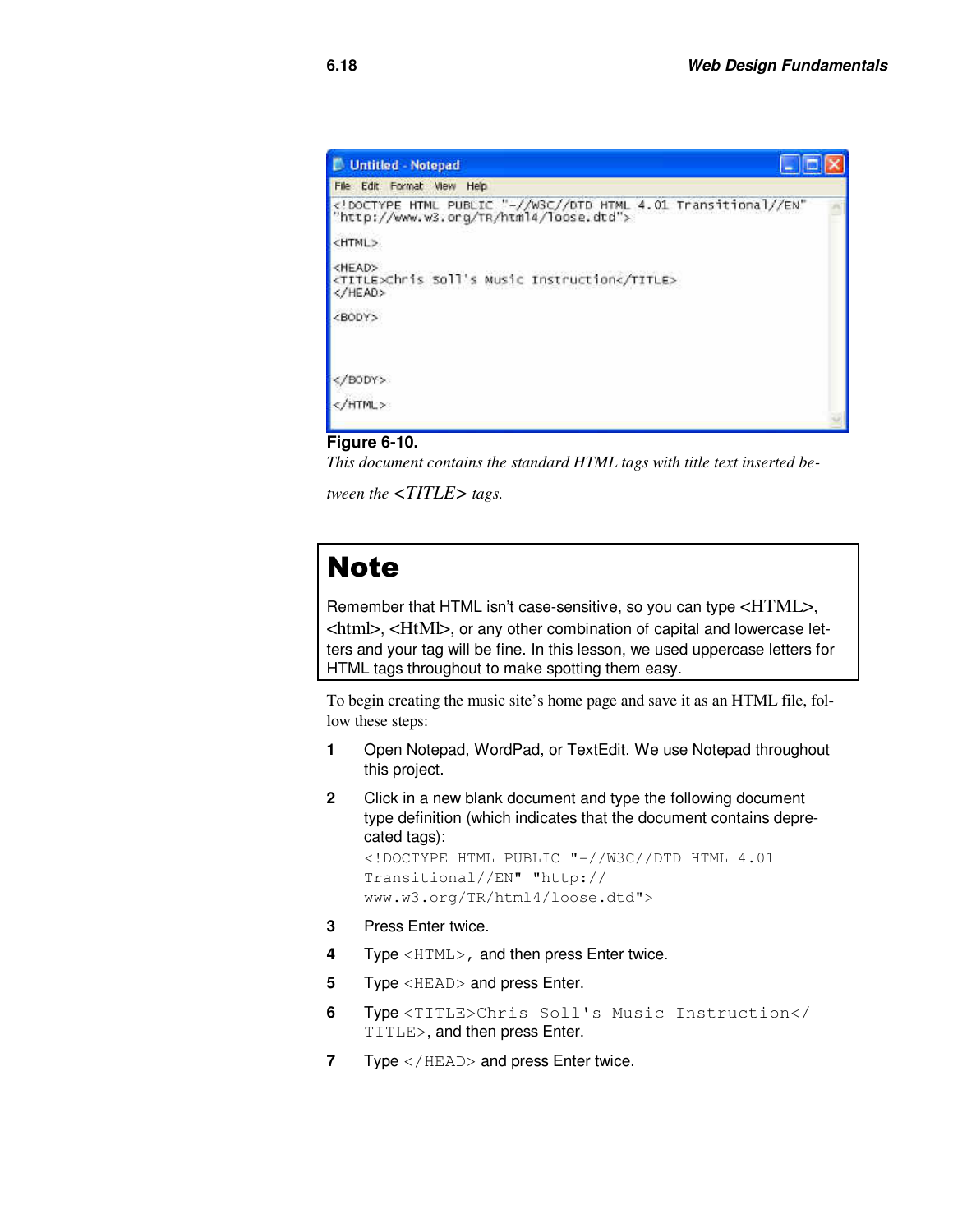**Figure 6-10.**

*This document contains the standard HTML tags with title text inserted between the <TITLE> tags.*

## Note

Remember that HTML isn't case-sensitive, so you can type <HTML>, <html>, <HtMl>, or any other combination of capital and lowercase letters and your tag will be fine. In this lesson, we used uppercase letters for HTML tags throughout to make spotting them easy.

To begin creating the music site's home page and save it as an HTML file, follow these steps:

1. Open Notepad, WordPad, or TextEdit. We use Notepad throughout this project.

2. Click in a new blank document and type the following document type definition (which indicates that the document contains deprecated tags):

   ```
   <!DOCTYPE HTML PUBLIC "-//W3C//DTD HTML 4.01
   Transitional//EN" "http://
   www.w3.org/TR/html4/loose.dtd">
   ```

3. Press Enter twice.

4. Type `<HTML>`, and then press Enter twice.

5. Type `<HEAD>` and press Enter.

6. Type `<TITLE>Chris Soll's Music Instruction</TITLE>`, and then press Enter.

7. Type `</HEAD>` and press Enter twice.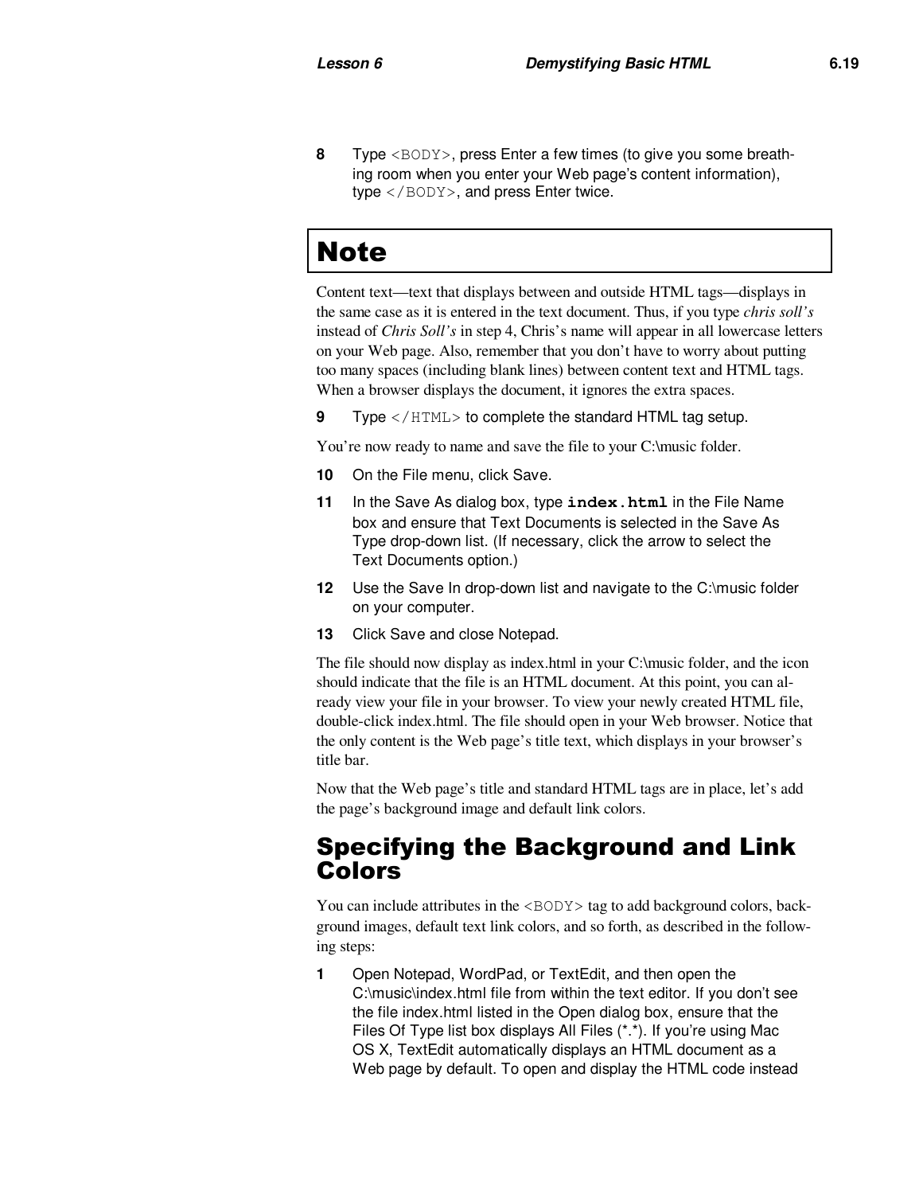**8** Type `<BODY>`, press Enter a few times (to give you some breathing room when you enter your Web page's content information), type `</BODY>`, and press Enter twice.

## Note

Content text—text that displays between and outside HTML tags—displays in the same case as it is entered in the text document. Thus, if you type *chris soll's* instead of *Chris Soll's* in step 4, Chris's name will appear in all lowercase letters on your Web page. Also, remember that you don't have to worry about putting too many spaces (including blank lines) between content text and HTML tags. When a browser displays the document, it ignores the extra spaces.

**9** Type `</HTML>` to complete the standard HTML tag setup.

You're now ready to name and save the file to your C:\music folder.

**10** On the File menu, click Save.

**11** In the Save As dialog box, type **`index.html`** in the File Name box and ensure that Text Documents is selected in the Save As Type drop-down list. (If necessary, click the arrow to select the Text Documents option.)

**12** Use the Save In drop-down list and navigate to the C:\music folder on your computer.

**13** Click Save and close Notepad.

The file should now display as index.html in your C:\music folder, and the icon should indicate that the file is an HTML document. At this point, you can already view your file in your browser. To view your newly created HTML file, double-click index.html. The file should open in your Web browser. Notice that the only content is the Web page's title text, which displays in your browser's title bar.

Now that the Web page's title and standard HTML tags are in place, let's add the page's background image and default link colors.

## Specifying the Background and Link Colors

You can include attributes in the `<BODY>` tag to add background colors, background images, default text link colors, and so forth, as described in the following steps:

**1** Open Notepad, WordPad, or TextEdit, and then open the C:\music\index.html file from within the text editor. If you don't see the file index.html listed in the Open dialog box, ensure that the Files Of Type list box displays All Files (*.*). If you're using Mac OS X, TextEdit automatically displays an HTML document as a Web page by default. To open and display the HTML code instead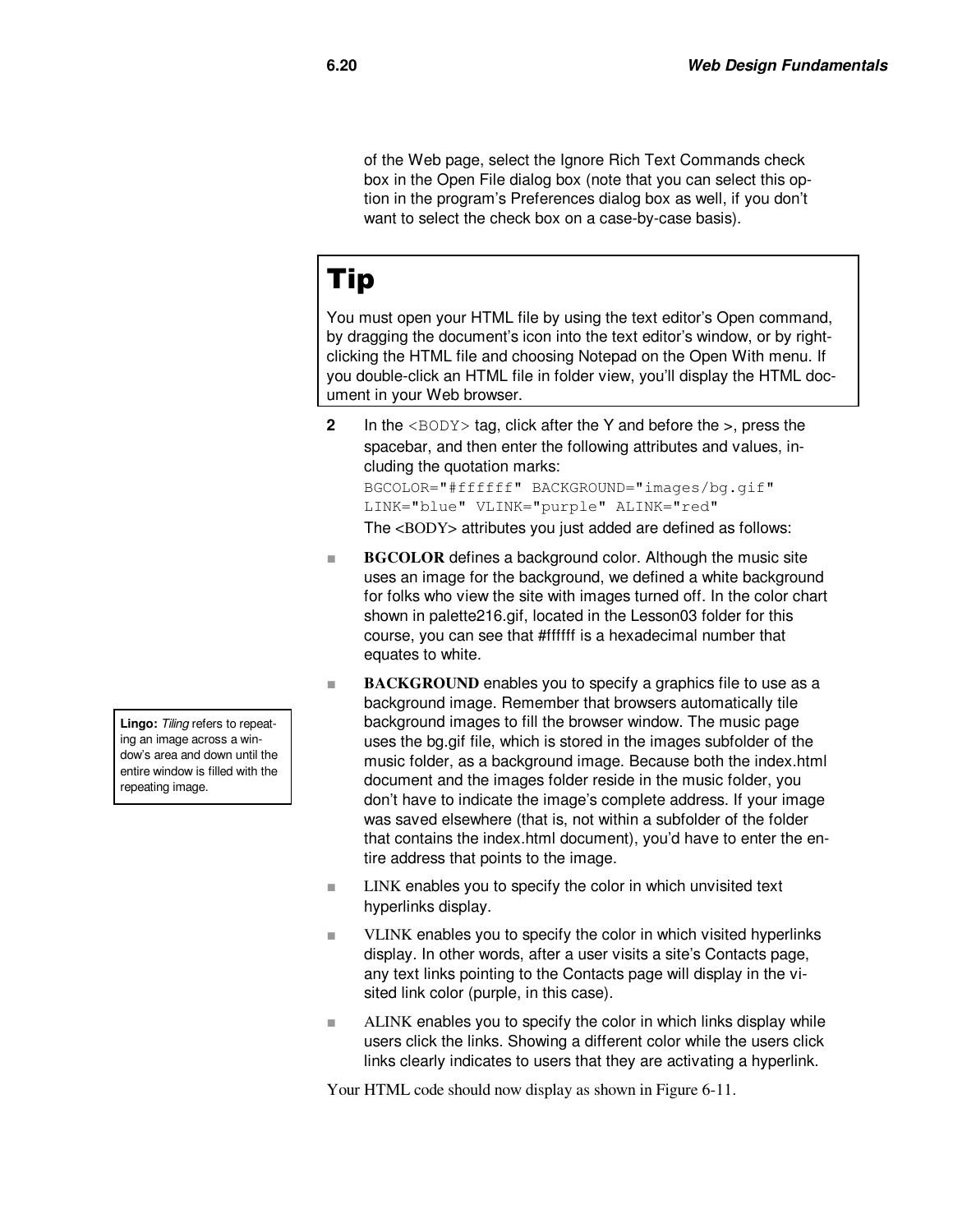of the Web page, select the Ignore Rich Text Commands check box in the Open File dialog box (note that you can select this option in the program's Preferences dialog box as well, if you don't want to select the check box on a case-by-case basis).

> **Tip**
>
> You must open your HTML file by using the text editor's Open command, by dragging the document's icon into the text editor's window, or by right-clicking the HTML file and choosing Notepad on the Open With menu. If you double-click an HTML file in folder view, you'll display the HTML document in your Web browser.

**2** In the `<BODY>` tag, click after the Y and before the >, press the spacebar, and then enter the following attributes and values, including the quotation marks:

```
BGCOLOR="#ffffff" BACKGROUND="images/bg.gif"
LINK="blue" VLINK="purple" ALINK="red"
```

The <BODY> attributes you just added are defined as follows:

- **BGCOLOR** defines a background color. Although the music site uses an image for the background, we defined a white background for folks who view the site with images turned off. In the color chart shown in palette216.gif, located in the Lesson03 folder for this course, you can see that #ffffff is a hexadecimal number that equates to white.
- **BACKGROUND** enables you to specify a graphics file to use as a background image. Remember that browsers automatically tile background images to fill the browser window. The music page uses the bg.gif file, which is stored in the images subfolder of the music folder, as a background image. Because both the index.html document and the images folder reside in the music folder, you don't have to indicate the image's complete address. If your image was saved elsewhere (that is, not within a subfolder of the folder that contains the index.html document), you'd have to enter the entire address that points to the image.

> **Lingo:** *Tiling* refers to repeating an image across a window's area and down until the entire window is filled with the repeating image.

- LINK enables you to specify the color in which unvisited text hyperlinks display.
- VLINK enables you to specify the color in which visited hyperlinks display. In other words, after a user visits a site's Contacts page, any text links pointing to the Contacts page will display in the visited link color (purple, in this case).
- ALINK enables you to specify the color in which links display while users click the links. Showing a different color while the users click links clearly indicates to users that they are activating a hyperlink.

Your HTML code should now display as shown in Figure 6-11.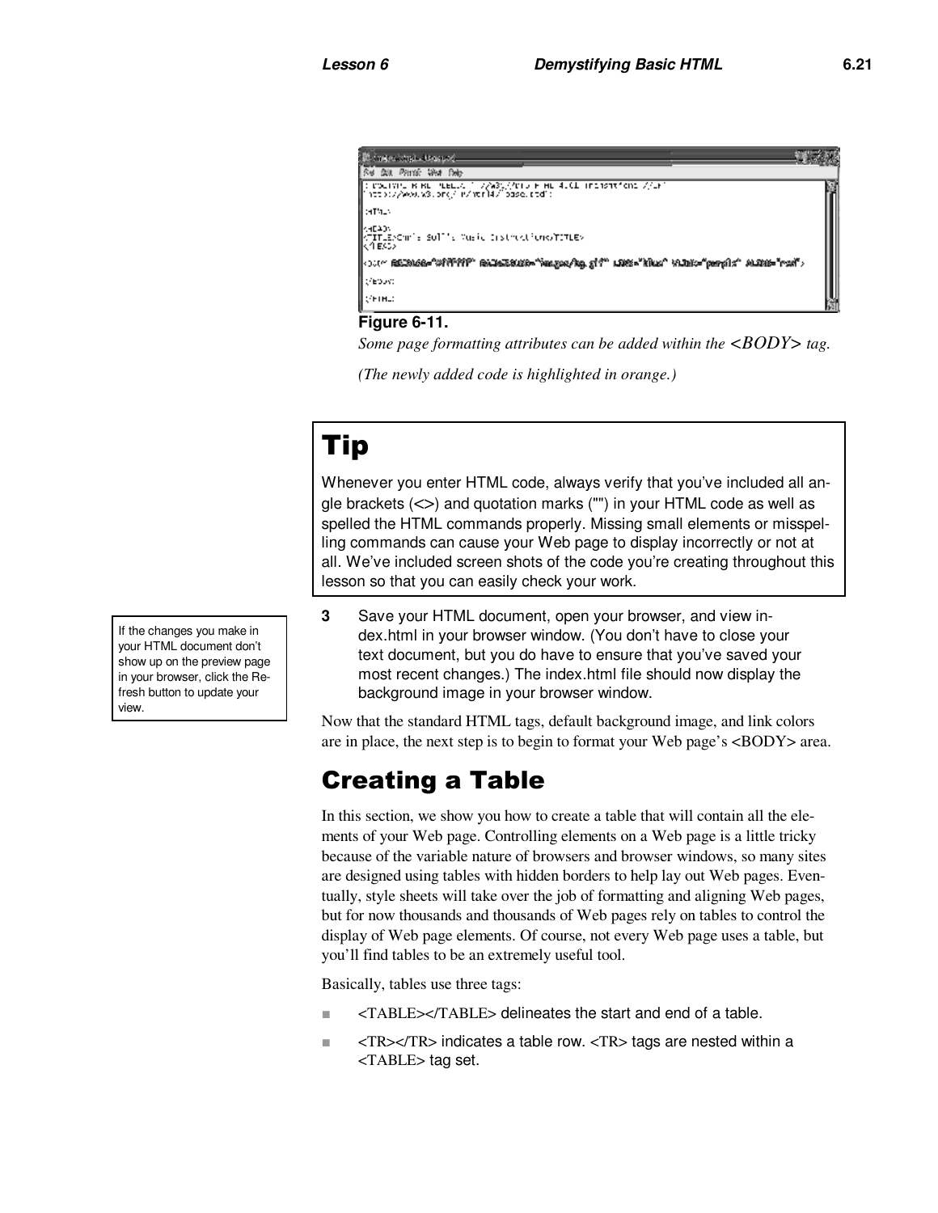**Figure 6-11.**

*Some page formatting attributes can be added within the <BODY> tag.*

*(The newly added code is highlighted in orange.)*

## Tip

Whenever you enter HTML code, always verify that you've included all angle brackets (<>) and quotation marks ("") in your HTML code as well as spelled the HTML commands properly. Missing small elements or misspelling commands can cause your Web page to display incorrectly or not at all. We've included screen shots of the code you're creating throughout this lesson so that you can easily check your work.

If the changes you make in your HTML document don't show up on the preview page in your browser, click the Refresh button to update your view.

**3** Save your HTML document, open your browser, and view index.html in your browser window. (You don't have to close your text document, but you do have to ensure that you've saved your most recent changes.) The index.html file should now display the background image in your browser window.

Now that the standard HTML tags, default background image, and link colors are in place, the next step is to begin to format your Web page's <BODY> area.

# Creating a Table

In this section, we show you how to create a table that will contain all the elements of your Web page. Controlling elements on a Web page is a little tricky because of the variable nature of browsers and browser windows, so many sites are designed using tables with hidden borders to help lay out Web pages. Eventually, style sheets will take over the job of formatting and aligning Web pages, but for now thousands and thousands of Web pages rely on tables to control the display of Web page elements. Of course, not every Web page uses a table, but you'll find tables to be an extremely useful tool.

Basically, tables use three tags:

- <TABLE></TABLE> delineates the start and end of a table.
- <TR></TR> indicates a table row. <TR> tags are nested within a <TABLE> tag set.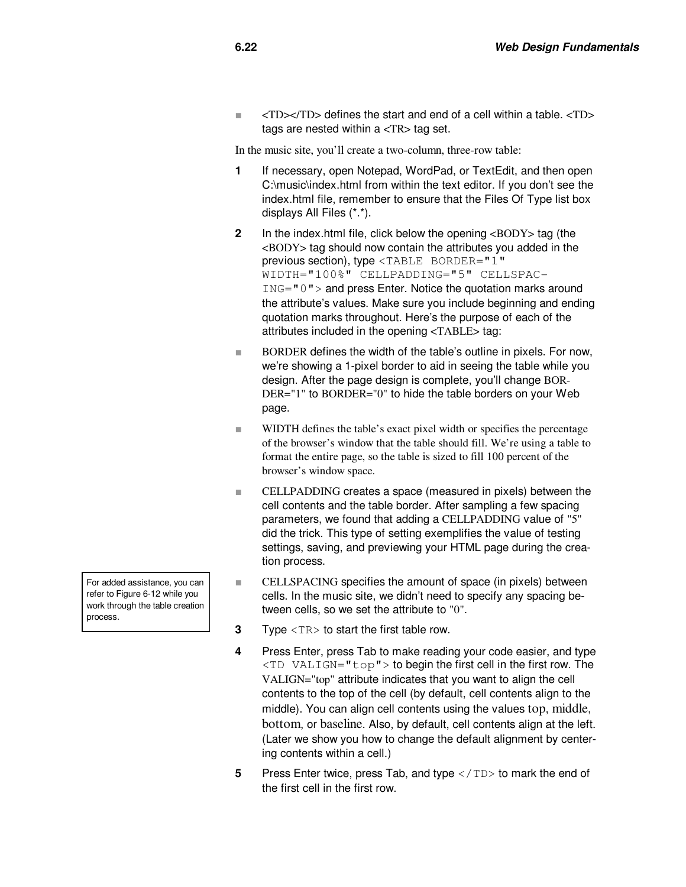- <TD></TD> defines the start and end of a cell within a table. <TD> tags are nested within a <TR> tag set.

In the music site, you'll create a two-column, three-row table:

1. If necessary, open Notepad, WordPad, or TextEdit, and then open C:\music\index.html from within the text editor. If you don't see the index.html file, remember to ensure that the Files Of Type list box displays All Files (*.*).
2. In the index.html file, click below the opening <BODY> tag (the <BODY> tag should now contain the attributes you added in the previous section), type `<TABLE BORDER="1" WIDTH="100%" CELLPADDING="5" CELLSPACING="0">` and press Enter. Notice the quotation marks around the attribute's values. Make sure you include beginning and ending quotation marks throughout. Here's the purpose of each of the attributes included in the opening <TABLE> tag:

- BORDER defines the width of the table's outline in pixels. For now, we're showing a 1-pixel border to aid in seeing the table while you design. After the page design is complete, you'll change BORDER="1" to BORDER="0" to hide the table borders on your Web page.
- WIDTH defines the table's exact pixel width or specifies the percentage of the browser's window that the table should fill. We're using a table to format the entire page, so the table is sized to fill 100 percent of the browser's window space.
- CELLPADDING creates a space (measured in pixels) between the cell contents and the table border. After sampling a few spacing parameters, we found that adding a CELLPADDING value of "5" did the trick. This type of setting exemplifies the value of testing settings, saving, and previewing your HTML page during the creation process.
- CELLSPACING specifies the amount of space (in pixels) between cells. In the music site, we didn't need to specify any spacing between cells, so we set the attribute to "0".

> For added assistance, you can refer to Figure 6-12 while you work through the table creation process.

3. Type `<TR>` to start the first table row.
4. Press Enter, press Tab to make reading your code easier, and type `<TD VALIGN="top">` to begin the first cell in the first row. The VALIGN="top" attribute indicates that you want to align the cell contents to the top of the cell (by default, cell contents align to the middle). You can align cell contents using the values top, middle, bottom, or baseline. Also, by default, cell contents align at the left. (Later we show you how to change the default alignment by centering contents within a cell.)
5. Press Enter twice, press Tab, and type `</TD>` to mark the end of the first cell in the first row.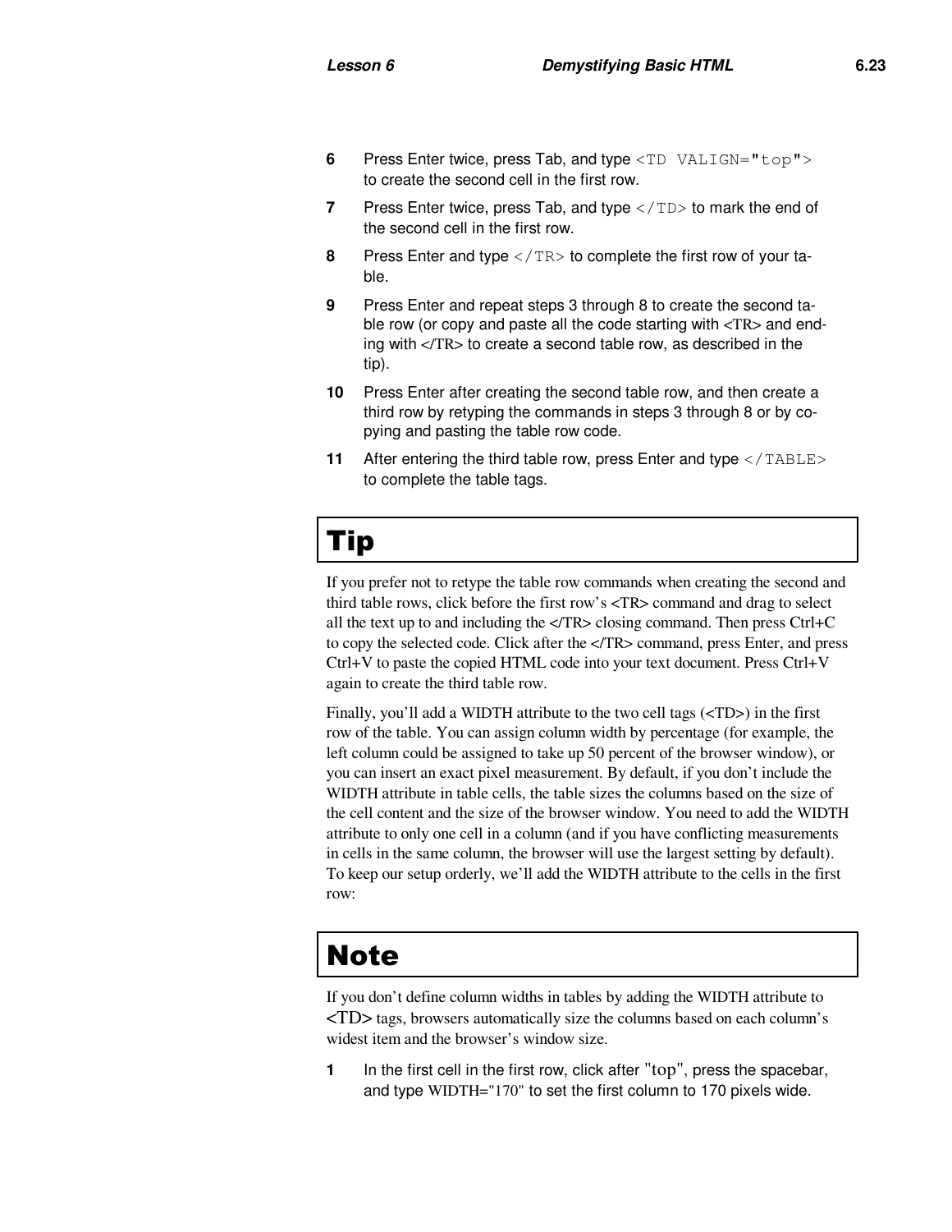6. Press Enter twice, press Tab, and type `<TD VALIGN="top">` to create the second cell in the first row.
7. Press Enter twice, press Tab, and type `</TD>` to mark the end of the second cell in the first row.
8. Press Enter and type `</TR>` to complete the first row of your table.
9. Press Enter and repeat steps 3 through 8 to create the second table row (or copy and paste all the code starting with <TR> and ending with </TR> to create a second table row, as described in the tip).
10. Press Enter after creating the second table row, and then create a third row by retyping the commands in steps 3 through 8 or by copying and pasting the table row code.
11. After entering the third table row, press Enter and type `</TABLE>` to complete the table tags.

## Tip

If you prefer not to retype the table row commands when creating the second and third table rows, click before the first row's <TR> command and drag to select all the text up to and including the </TR> closing command. Then press Ctrl+C to copy the selected code. Click after the </TR> command, press Enter, and press Ctrl+V to paste the copied HTML code into your text document. Press Ctrl+V again to create the third table row.

Finally, you'll add a WIDTH attribute to the two cell tags (<TD>) in the first row of the table. You can assign column width by percentage (for example, the left column could be assigned to take up 50 percent of the browser window), or you can insert an exact pixel measurement. By default, if you don't include the WIDTH attribute in table cells, the table sizes the columns based on the size of the cell content and the size of the browser window. You need to add the WIDTH attribute to only one cell in a column (and if you have conflicting measurements in cells in the same column, the browser will use the largest setting by default). To keep our setup orderly, we'll add the WIDTH attribute to the cells in the first row:

## Note

If you don't define column widths in tables by adding the WIDTH attribute to <TD> tags, browsers automatically size the columns based on each column's widest item and the browser's window size.

1. In the first cell in the first row, click after "top", press the spacebar, and type WIDTH="170" to set the first column to 170 pixels wide.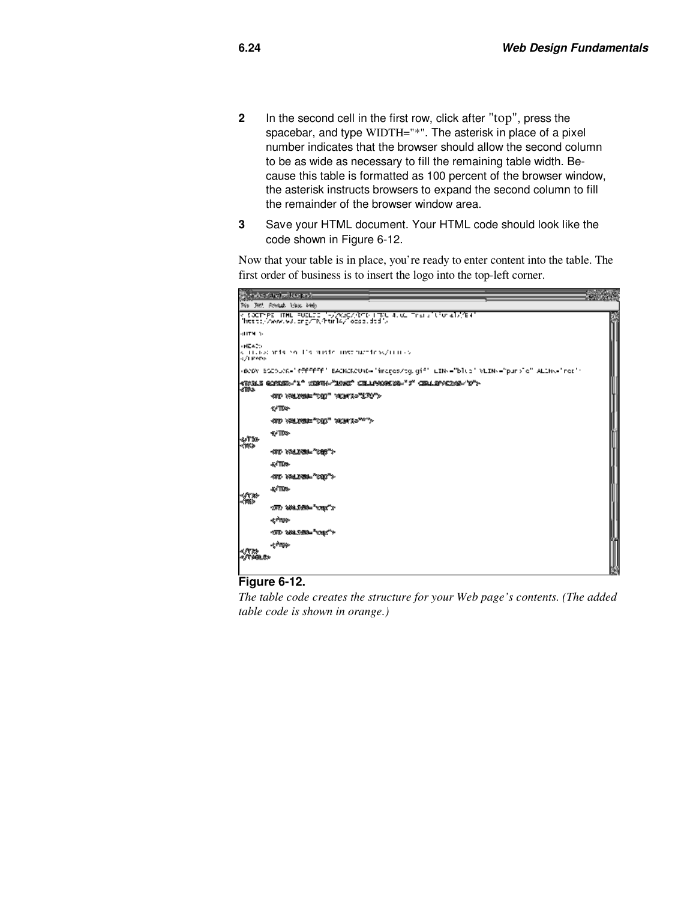2 In the second cell in the first row, click after "top", press the spacebar, and type WIDTH="*". The asterisk in place of a pixel number indicates that the browser should allow the second column to be as wide as necessary to fill the remaining table width. Because this table is formatted as 100 percent of the browser window, the asterisk instructs browsers to expand the second column to fill the remainder of the browser window area.

3 Save your HTML document. Your HTML code should look like the code shown in Figure 6-12.

Now that your table is in place, you're ready to enter content into the table. The first order of business is to insert the logo into the top-left corner.

**Figure 6-12.**

*The table code creates the structure for your Web page's contents. (The added table code is shown in orange.)*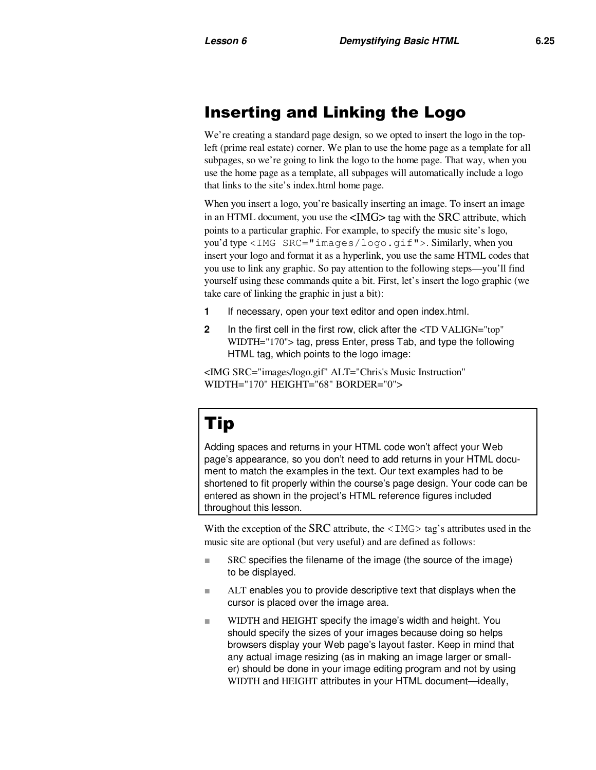## Inserting and Linking the Logo

We're creating a standard page design, so we opted to insert the logo in the top-left (prime real estate) corner. We plan to use the home page as a template for all subpages, so we're going to link the logo to the home page. That way, when you use the home page as a template, all subpages will automatically include a logo that links to the site's index.html home page.

When you insert a logo, you're basically inserting an image. To insert an image in an HTML document, you use the <IMG> tag with the SRC attribute, which points to a particular graphic. For example, to specify the music site's logo, you'd type `<IMG SRC="images/logo.gif">`. Similarly, when you insert your logo and format it as a hyperlink, you use the same HTML codes that you use to link any graphic. So pay attention to the following steps—you'll find yourself using these commands quite a bit. First, let's insert the logo graphic (we take care of linking the graphic in just a bit):

**1** If necessary, open your text editor and open index.html.

**2** In the first cell in the first row, click after the <TD VALIGN="top" WIDTH="170"> tag, press Enter, press Tab, and type the following HTML tag, which points to the logo image:

```
<IMG SRC="images/logo.gif" ALT="Chris's Music Instruction"
WIDTH="170" HEIGHT="68" BORDER="0">
```

> ## Tip
>
> Adding spaces and returns in your HTML code won't affect your Web page's appearance, so you don't need to add returns in your HTML document to match the examples in the text. Our text examples had to be shortened to fit properly within the course's page design. Your code can be entered as shown in the project's HTML reference figures included throughout this lesson.

With the exception of the SRC attribute, the `<IMG>` tag's attributes used in the music site are optional (but very useful) and are defined as follows:

- SRC specifies the filename of the image (the source of the image) to be displayed.
- ALT enables you to provide descriptive text that displays when the cursor is placed over the image area.
- WIDTH and HEIGHT specify the image's width and height. You should specify the sizes of your images because doing so helps browsers display your Web page's layout faster. Keep in mind that any actual image resizing (as in making an image larger or smaller) should be done in your image editing program and not by using WIDTH and HEIGHT attributes in your HTML document—ideally,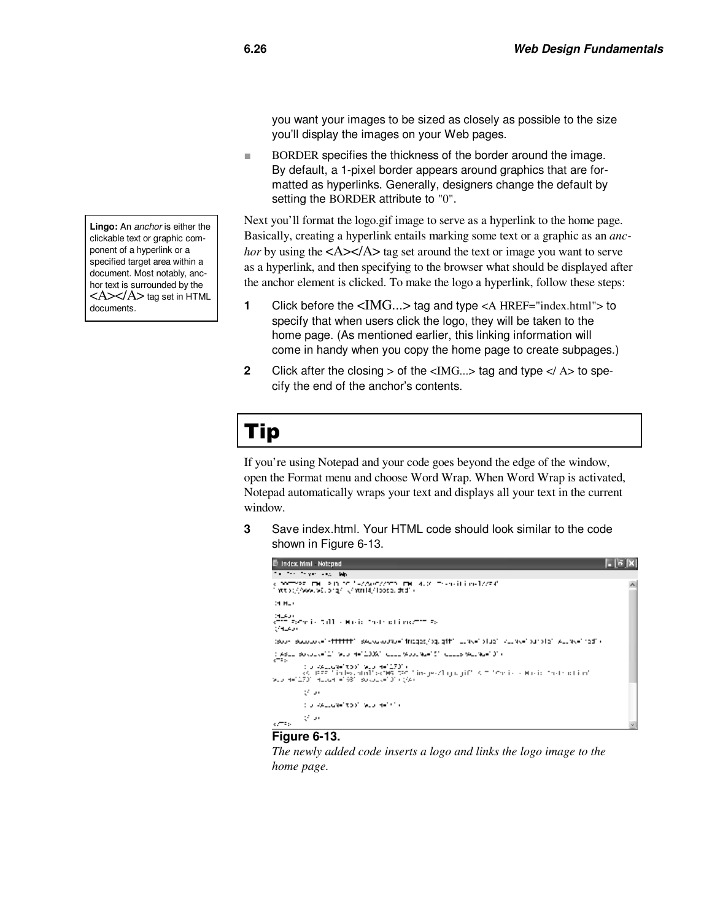you want your images to be sized as closely as possible to the size you'll display the images on your Web pages.

- BORDER specifies the thickness of the border around the image. By default, a 1-pixel border appears around graphics that are formatted as hyperlinks. Generally, designers change the default by setting the BORDER attribute to "0".

> **Lingo:** An *anchor* is either the clickable text or graphic component of a hyperlink or a specified target area within a document. Most notably, anchor text is surrounded by the <A></A> tag set in HTML documents.

Next you'll format the logo.gif image to serve as a hyperlink to the home page. Basically, creating a hyperlink entails marking some text or a graphic as an *anchor* by using the <A></A> tag set around the text or image you want to serve as a hyperlink, and then specifying to the browser what should be displayed after the anchor element is clicked. To make the logo a hyperlink, follow these steps:

**1** Click before the <IMG...> tag and type <A HREF="index.html"> to specify that when users click the logo, they will be taken to the home page. (As mentioned earlier, this linking information will come in handy when you copy the home page to create subpages.)

**2** Click after the closing > of the <IMG...> tag and type </ A> to specify the end of the anchor's contents.

## Tip

If you're using Notepad and your code goes beyond the edge of the window, open the Format menu and choose Word Wrap. When Word Wrap is activated, Notepad automatically wraps your text and displays all your text in the current window.

**3** Save index.html. Your HTML code should look similar to the code shown in Figure 6-13.

**Figure 6-13.**
*The newly added code inserts a logo and links the logo image to the home page.*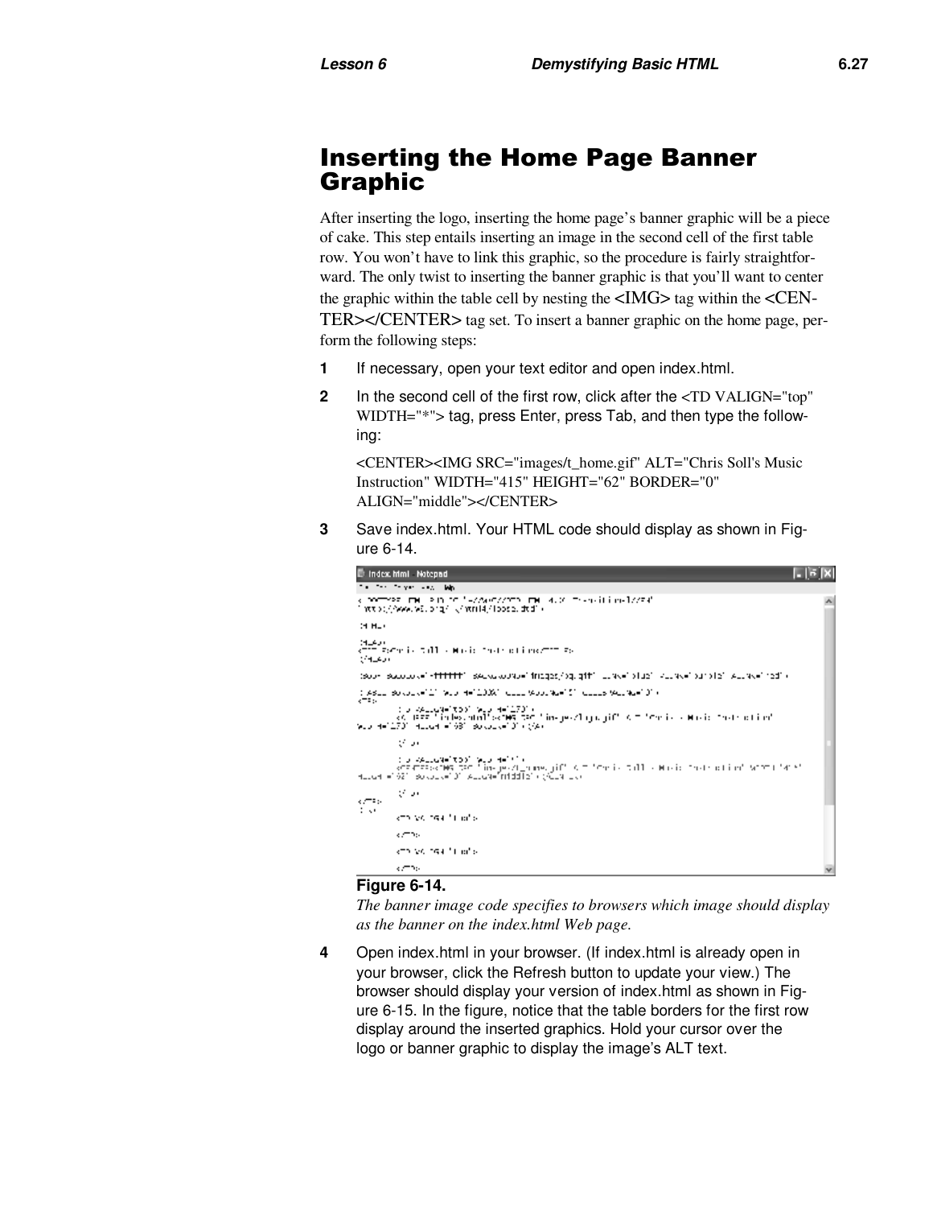## Inserting the Home Page Banner Graphic

After inserting the logo, inserting the home page's banner graphic will be a piece of cake. This step entails inserting an image in the second cell of the first table row. You won't have to link this graphic, so the procedure is fairly straightforward. The only twist to inserting the banner graphic is that you'll want to center the graphic within the table cell by nesting the <IMG> tag within the <CENTER></CENTER> tag set. To insert a banner graphic on the home page, perform the following steps:

1. If necessary, open your text editor and open index.html.
2. In the second cell of the first row, click after the <TD VALIGN="top" WIDTH="*"> tag, press Enter, press Tab, and then type the following:

   ```
   <CENTER><IMG SRC="images/t_home.gif" ALT="Chris Soll's Music Instruction" WIDTH="415" HEIGHT="62" BORDER="0" ALIGN="middle"></CENTER>
   ```

3. Save index.html. Your HTML code should display as shown in Figure 6-14.

**Figure 6-14.**
*The banner image code specifies to browsers which image should display as the banner on the index.html Web page.*

4. Open index.html in your browser. (If index.html is already open in your browser, click the Refresh button to update your view.) The browser should display your version of index.html as shown in Figure 6-15. In the figure, notice that the table borders for the first row display around the inserted graphics. Hold your cursor over the logo or banner graphic to display the image's ALT text.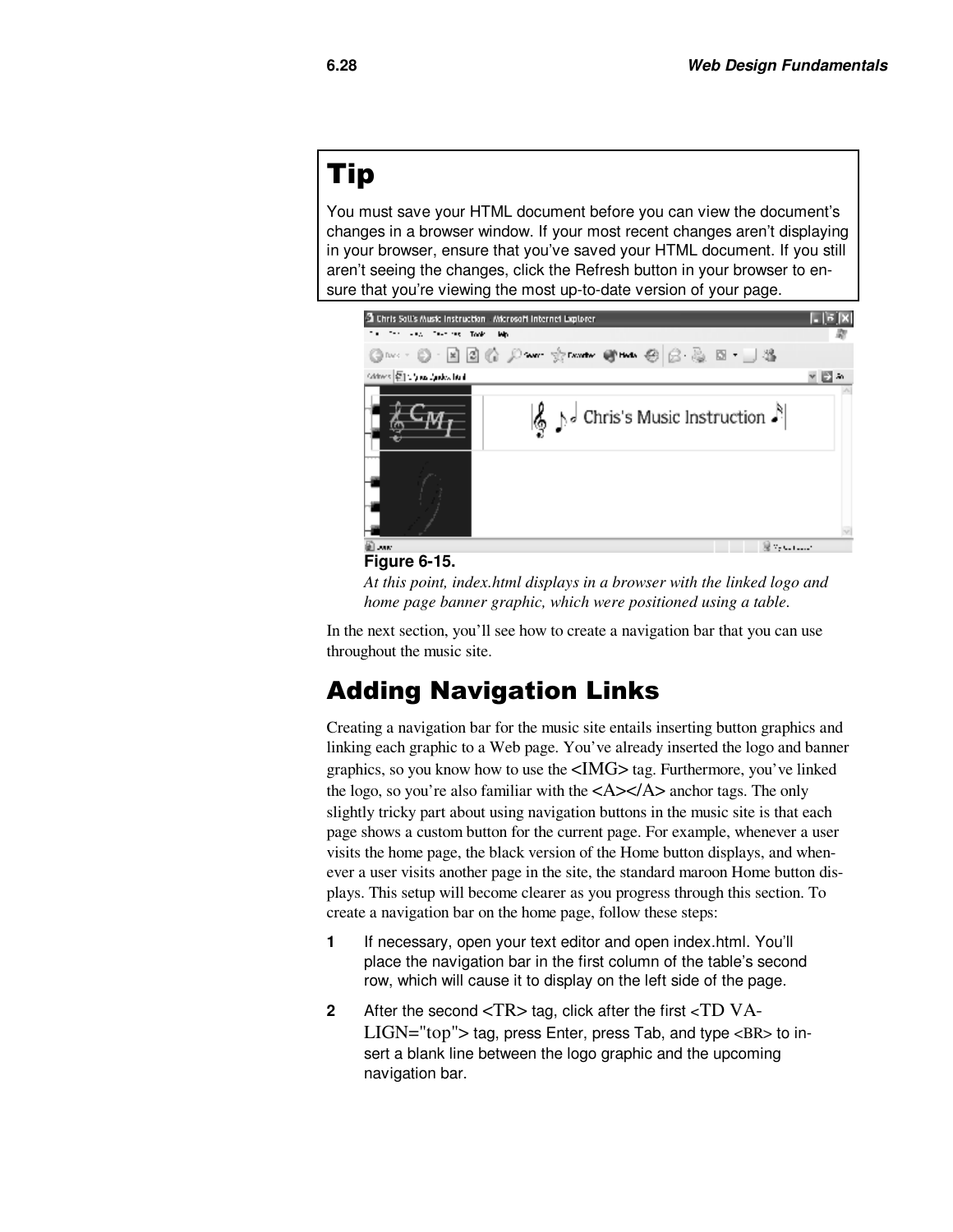## Tip

You must save your HTML document before you can view the document's changes in a browser window. If your most recent changes aren't displaying in your browser, ensure that you've saved your HTML document. If you still aren't seeing the changes, click the Refresh button in your browser to ensure that you're viewing the most up-to-date version of your page.

**Figure 6-15.**

*At this point, index.html displays in a browser with the linked logo and home page banner graphic, which were positioned using a table.*

In the next section, you'll see how to create a navigation bar that you can use throughout the music site.

## Adding Navigation Links

Creating a navigation bar for the music site entails inserting button graphics and linking each graphic to a Web page. You've already inserted the logo and banner graphics, so you know how to use the <IMG> tag. Furthermore, you've linked the logo, so you're also familiar with the <A></A> anchor tags. The only slightly tricky part about using navigation buttons in the music site is that each page shows a custom button for the current page. For example, whenever a user visits the home page, the black version of the Home button displays, and whenever a user visits another page in the site, the standard maroon Home button displays. This setup will become clearer as you progress through this section. To create a navigation bar on the home page, follow these steps:

1. If necessary, open your text editor and open index.html. You'll place the navigation bar in the first column of the table's second row, which will cause it to display on the left side of the page.
2. After the second <TR> tag, click after the first <TD VALIGN="top"> tag, press Enter, press Tab, and type <BR> to insert a blank line between the logo graphic and the upcoming navigation bar.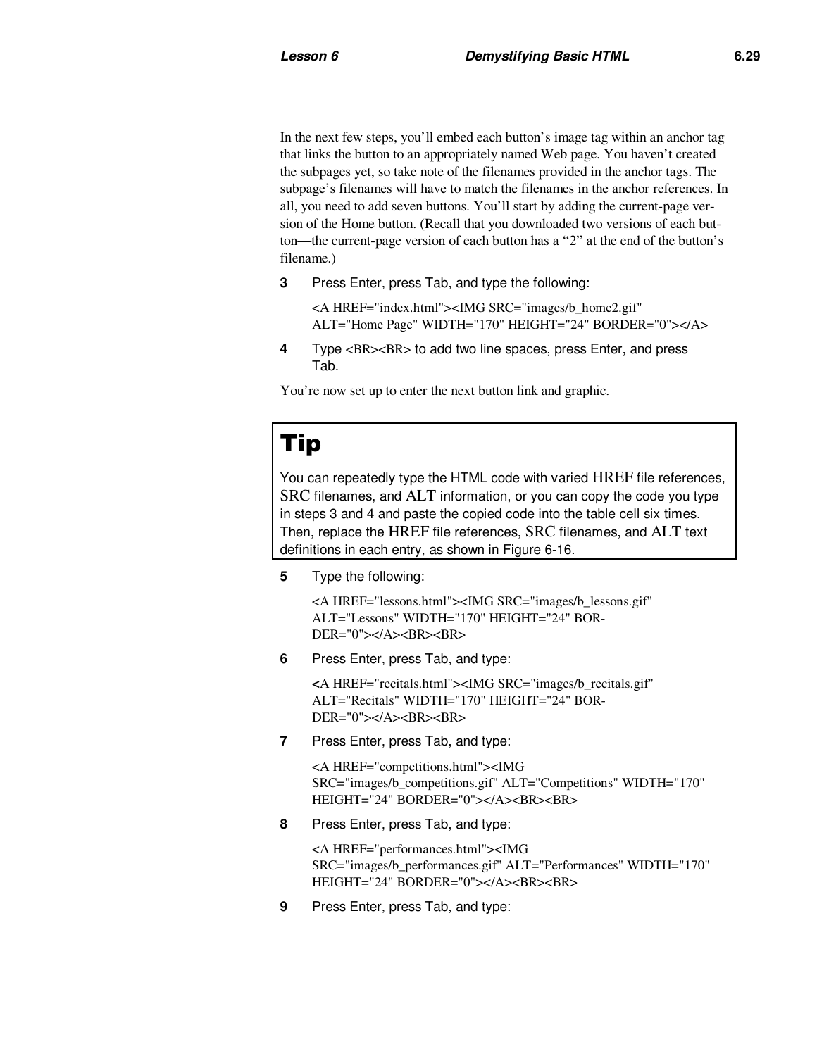In the next few steps, you'll embed each button's image tag within an anchor tag that links the button to an appropriately named Web page. You haven't created the subpages yet, so take note of the filenames provided in the anchor tags. The subpage's filenames will have to match the filenames in the anchor references. In all, you need to add seven buttons. You'll start by adding the current-page version of the Home button. (Recall that you downloaded two versions of each button—the current-page version of each button has a "2" at the end of the button's filename.)

**3** Press Enter, press Tab, and type the following:

```
<A HREF="index.html"><IMG SRC="images/b_home2.gif"
ALT="Home Page" WIDTH="170" HEIGHT="24" BORDER="0"></A>
```

**4** Type <BR><BR> to add two line spaces, press Enter, and press Tab.

You're now set up to enter the next button link and graphic.

> # Tip
>
> You can repeatedly type the HTML code with varied HREF file references, SRC filenames, and ALT information, or you can copy the code you type in steps 3 and 4 and paste the copied code into the table cell six times. Then, replace the HREF file references, SRC filenames, and ALT text definitions in each entry, as shown in Figure 6-16.

**5** Type the following:

```
<A HREF="lessons.html"><IMG SRC="images/b_lessons.gif"
ALT="Lessons" WIDTH="170" HEIGHT="24" BORDER="0"></A><BR><BR>
```

**6** Press Enter, press Tab, and type:

```
<A HREF="recitals.html"><IMG SRC="images/b_recitals.gif"
ALT="Recitals" WIDTH="170" HEIGHT="24" BORDER="0"></A><BR><BR>
```

**7** Press Enter, press Tab, and type:

```
<A HREF="competitions.html"><IMG
SRC="images/b_competitions.gif" ALT="Competitions" WIDTH="170"
HEIGHT="24" BORDER="0"></A><BR><BR>
```

**8** Press Enter, press Tab, and type:

```
<A HREF="performances.html"><IMG
SRC="images/b_performances.gif" ALT="Performances" WIDTH="170"
HEIGHT="24" BORDER="0"></A><BR><BR>
```

**9** Press Enter, press Tab, and type: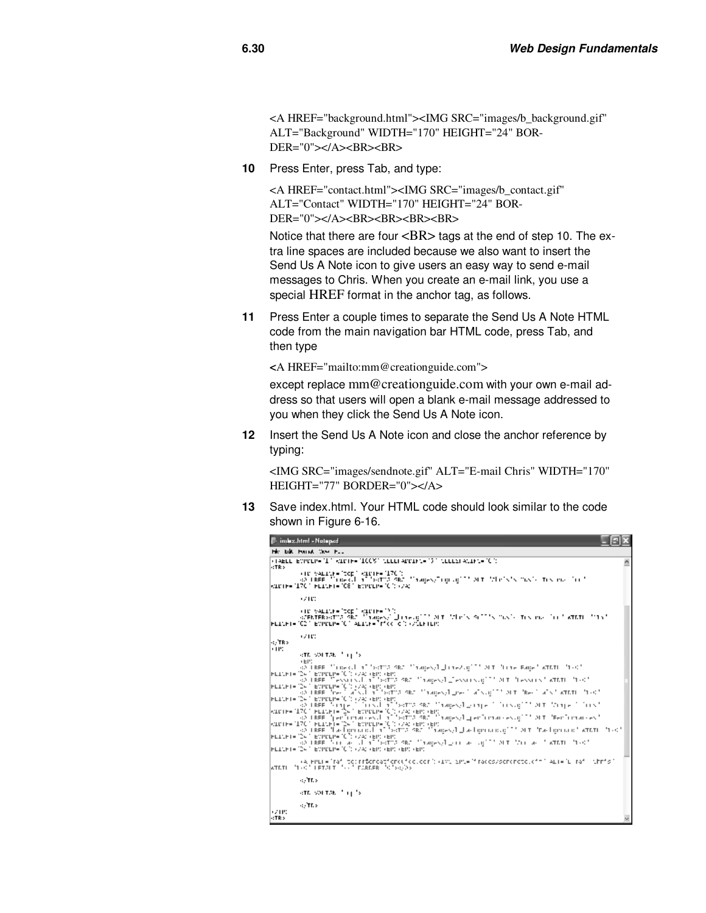```
<A HREF="background.html"><IMG SRC="images/b_background.gif"
ALT="Background" WIDTH="170" HEIGHT="24" BOR-
DER="0"></A><BR><BR>
```

**10** Press Enter, press Tab, and type:

```
<A HREF="contact.html"><IMG SRC="images/b_contact.gif"
ALT="Contact" WIDTH="170" HEIGHT="24" BOR-
DER="0"></A><BR><BR><BR><BR>
```

Notice that there are four <BR> tags at the end of step 10. The extra line spaces are included because we also want to insert the Send Us A Note icon to give users an easy way to send e-mail messages to Chris. When you create an e-mail link, you use a special HREF format in the anchor tag, as follows.

**11** Press Enter a couple times to separate the Send Us A Note HTML code from the main navigation bar HTML code, press Tab, and then type

```
<A HREF="mailto:mm@creationguide.com">
```

except replace mm@creationguide.com with your own e-mail address so that users will open a blank e-mail message addressed to you when they click the Send Us A Note icon.

**12** Insert the Send Us A Note icon and close the anchor reference by typing:

```
<IMG SRC="images/sendnote.gif" ALT="E-mail Chris" WIDTH="170"
HEIGHT="77" BORDER="0"></A>
```

**13** Save index.html. Your HTML code should look similar to the code shown in Figure 6-16.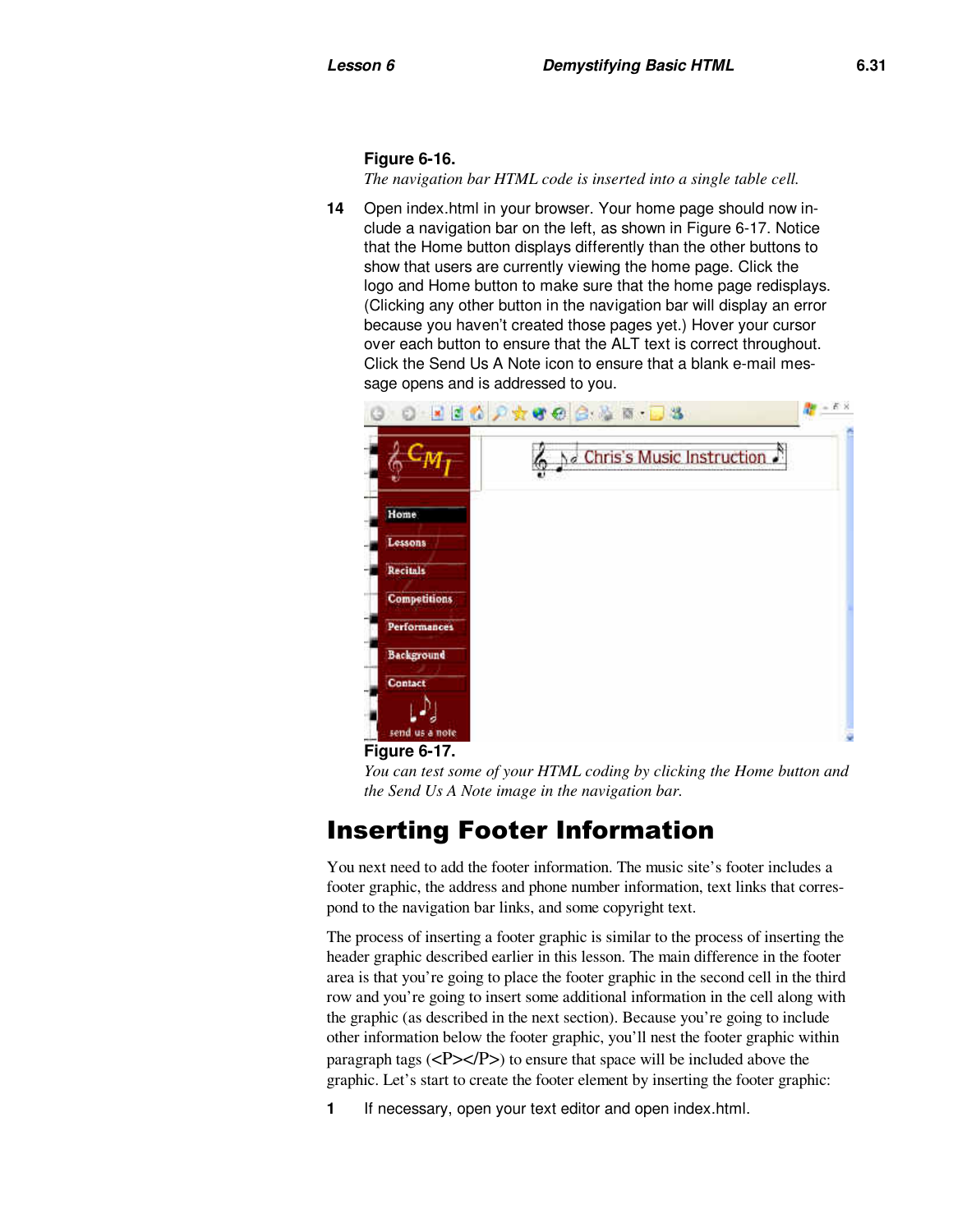**Figure 6-16.**
*The navigation bar HTML code is inserted into a single table cell.*

14 Open index.html in your browser. Your home page should now include a navigation bar on the left, as shown in Figure 6-17. Notice that the Home button displays differently than the other buttons to show that users are currently viewing the home page. Click the logo and Home button to make sure that the home page redisplays. (Clicking any other button in the navigation bar will display an error because you haven't created those pages yet.) Hover your cursor over each button to ensure that the ALT text is correct throughout. Click the Send Us A Note icon to ensure that a blank e-mail message opens and is addressed to you.

**Figure 6-17.**
*You can test some of your HTML coding by clicking the Home button and the Send Us A Note image in the navigation bar.*

# Inserting Footer Information

You next need to add the footer information. The music site's footer includes a footer graphic, the address and phone number information, text links that correspond to the navigation bar links, and some copyright text.

The process of inserting a footer graphic is similar to the process of inserting the header graphic described earlier in this lesson. The main difference in the footer area is that you're going to place the footer graphic in the second cell in the third row and you're going to insert some additional information in the cell along with the graphic (as described in the next section). Because you're going to include other information below the footer graphic, you'll nest the footer graphic within paragraph tags (<P></P>) to ensure that space will be included above the graphic. Let's start to create the footer element by inserting the footer graphic:

1 If necessary, open your text editor and open index.html.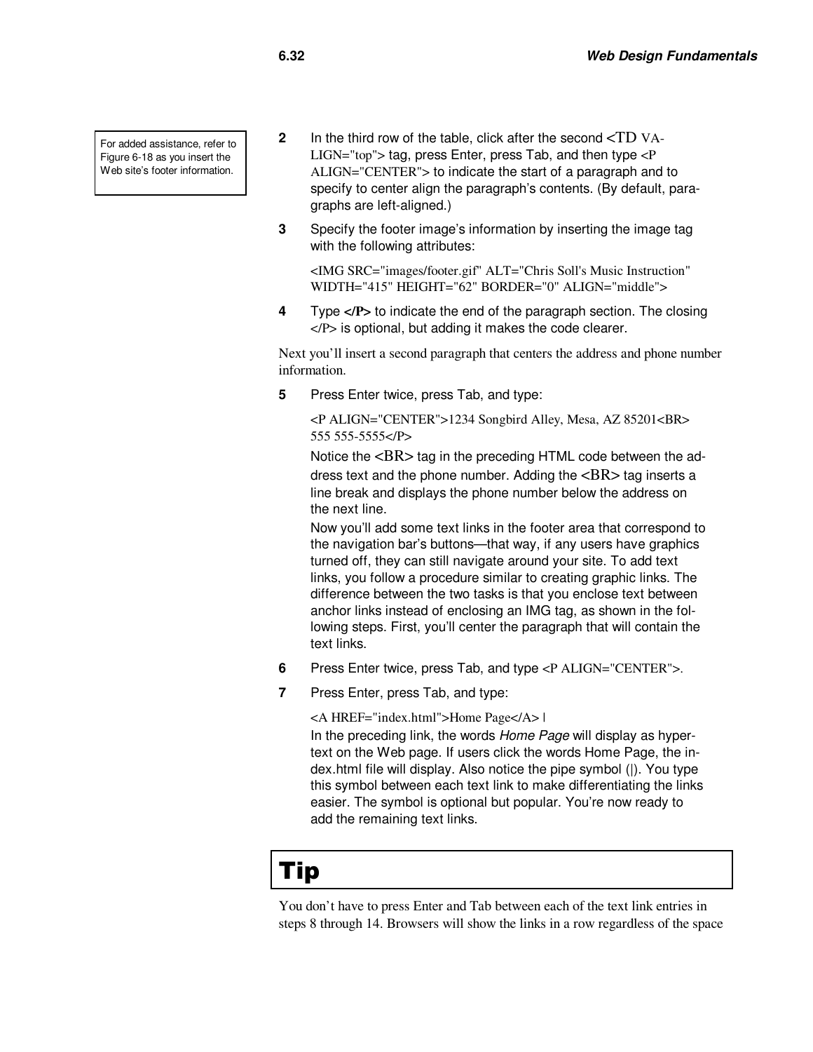For added assistance, refer to Figure 6-18 as you insert the Web site's footer information.

2. In the third row of the table, click after the second <TD VALIGN="top"> tag, press Enter, press Tab, and then type <P ALIGN="CENTER"> to indicate the start of a paragraph and to specify to center align the paragraph's contents. (By default, paragraphs are left-aligned.)

3. Specify the footer image's information by inserting the image tag with the following attributes:

   ```
   <IMG SRC="images/footer.gif" ALT="Chris Soll's Music Instruction"
   WIDTH="415" HEIGHT="62" BORDER="0" ALIGN="middle">
   ```

4. Type **</P>** to indicate the end of the paragraph section. The closing </P> is optional, but adding it makes the code clearer.

Next you'll insert a second paragraph that centers the address and phone number information.

5. Press Enter twice, press Tab, and type:

   ```
   <P ALIGN="CENTER">1234 Songbird Alley, Mesa, AZ 85201<BR>
   555 555-5555</P>
   ```

   Notice the <BR> tag in the preceding HTML code between the address text and the phone number. Adding the <BR> tag inserts a line break and displays the phone number below the address on the next line.

   Now you'll add some text links in the footer area that correspond to the navigation bar's buttons—that way, if any users have graphics turned off, they can still navigate around your site. To add text links, you follow a procedure similar to creating graphic links. The difference between the two tasks is that you enclose text between anchor links instead of enclosing an IMG tag, as shown in the following steps. First, you'll center the paragraph that will contain the text links.

6. Press Enter twice, press Tab, and type <P ALIGN="CENTER">.

7. Press Enter, press Tab, and type:

   ```
   <A HREF="index.html">Home Page</A> |
   ```

   In the preceding link, the words *Home Page* will display as hypertext on the Web page. If users click the words Home Page, the index.html file will display. Also notice the pipe symbol (|). You type this symbol between each text link to make differentiating the links easier. The symbol is optional but popular. You're now ready to add the remaining text links.

## Tip

You don't have to press Enter and Tab between each of the text link entries in steps 8 through 14. Browsers will show the links in a row regardless of the space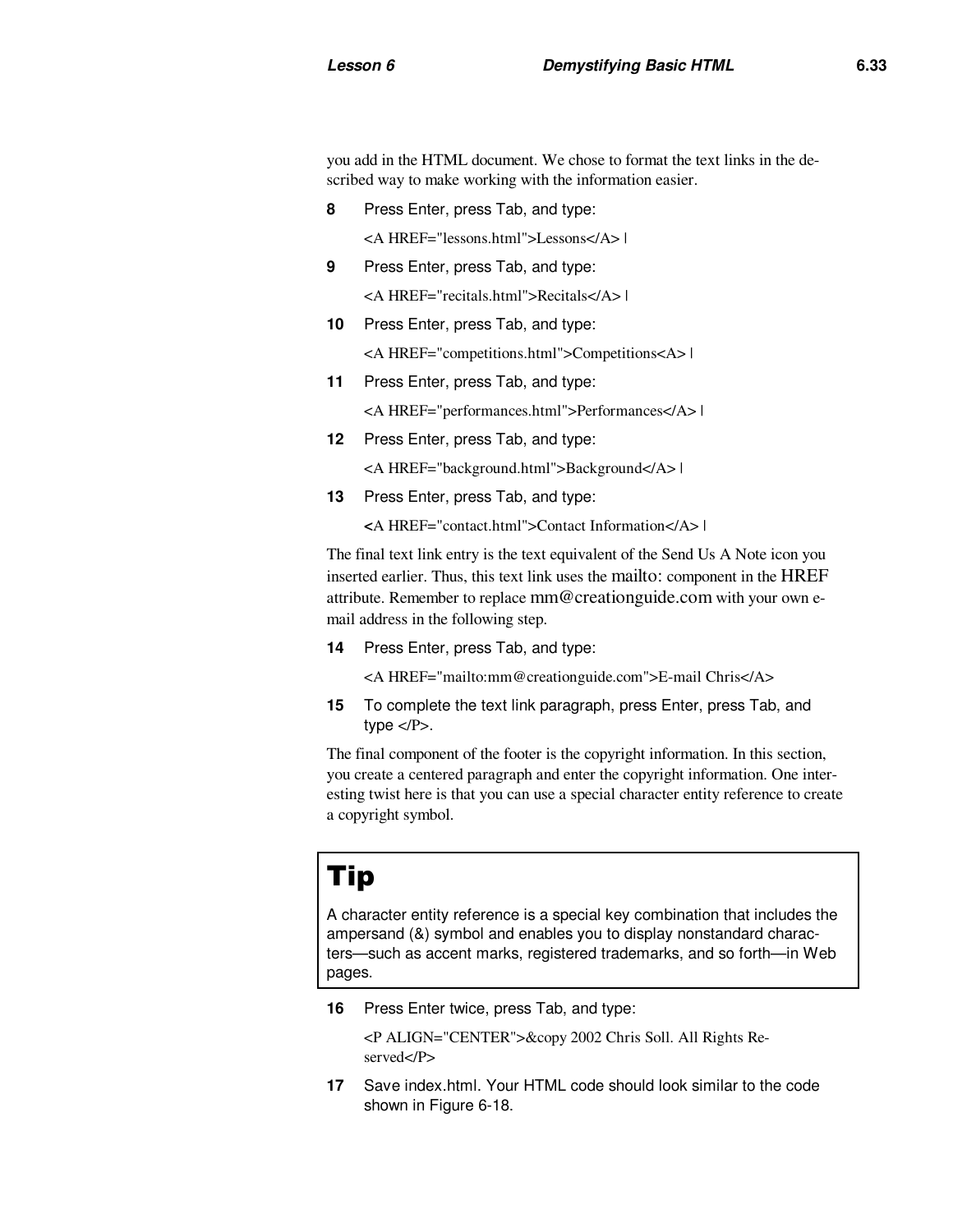you add in the HTML document. We chose to format the text links in the described way to make working with the information easier.

**8** Press Enter, press Tab, and type:

<A HREF="lessons.html">Lessons</A> |

**9** Press Enter, press Tab, and type:

<A HREF="recitals.html">Recitals</A> |

**10** Press Enter, press Tab, and type:

<A HREF="competitions.html">Competitions<A> |

**11** Press Enter, press Tab, and type:

<A HREF="performances.html">Performances</A> |

**12** Press Enter, press Tab, and type:

<A HREF="background.html">Background</A> |

**13** Press Enter, press Tab, and type:

<A HREF="contact.html">Contact Information</A> |

The final text link entry is the text equivalent of the Send Us A Note icon you inserted earlier. Thus, this text link uses the mailto: component in the HREF attribute. Remember to replace mm@creationguide.com with your own e-mail address in the following step.

**14** Press Enter, press Tab, and type:

<A HREF="mailto:mm@creationguide.com">E-mail Chris</A>

**15** To complete the text link paragraph, press Enter, press Tab, and type </P>.

The final component of the footer is the copyright information. In this section, you create a centered paragraph and enter the copyright information. One interesting twist here is that you can use a special character entity reference to create a copyright symbol.

> # Tip
>
> A character entity reference is a special key combination that includes the ampersand (&) symbol and enables you to display nonstandard characters—such as accent marks, registered trademarks, and so forth—in Web pages.

**16** Press Enter twice, press Tab, and type:

<P ALIGN="CENTER">&copy 2002 Chris Soll. All Rights Reserved</P>

**17** Save index.html. Your HTML code should look similar to the code shown in Figure 6-18.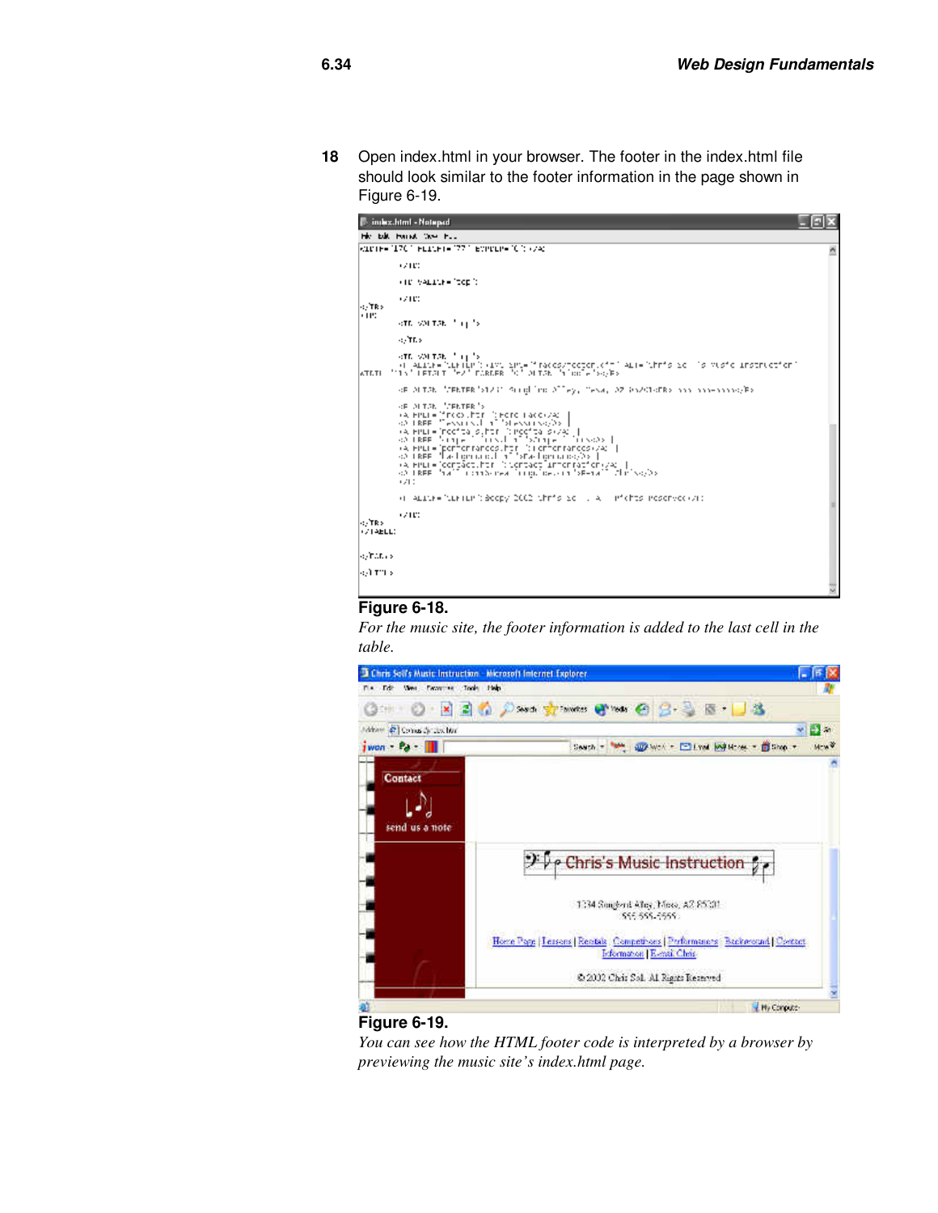18 Open index.html in your browser. The footer in the index.html file should look similar to the footer information in the page shown in Figure 6-19.

**Figure 6-18.**

*For the music site, the footer information is added to the last cell in the table.*

**Figure 6-19.**

*You can see how the HTML footer code is interpreted by a browser by previewing the music site's index.html page.*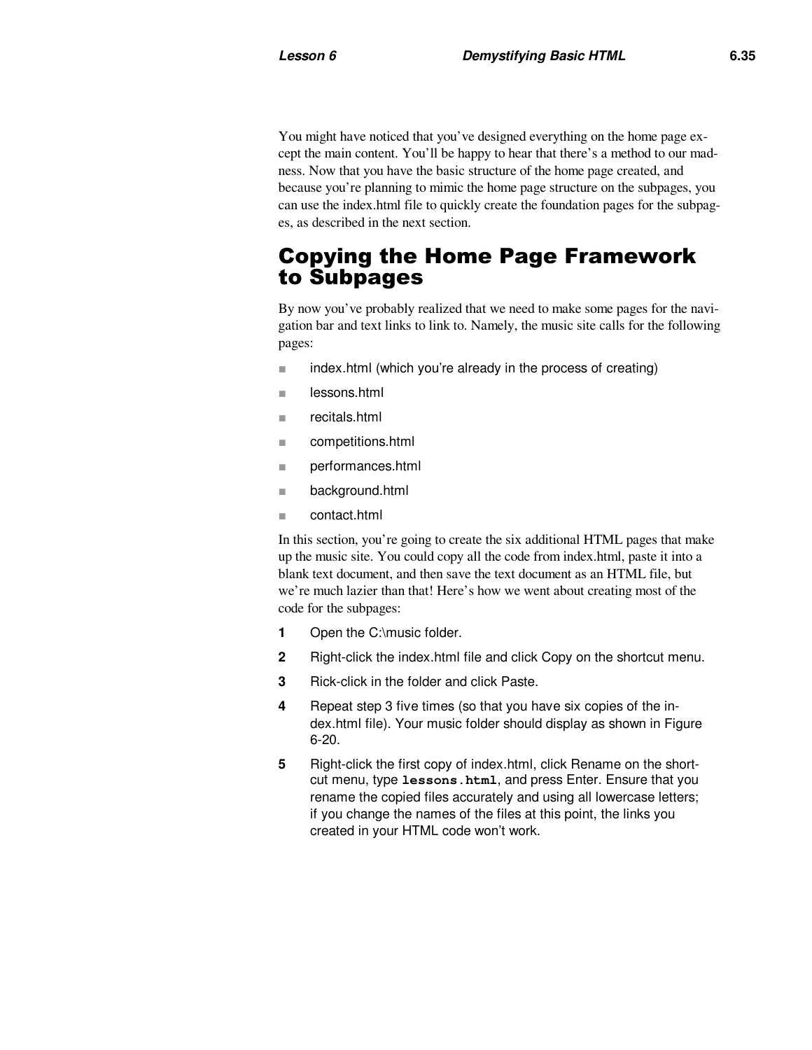You might have noticed that you've designed everything on the home page except the main content. You'll be happy to hear that there's a method to our madness. Now that you have the basic structure of the home page created, and because you're planning to mimic the home page structure on the subpages, you can use the index.html file to quickly create the foundation pages for the subpages, as described in the next section.

## Copying the Home Page Framework to Subpages

By now you've probably realized that we need to make some pages for the navigation bar and text links to link to. Namely, the music site calls for the following pages:

- index.html (which you're already in the process of creating)
- lessons.html
- recitals.html
- competitions.html
- performances.html
- background.html
- contact.html

In this section, you're going to create the six additional HTML pages that make up the music site. You could copy all the code from index.html, paste it into a blank text document, and then save the text document as an HTML file, but we're much lazier than that! Here's how we went about creating most of the code for the subpages:

1. Open the C:\music folder.
2. Right-click the index.html file and click Copy on the shortcut menu.
3. Rick-click in the folder and click Paste.
4. Repeat step 3 five times (so that you have six copies of the index.html file). Your music folder should display as shown in Figure 6-20.
5. Right-click the first copy of index.html, click Rename on the shortcut menu, type **`lessons.html`**, and press Enter. Ensure that you rename the copied files accurately and using all lowercase letters; if you change the names of the files at this point, the links you created in your HTML code won't work.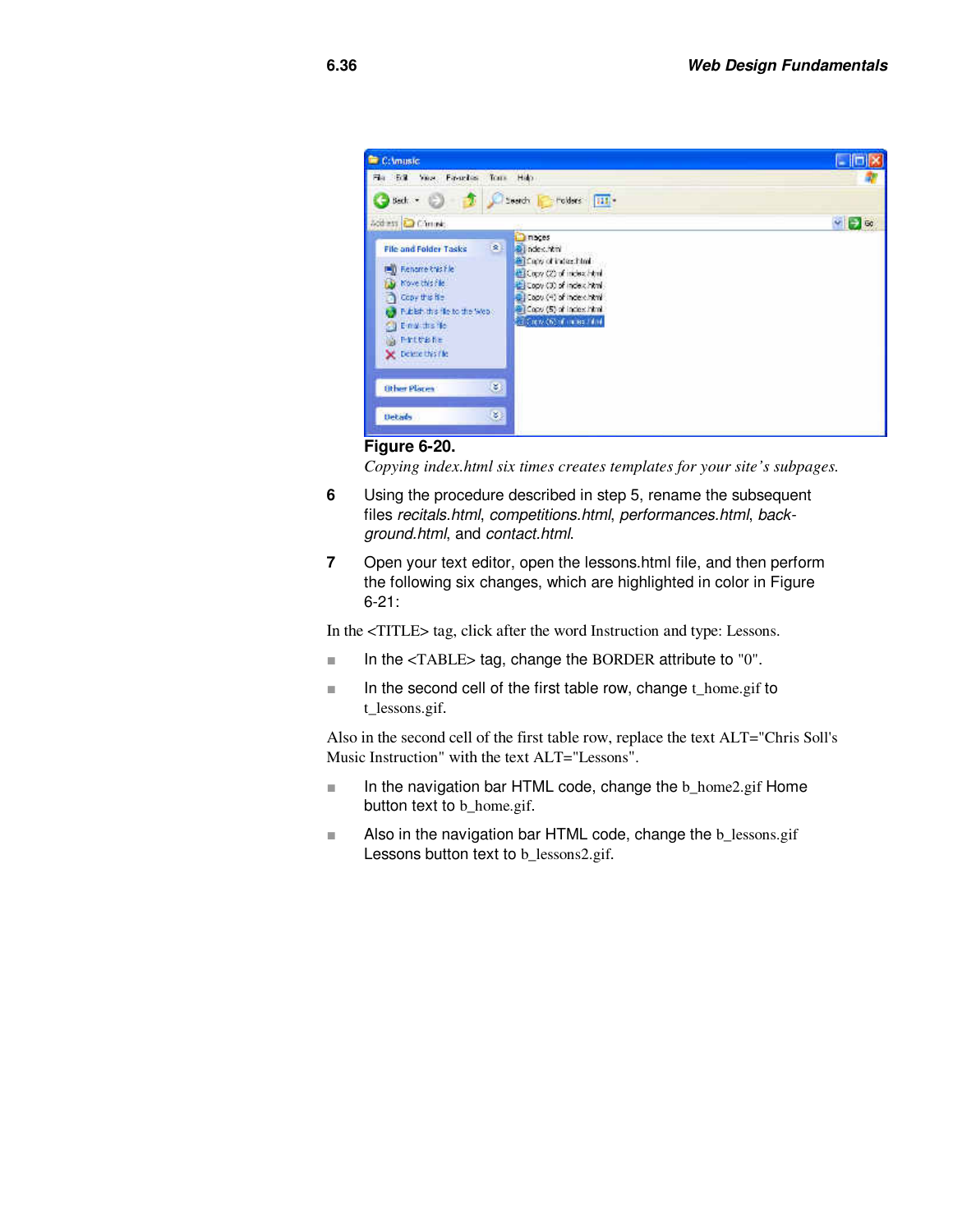**Figure 6-20.**

*Copying index.html six times creates templates for your site's subpages.*

**6** Using the procedure described in step 5, rename the subsequent files *recitals.html*, *competitions.html*, *performances.html*, *background.html*, and *contact.html*.

**7** Open your text editor, open the lessons.html file, and then perform the following six changes, which are highlighted in color in Figure 6-21:

In the <TITLE> tag, click after the word Instruction and type: Lessons.

- In the <TABLE> tag, change the BORDER attribute to "0".
- In the second cell of the first table row, change t_home.gif to t_lessons.gif.

Also in the second cell of the first table row, replace the text ALT="Chris Soll's Music Instruction" with the text ALT="Lessons".

- In the navigation bar HTML code, change the b_home2.gif Home button text to b_home.gif.
- Also in the navigation bar HTML code, change the b_lessons.gif Lessons button text to b_lessons2.gif.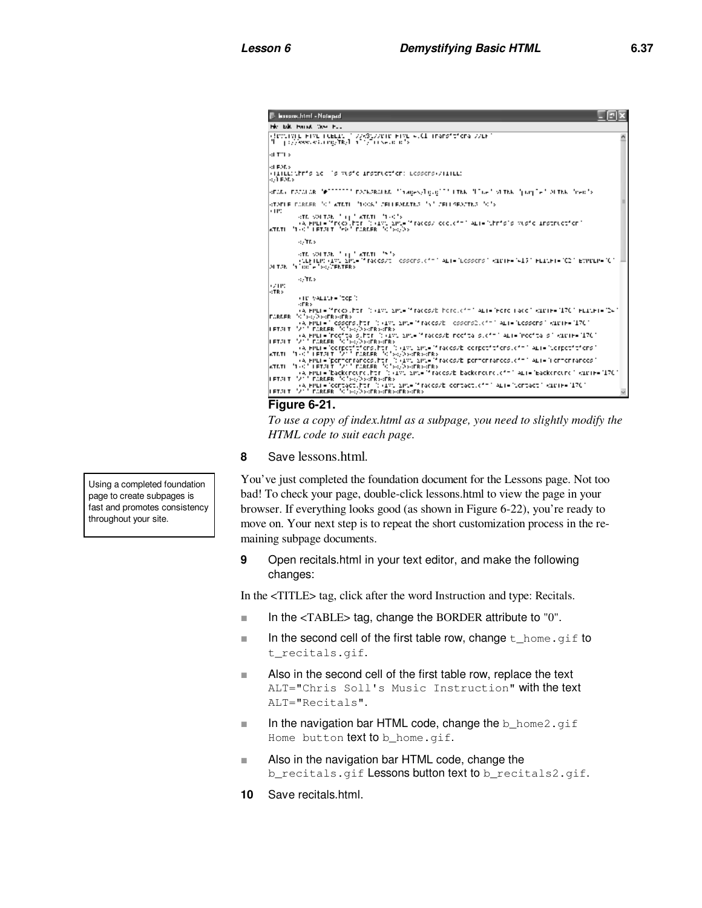**Figure 6-21.**

*To use a copy of index.html as a subpage, you need to slightly modify the HTML code to suit each page.*

**8** Save lessons.html.

> Using a completed foundation page to create subpages is fast and promotes consistency throughout your site.

You've just completed the foundation document for the Lessons page. Not too bad! To check your page, double-click lessons.html to view the page in your browser. If everything looks good (as shown in Figure 6-22), you're ready to move on. Your next step is to repeat the short customization process in the remaining subpage documents.

**9** Open recitals.html in your text editor, and make the following changes:

In the <TITLE> tag, click after the word Instruction and type: Recitals.

- In the <TABLE> tag, change the BORDER attribute to "0".
- In the second cell of the first table row, change `t_home.gif` to `t_recitals.gif`.
- Also in the second cell of the first table row, replace the text `ALT="Chris Soll's Music Instruction"` with the text `ALT="Recitals"`.
- In the navigation bar HTML code, change the `b_home2.gif Home button` text to `b_home.gif`.
- Also in the navigation bar HTML code, change the `b_recitals.gif` Lessons button text to `b_recitals2.gif`.

**10** Save recitals.html.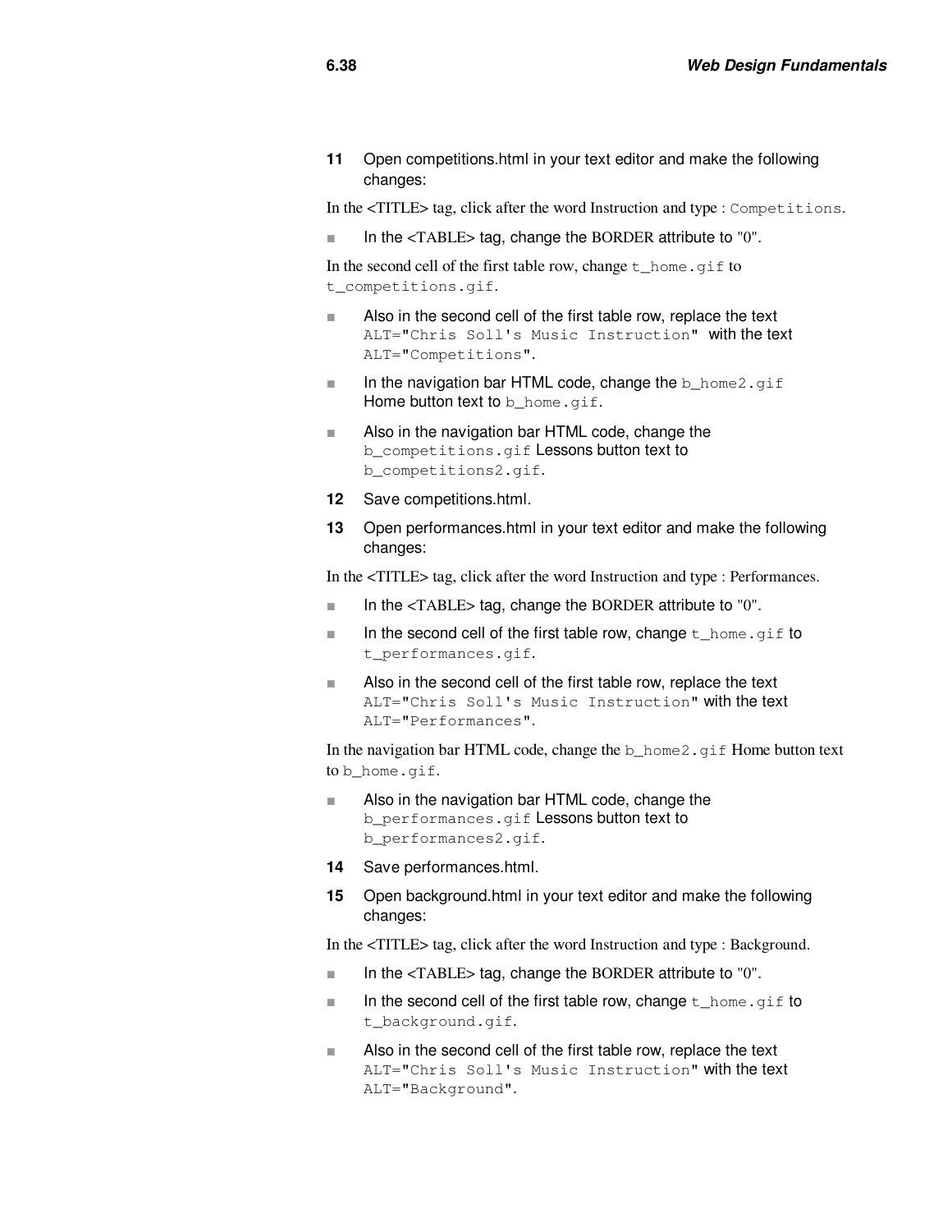**11** Open competitions.html in your text editor and make the following changes:

In the <TITLE> tag, click after the word Instruction and type : `Competitions`.

- In the <TABLE> tag, change the BORDER attribute to "0".

In the second cell of the first table row, change `t_home.gif` to `t_competitions.gif`.

- Also in the second cell of the first table row, replace the text `ALT="Chris Soll's Music Instruction"` with the text `ALT="Competitions"`.
- In the navigation bar HTML code, change the `b_home2.gif` Home button text to `b_home.gif`.
- Also in the navigation bar HTML code, change the `b_competitions.gif` Lessons button text to `b_competitions2.gif`.

**12** Save competitions.html.

**13** Open performances.html in your text editor and make the following changes:

In the <TITLE> tag, click after the word Instruction and type : Performances.

- In the <TABLE> tag, change the BORDER attribute to "0".
- In the second cell of the first table row, change `t_home.gif` to `t_performances.gif`.
- Also in the second cell of the first table row, replace the text `ALT="Chris Soll's Music Instruction"` with the text `ALT="Performances"`.

In the navigation bar HTML code, change the `b_home2.gif` Home button text to `b_home.gif`.

- Also in the navigation bar HTML code, change the `b_performances.gif` Lessons button text to `b_performances2.gif`.

**14** Save performances.html.

**15** Open background.html in your text editor and make the following changes:

In the <TITLE> tag, click after the word Instruction and type : Background.

- In the <TABLE> tag, change the BORDER attribute to "0".
- In the second cell of the first table row, change `t_home.gif` to `t_background.gif`.
- Also in the second cell of the first table row, replace the text `ALT="Chris Soll's Music Instruction"` with the text `ALT="Background"`.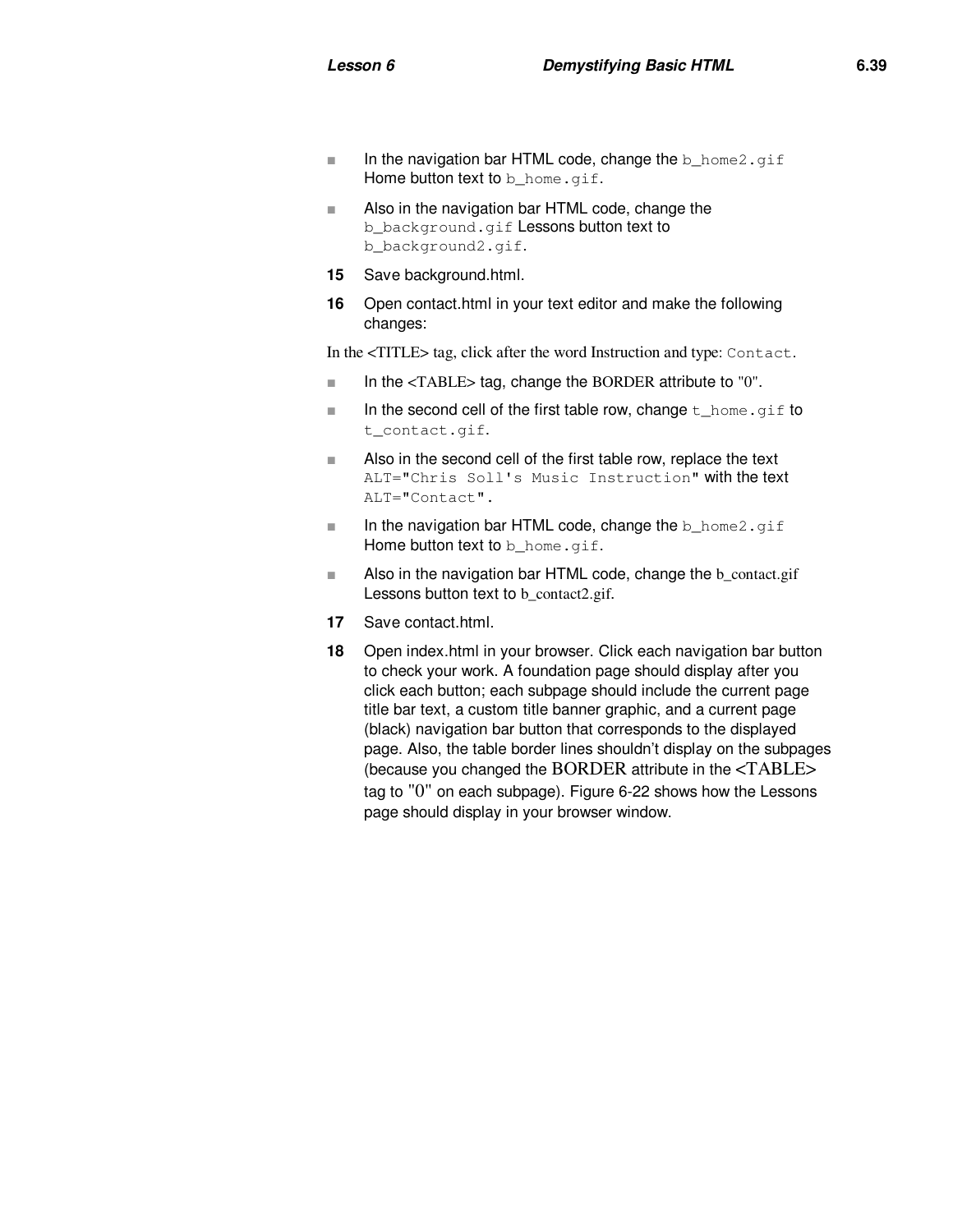- In the navigation bar HTML code, change the `b_home2.gif` Home button text to `b_home.gif`.
- Also in the navigation bar HTML code, change the `b_background.gif` Lessons button text to `b_background2.gif`.

**15** Save background.html.

**16** Open contact.html in your text editor and make the following changes:

In the <TITLE> tag, click after the word Instruction and type: `Contact`.

- In the <TABLE> tag, change the BORDER attribute to "0".
- In the second cell of the first table row, change `t_home.gif` to `t_contact.gif`.
- Also in the second cell of the first table row, replace the text `ALT="Chris Soll's Music Instruction"` with the text `ALT="Contact"`.
- In the navigation bar HTML code, change the `b_home2.gif` Home button text to `b_home.gif`.
- Also in the navigation bar HTML code, change the b_contact.gif Lessons button text to b_contact2.gif.

**17** Save contact.html.

**18** Open index.html in your browser. Click each navigation bar button to check your work. A foundation page should display after you click each button; each subpage should include the current page title bar text, a custom title banner graphic, and a current page (black) navigation bar button that corresponds to the displayed page. Also, the table border lines shouldn't display on the subpages (because you changed the BORDER attribute in the <TABLE> tag to "0" on each subpage). Figure 6-22 shows how the Lessons page should display in your browser window.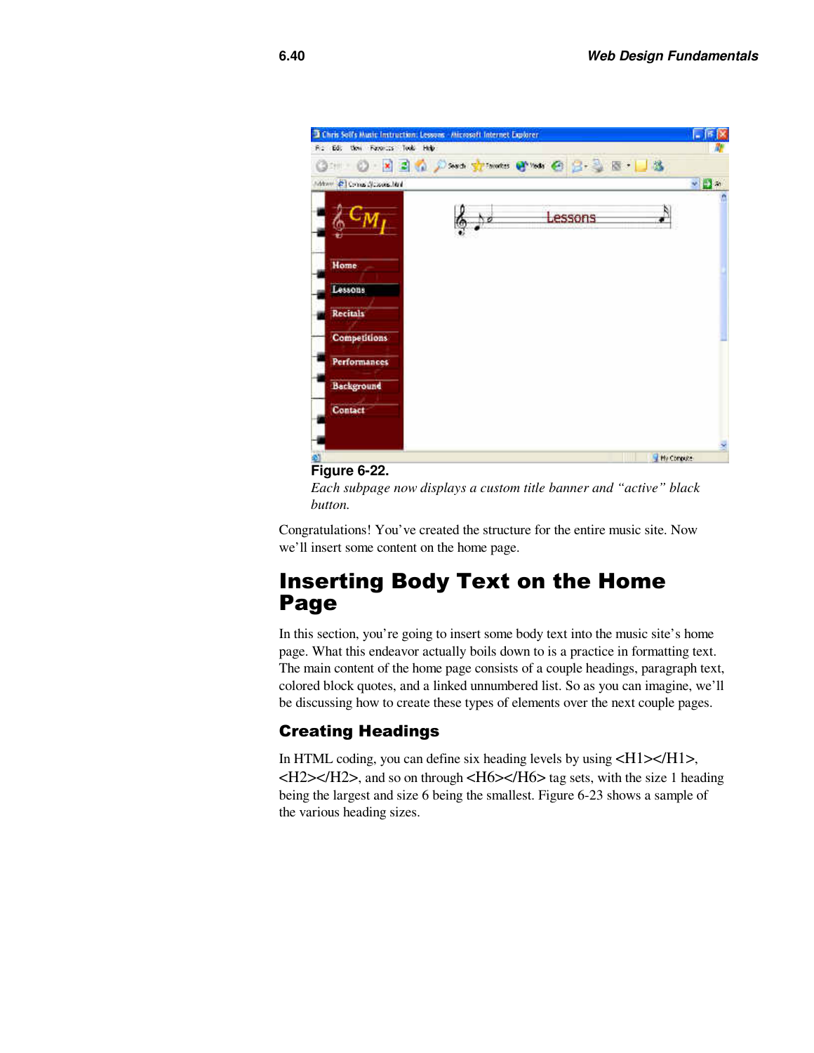**Figure 6-22.**

*Each subpage now displays a custom title banner and "active" black button.*

Congratulations! You've created the structure for the entire music site. Now we'll insert some content on the home page.

# Inserting Body Text on the Home Page

In this section, you're going to insert some body text into the music site's home page. What this endeavor actually boils down to is a practice in formatting text. The main content of the home page consists of a couple headings, paragraph text, colored block quotes, and a linked unnumbered list. So as you can imagine, we'll be discussing how to create these types of elements over the next couple pages.

## Creating Headings

In HTML coding, you can define six heading levels by using <H1></H1>, <H2></H2>, and so on through <H6></H6> tag sets, with the size 1 heading being the largest and size 6 being the smallest. Figure 6-23 shows a sample of the various heading sizes.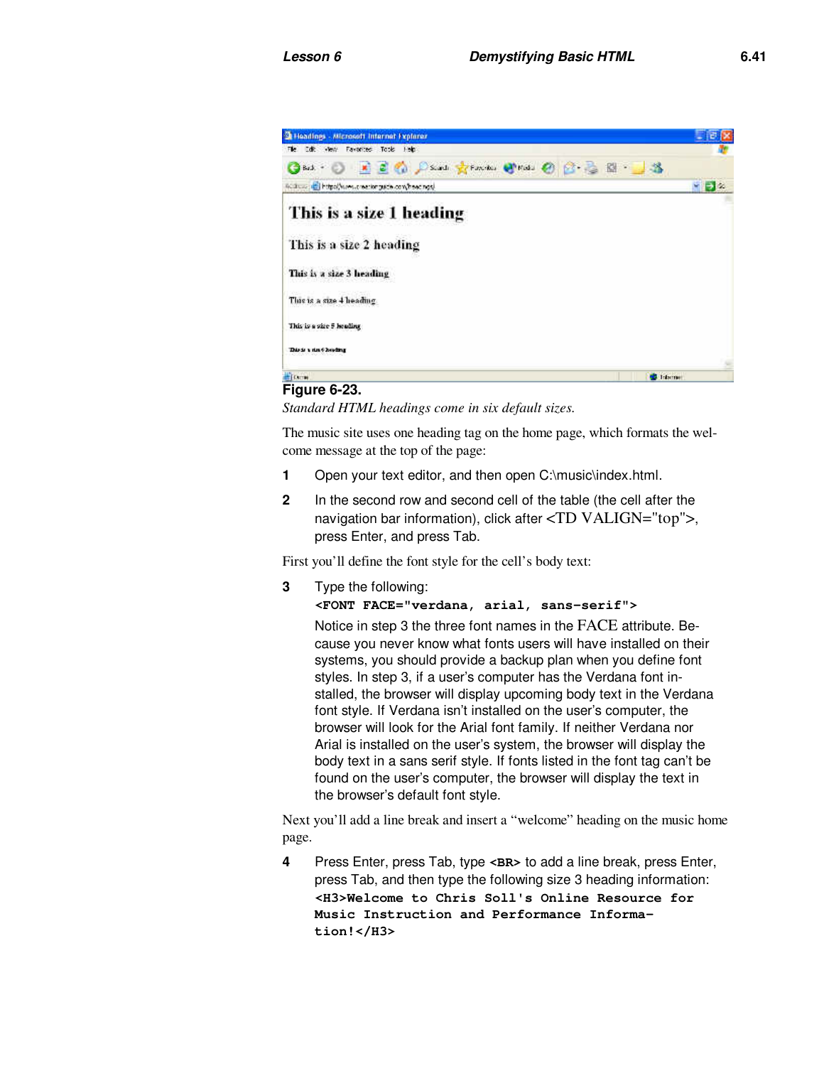**Figure 6-23.**

*Standard HTML headings come in six default sizes.*

The music site uses one heading tag on the home page, which formats the welcome message at the top of the page:

1. Open your text editor, and then open C:\music\index.html.
2. In the second row and second cell of the table (the cell after the navigation bar information), click after <TD VALIGN="top">, press Enter, and press Tab.

First you'll define the font style for the cell's body text:

3. Type the following:

   **`<FONT FACE="verdana, arial, sans-serif">`**

   Notice in step 3 the three font names in the FACE attribute. Because you never know what fonts users will have installed on their systems, you should provide a backup plan when you define font styles. In step 3, if a user's computer has the Verdana font installed, the browser will display upcoming body text in the Verdana font style. If Verdana isn't installed on the user's computer, the browser will look for the Arial font family. If neither Verdana nor Arial is installed on the user's system, the browser will display the body text in a sans serif style. If fonts listed in the font tag can't be found on the user's computer, the browser will display the text in the browser's default font style.

Next you'll add a line break and insert a "welcome" heading on the music home page.

4. Press Enter, press Tab, type **`<BR>`** to add a line break, press Enter, press Tab, and then type the following size 3 heading information:

   **`<H3>Welcome to Chris Soll's Online Resource for Music Instruction and Performance Information!</H3>`**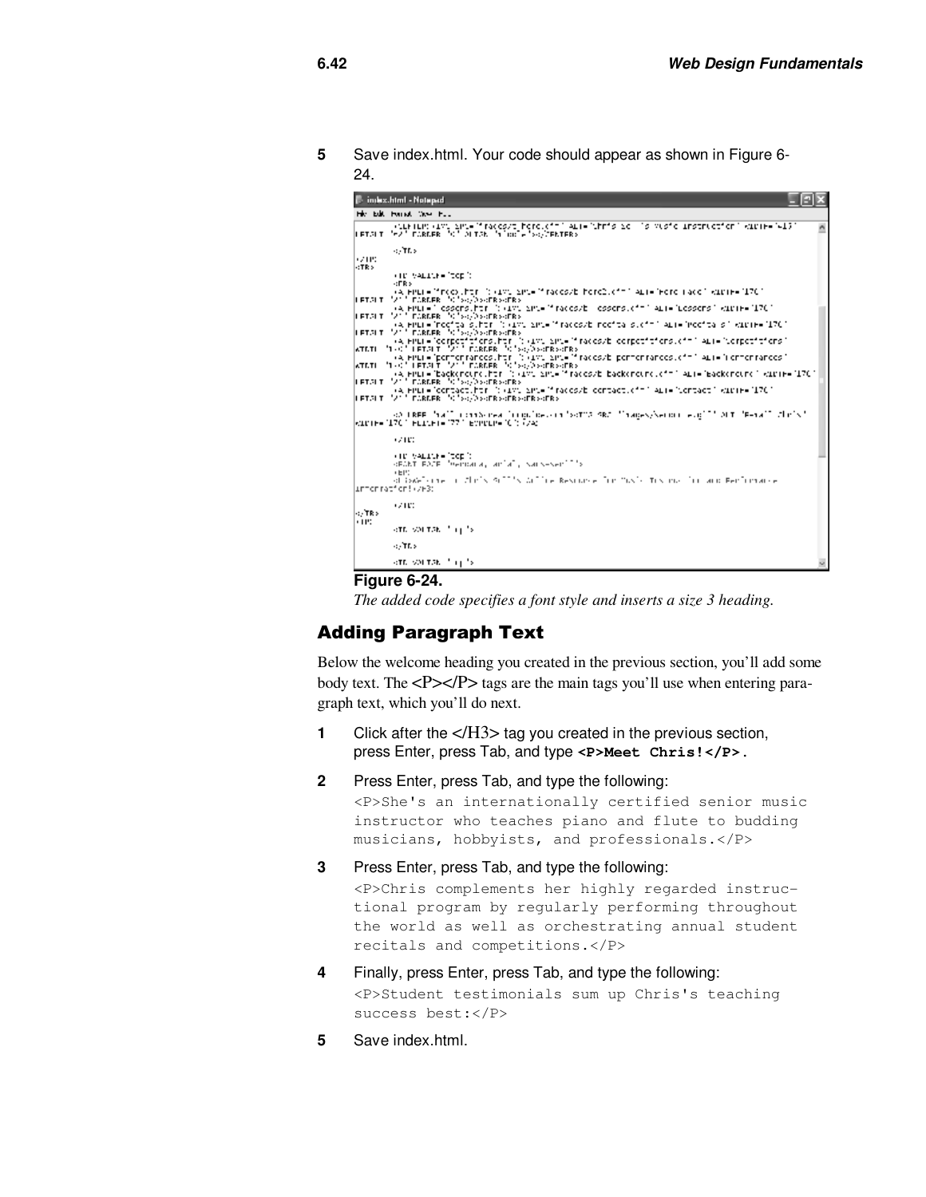5 Save index.html. Your code should appear as shown in Figure 6-24.

**Figure 6-24.**
*The added code specifies a font style and inserts a size 3 heading.*

## Adding Paragraph Text

Below the welcome heading you created in the previous section, you'll add some body text. The <P></P> tags are the main tags you'll use when entering paragraph text, which you'll do next.

1 Click after the </H3> tag you created in the previous section, press Enter, press Tab, and type **`<P>Meet Chris!</P>`**.

2 Press Enter, press Tab, and type the following:

```
<P>She's an internationally certified senior music
instructor who teaches piano and flute to budding
musicians, hobbyists, and professionals.</P>
```

3 Press Enter, press Tab, and type the following:

```
<P>Chris complements her highly regarded instruc-
tional program by regularly performing throughout
the world as well as orchestrating annual student
recitals and competitions.</P>
```

4 Finally, press Enter, press Tab, and type the following:

```
<P>Student testimonials sum up Chris's teaching
success best:</P>
```

5 Save index.html.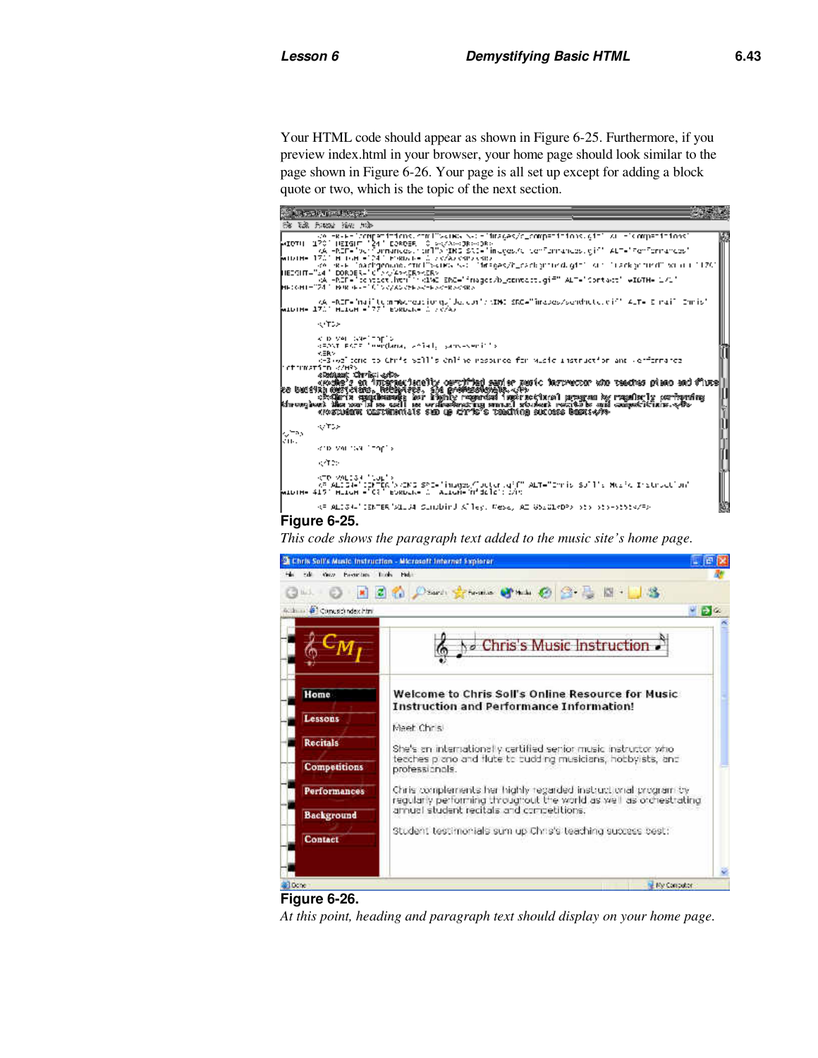Your HTML code should appear as shown in Figure 6-25. Furthermore, if you preview index.html in your browser, your home page should look similar to the page shown in Figure 6-26. Your page is all set up except for adding a block quote or two, which is the topic of the next section.

**Figure 6-25.**

*This code shows the paragraph text added to the music site's home page.*

**Figure 6-26.**

*At this point, heading and paragraph text should display on your home page.*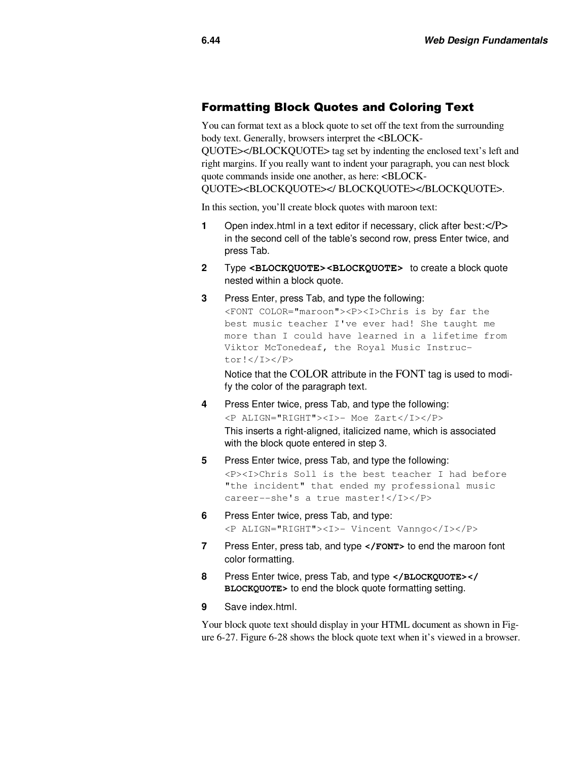## Formatting Block Quotes and Coloring Text

You can format text as a block quote to set off the text from the surrounding body text. Generally, browsers interpret the <BLOCKQUOTE></BLOCKQUOTE> tag set by indenting the enclosed text's left and right margins. If you really want to indent your paragraph, you can nest block quote commands inside one another, as here: <BLOCKQUOTE><BLOCKQUOTE></ BLOCKQUOTE></BLOCKQUOTE>.

In this section, you'll create block quotes with maroon text:

1. Open index.html in a text editor if necessary, click after best:</P> in the second cell of the table's second row, press Enter twice, and press Tab.
2. Type **<BLOCKQUOTE><BLOCKQUOTE>** to create a block quote nested within a block quote.
3. Press Enter, press Tab, and type the following:
   ```
   <FONT COLOR="maroon"><P><I>Chris is by far the
   best music teacher I've ever had! She taught me
   more than I could have learned in a lifetime from
   Viktor McTonedeaf, the Royal Music Instruc-
   tor!</I></P>
   ```
   Notice that the COLOR attribute in the FONT tag is used to modify the color of the paragraph text.
4. Press Enter twice, press Tab, and type the following:
   ```
   <P ALIGN="RIGHT"><I>- Moe Zart</I></P>
   ```
   This inserts a right-aligned, italicized name, which is associated with the block quote entered in step 3.
5. Press Enter twice, press Tab, and type the following:
   ```
   <P><I>Chris Soll is the best teacher I had before
   "the incident" that ended my professional music
   career--she's a true master!</I></P>
   ```
6. Press Enter twice, press Tab, and type:
   ```
   <P ALIGN="RIGHT"><I>- Vincent Vanngo</I></P>
   ```
7. Press Enter, press tab, and type **</FONT>** to end the maroon font color formatting.
8. Press Enter twice, press Tab, and type **</BLOCKQUOTE></ BLOCKQUOTE>** to end the block quote formatting setting.
9. Save index.html.

Your block quote text should display in your HTML document as shown in Figure 6-27. Figure 6-28 shows the block quote text when it's viewed in a browser.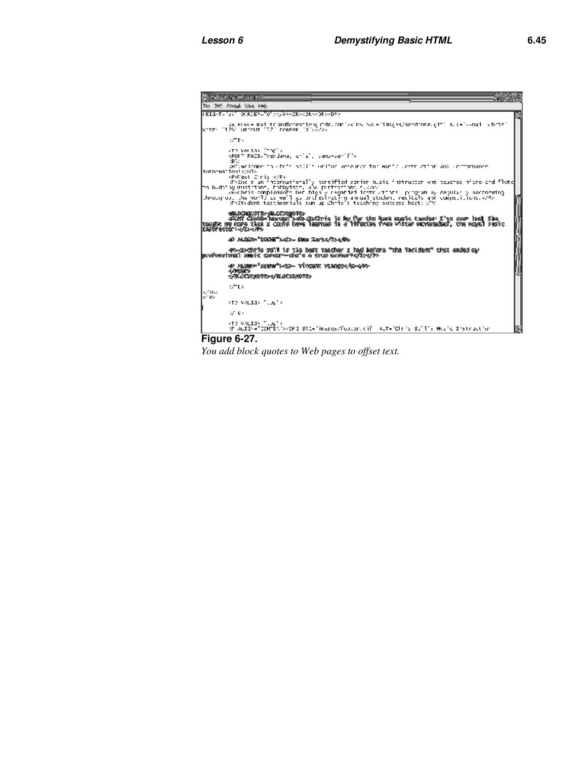**Figure 6-27.**

*You add block quotes to Web pages to offset text.*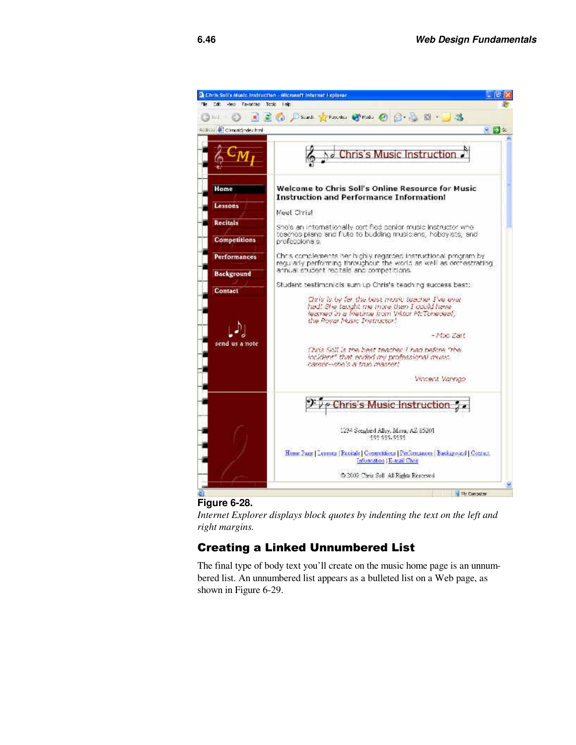**Figure 6-28.**

*Internet Explorer displays block quotes by indenting the text on the left and right margins.*

## Creating a Linked Unnumbered List

The final type of body text you'll create on the music home page is an unnumbered list. An unnumbered list appears as a bulleted list on a Web page, as shown in Figure 6-29.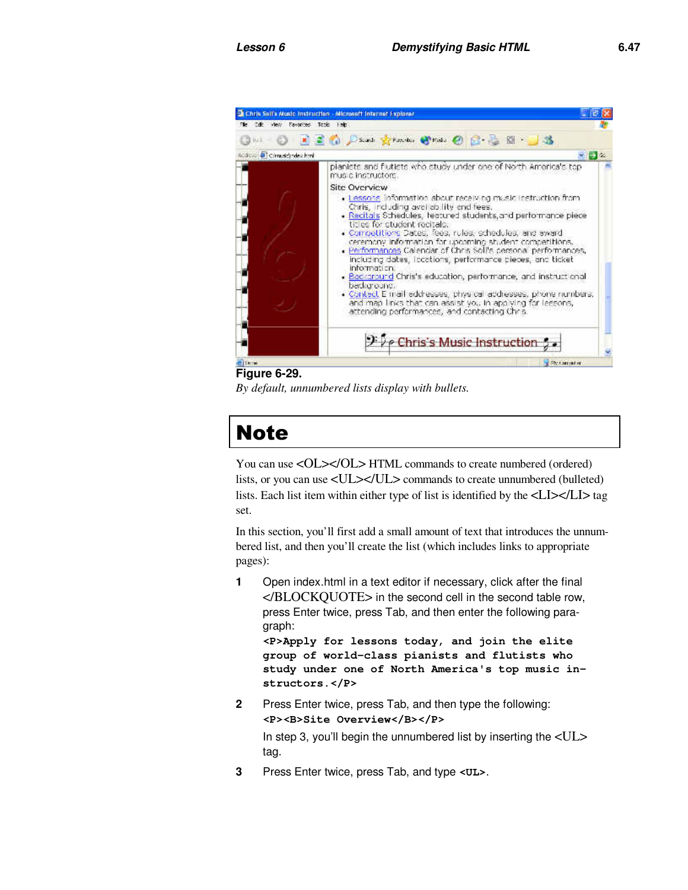**Figure 6-29.**

*By default, unnumbered lists display with bullets.*

## Note

You can use <OL></OL> HTML commands to create numbered (ordered) lists, or you can use <UL></UL> commands to create unnumbered (bulleted) lists. Each list item within either type of list is identified by the <LI></LI> tag set.

In this section, you'll first add a small amount of text that introduces the unnumbered list, and then you'll create the list (which includes links to appropriate pages):

1. Open index.html in a text editor if necessary, click after the final </BLOCKQUOTE> in the second cell in the second table row, press Enter twice, press Tab, and then enter the following paragraph:

   ```
   <P>Apply for lessons today, and join the elite
   group of world-class pianists and flutists who
   study under one of North America's top music in-
   structors.</P>
   ```

2. Press Enter twice, press Tab, and then type the following:

   ```
   <P><B>Site Overview</B></P>
   ```

   In step 3, you'll begin the unnumbered list by inserting the <UL> tag.

3. Press Enter twice, press Tab, and type **<UL>**.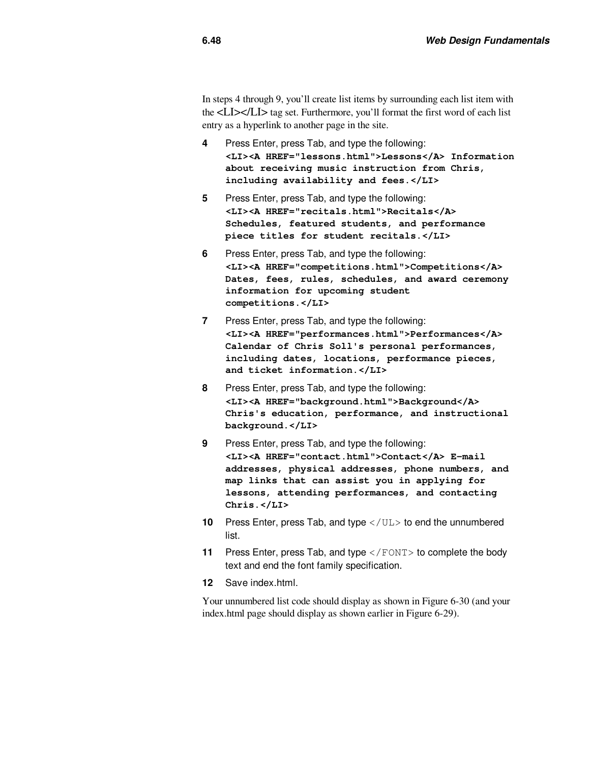In steps 4 through 9, you'll create list items by surrounding each list item with the <LI></LI> tag set. Furthermore, you'll format the first word of each list entry as a hyperlink to another page in the site.

4. Press Enter, press Tab, and type the following:
   **`<LI><A HREF="lessons.html">Lessons</A> Information about receiving music instruction from Chris, including availability and fees.</LI>`**

5. Press Enter, press Tab, and type the following:
   **`<LI><A HREF="recitals.html">Recitals</A> Schedules, featured students, and performance piece titles for student recitals.</LI>`**

6. Press Enter, press Tab, and type the following:
   **`<LI><A HREF="competitions.html">Competitions</A> Dates, fees, rules, schedules, and award ceremony information for upcoming student competitions.</LI>`**

7. Press Enter, press Tab, and type the following:
   **`<LI><A HREF="performances.html">Performances</A> Calendar of Chris Soll's personal performances, including dates, locations, performance pieces, and ticket information.</LI>`**

8. Press Enter, press Tab, and type the following:
   **`<LI><A HREF="background.html">Background</A> Chris's education, performance, and instructional background.</LI>`**

9. Press Enter, press Tab, and type the following:
   **`<LI><A HREF="contact.html">Contact</A> E-mail addresses, physical addresses, phone numbers, and map links that can assist you in applying for lessons, attending performances, and contacting Chris.</LI>`**

10. Press Enter, press Tab, and type `</UL>` to end the unnumbered list.

11. Press Enter, press Tab, and type `</FONT>` to complete the body text and end the font family specification.

12. Save index.html.

Your unnumbered list code should display as shown in Figure 6-30 (and your index.html page should display as shown earlier in Figure 6-29).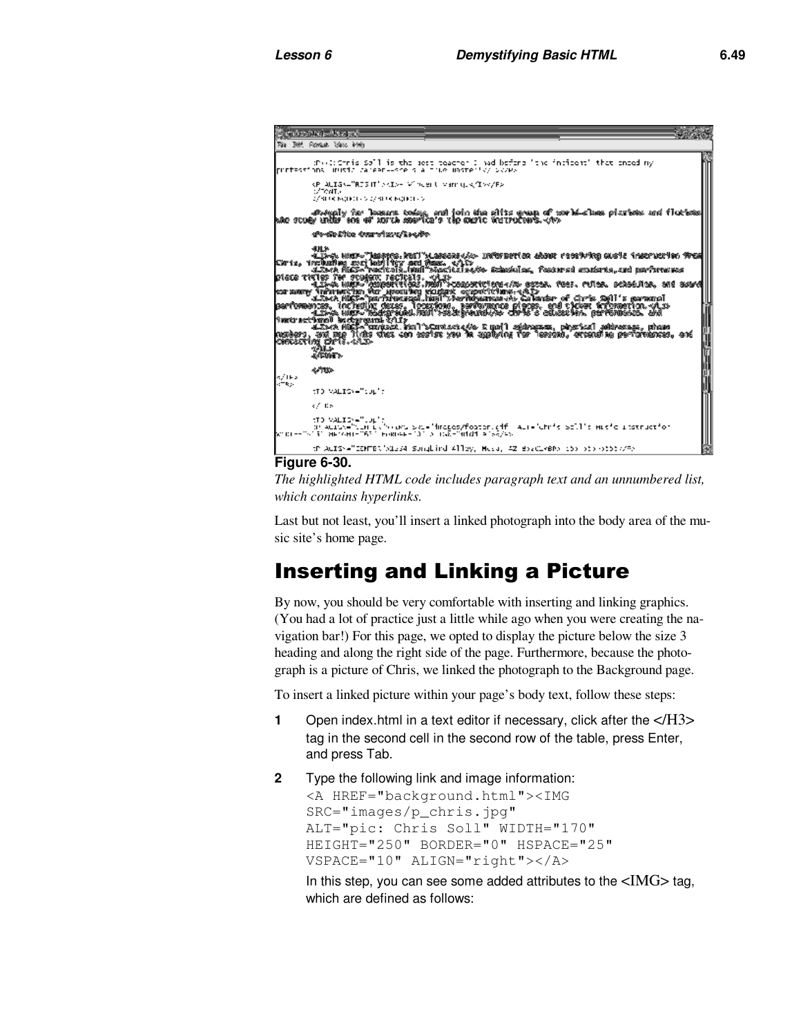**Figure 6-30.**

*The highlighted HTML code includes paragraph text and an unnumbered list, which contains hyperlinks.*

Last but not least, you'll insert a linked photograph into the body area of the music site's home page.

## Inserting and Linking a Picture

By now, you should be very comfortable with inserting and linking graphics. (You had a lot of practice just a little while ago when you were creating the navigation bar!) For this page, we opted to display the picture below the size 3 heading and along the right side of the page. Furthermore, because the photograph is a picture of Chris, we linked the photograph to the Background page.

To insert a linked picture within your page's body text, follow these steps:

**1** Open index.html in a text editor if necessary, click after the </H3> tag in the second cell in the second row of the table, press Enter, and press Tab.

**2** Type the following link and image information:

```
<A HREF="background.html"><IMG
SRC="images/p_chris.jpg"
ALT="pic: Chris Soll" WIDTH="170"
HEIGHT="250" BORDER="0" HSPACE="25"
VSPACE="10" ALIGN="right"></A>
```

In this step, you can see some added attributes to the <IMG> tag, which are defined as follows: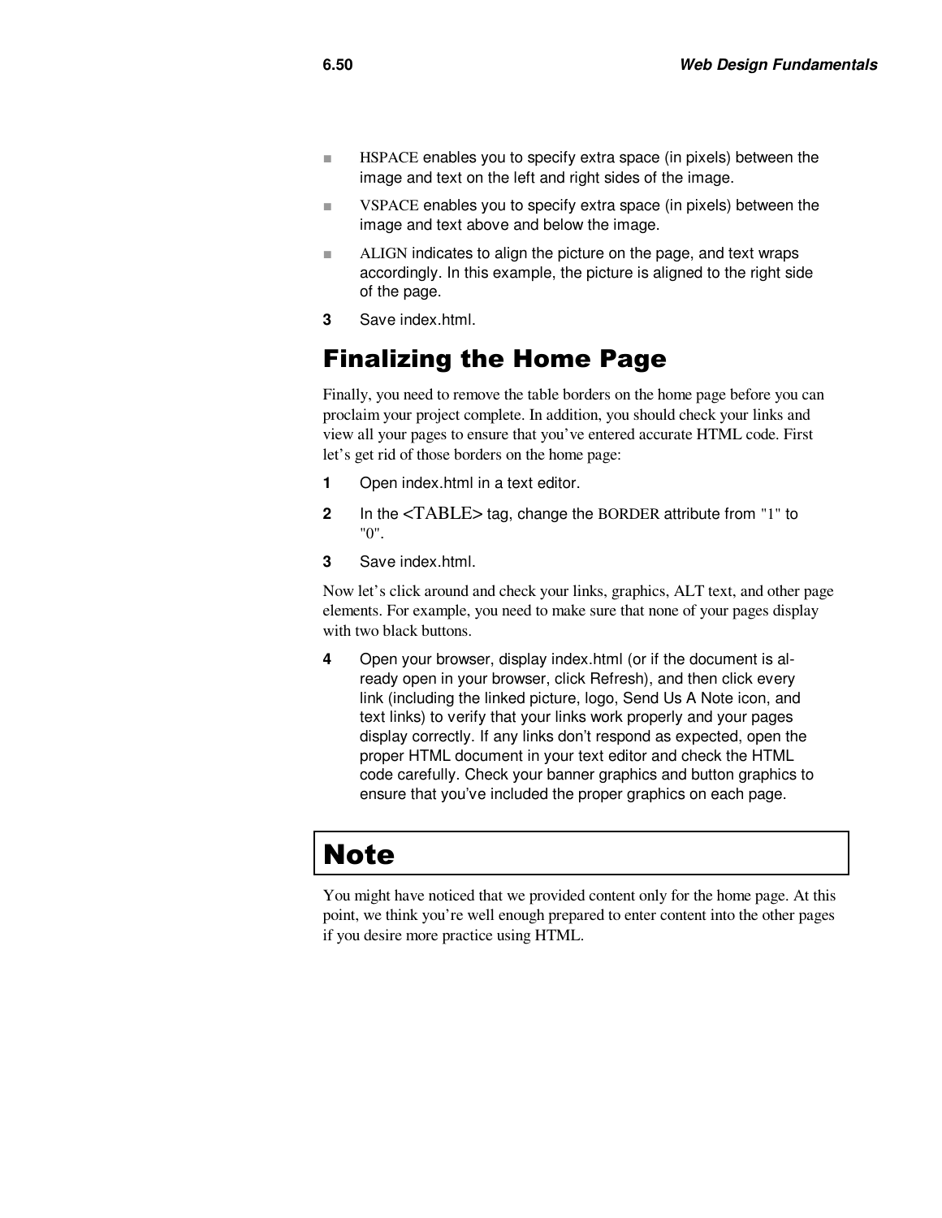- HSPACE enables you to specify extra space (in pixels) between the image and text on the left and right sides of the image.
- VSPACE enables you to specify extra space (in pixels) between the image and text above and below the image.
- ALIGN indicates to align the picture on the page, and text wraps accordingly. In this example, the picture is aligned to the right side of the page.

**3** Save index.html.

## Finalizing the Home Page

Finally, you need to remove the table borders on the home page before you can proclaim your project complete. In addition, you should check your links and view all your pages to ensure that you've entered accurate HTML code. First let's get rid of those borders on the home page:

**1** Open index.html in a text editor.

**2** In the <TABLE> tag, change the BORDER attribute from "1" to "0".

**3** Save index.html.

Now let's click around and check your links, graphics, ALT text, and other page elements. For example, you need to make sure that none of your pages display with two black buttons.

**4** Open your browser, display index.html (or if the document is already open in your browser, click Refresh), and then click every link (including the linked picture, logo, Send Us A Note icon, and text links) to verify that your links work properly and your pages display correctly. If any links don't respond as expected, open the proper HTML document in your text editor and check the HTML code carefully. Check your banner graphics and button graphics to ensure that you've included the proper graphics on each page.

### Note

You might have noticed that we provided content only for the home page. At this point, we think you're well enough prepared to enter content into the other pages if you desire more practice using HTML.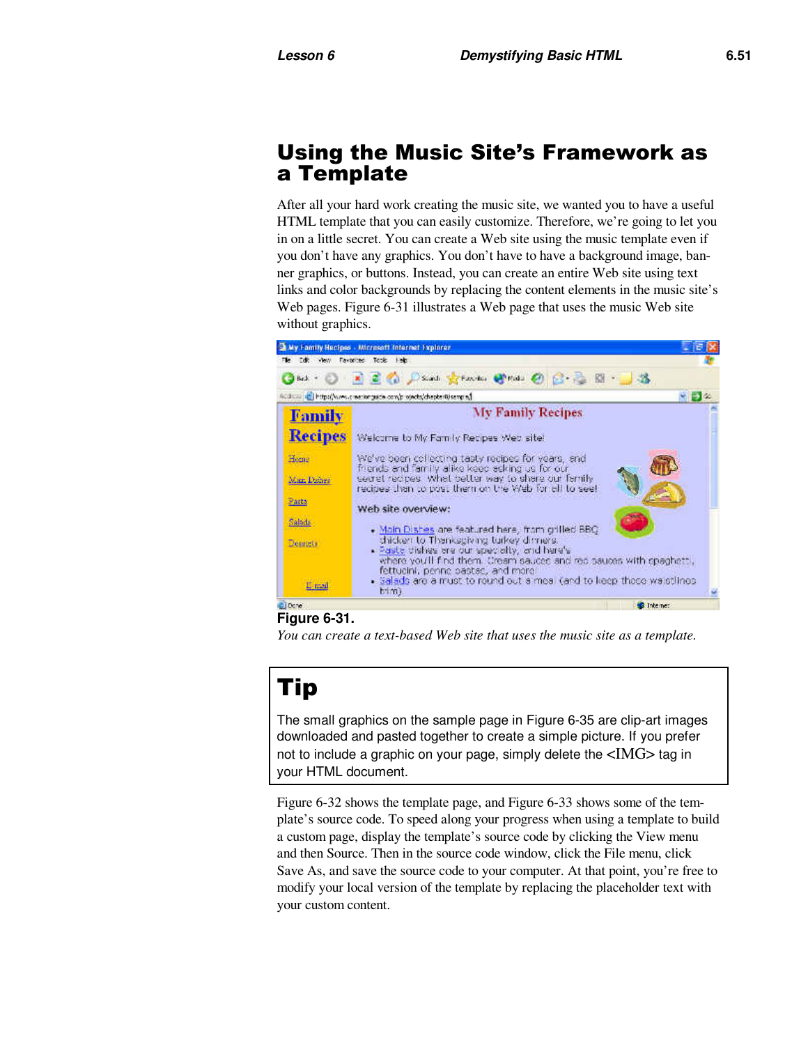# Using the Music Site's Framework as a Template

After all your hard work creating the music site, we wanted you to have a useful HTML template that you can easily customize. Therefore, we're going to let you in on a little secret. You can create a Web site using the music template even if you don't have any graphics. You don't have to have a background image, banner graphics, or buttons. Instead, you can create an entire Web site using text links and color backgrounds by replacing the content elements in the music site's Web pages. Figure 6-31 illustrates a Web page that uses the music Web site without graphics.

**Figure 6-31.**

*You can create a text-based Web site that uses the music site as a template.*

> ## Tip
>
> The small graphics on the sample page in Figure 6-35 are clip-art images downloaded and pasted together to create a simple picture. If you prefer not to include a graphic on your page, simply delete the <IMG> tag in your HTML document.

Figure 6-32 shows the template page, and Figure 6-33 shows some of the template's source code. To speed along your progress when using a template to build a custom page, display the template's source code by clicking the View menu and then Source. Then in the source code window, click the File menu, click Save As, and save the source code to your computer. At that point, you're free to modify your local version of the template by replacing the placeholder text with your custom content.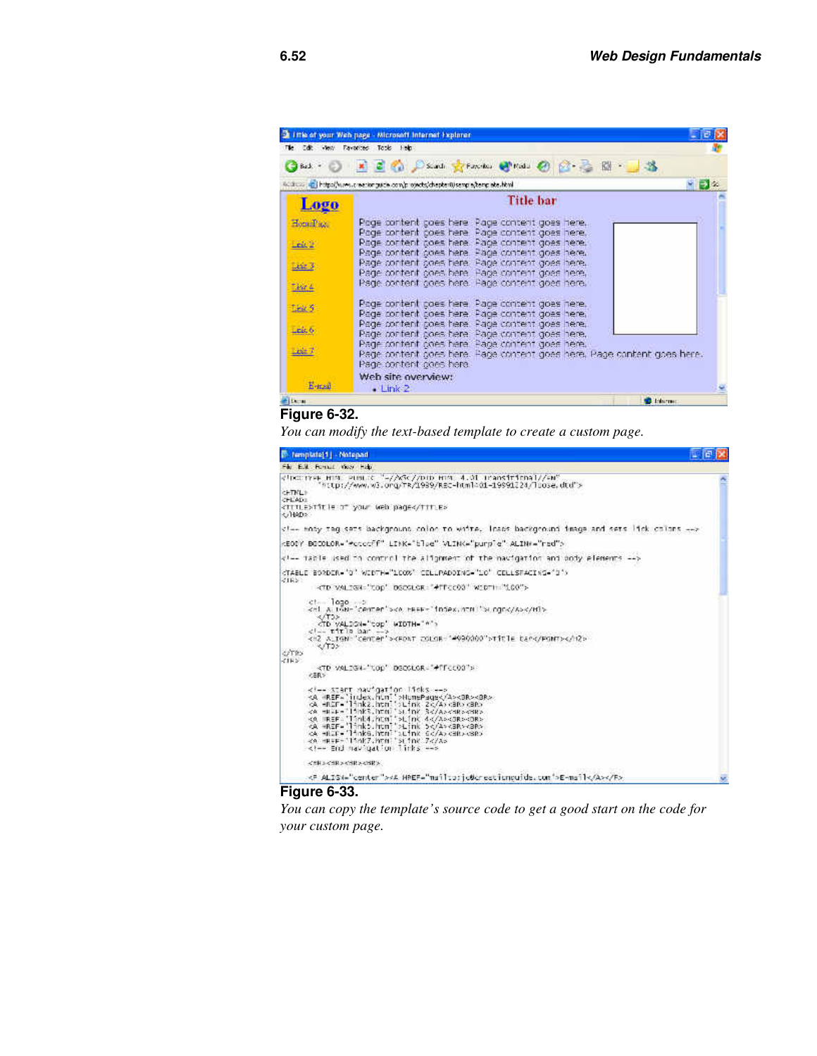**Figure 6-32.**

*You can modify the text-based template to create a custom page.*

**Figure 6-33.**

*You can copy the template's source code to get a good start on the code for your custom page.*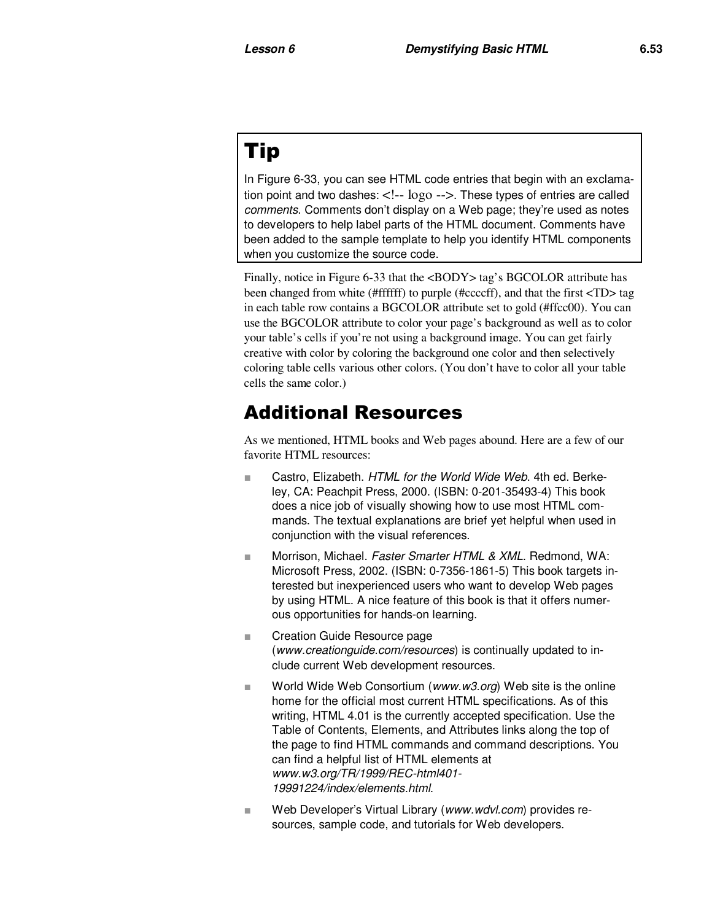## Tip

In Figure 6-33, you can see HTML code entries that begin with an exclamation point and two dashes: <!-- logo -->. These types of entries are called *comments*. Comments don't display on a Web page; they're used as notes to developers to help label parts of the HTML document. Comments have been added to the sample template to help you identify HTML components when you customize the source code.

Finally, notice in Figure 6-33 that the <BODY> tag's BGCOLOR attribute has been changed from white (#ffffff) to purple (#ccccff), and that the first <TD> tag in each table row contains a BGCOLOR attribute set to gold (#ffcc00). You can use the BGCOLOR attribute to color your page's background as well as to color your table's cells if you're not using a background image. You can get fairly creative with color by coloring the background one color and then selectively coloring table cells various other colors. (You don't have to color all your table cells the same color.)

## Additional Resources

As we mentioned, HTML books and Web pages abound. Here are a few of our favorite HTML resources:

- Castro, Elizabeth. *HTML for the World Wide Web*. 4th ed. Berkeley, CA: Peachpit Press, 2000. (ISBN: 0-201-35493-4) This book does a nice job of visually showing how to use most HTML commands. The textual explanations are brief yet helpful when used in conjunction with the visual references.
- Morrison, Michael. *Faster Smarter HTML & XML*. Redmond, WA: Microsoft Press, 2002. (ISBN: 0-7356-1861-5) This book targets interested but inexperienced users who want to develop Web pages by using HTML. A nice feature of this book is that it offers numerous opportunities for hands-on learning.
- Creation Guide Resource page (*www.creationguide.com/resources*) is continually updated to include current Web development resources.
- World Wide Web Consortium (*www.w3.org*) Web site is the online home for the official most current HTML specifications. As of this writing, HTML 4.01 is the currently accepted specification. Use the Table of Contents, Elements, and Attributes links along the top of the page to find HTML commands and command descriptions. You can find a helpful list of HTML elements at *www.w3.org/TR/1999/REC-html401-19991224/index/elements.html*.
- Web Developer's Virtual Library (*www.wdvl.com*) provides resources, sample code, and tutorials for Web developers.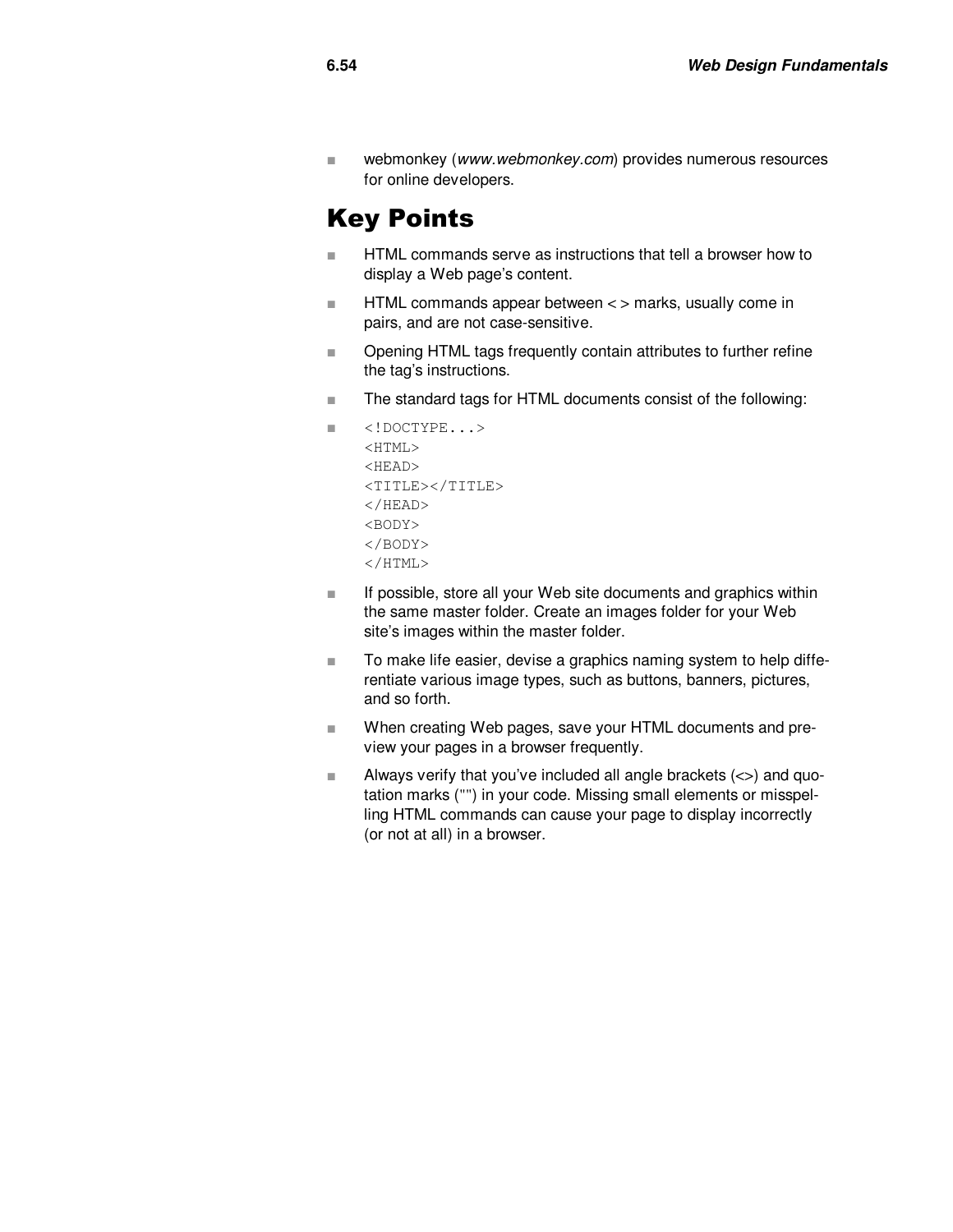- webmonkey (*www.webmonkey.com*) provides numerous resources for online developers.

## Key Points

- HTML commands serve as instructions that tell a browser how to display a Web page's content.
- HTML commands appear between < > marks, usually come in pairs, and are not case-sensitive.
- Opening HTML tags frequently contain attributes to further refine the tag's instructions.
- The standard tags for HTML documents consist of the following:
- ```
  <!DOCTYPE...>
  <HTML>
  <HEAD>
  <TITLE></TITLE>
  </HEAD>
  <BODY>
  </BODY>
  </HTML>
  ```
- If possible, store all your Web site documents and graphics within the same master folder. Create an images folder for your Web site's images within the master folder.
- To make life easier, devise a graphics naming system to help differentiate various image types, such as buttons, banners, pictures, and so forth.
- When creating Web pages, save your HTML documents and preview your pages in a browser frequently.
- Always verify that you've included all angle brackets (<>) and quotation marks ("") in your code. Missing small elements or misspelling HTML commands can cause your page to display incorrectly (or not at all) in a browser.